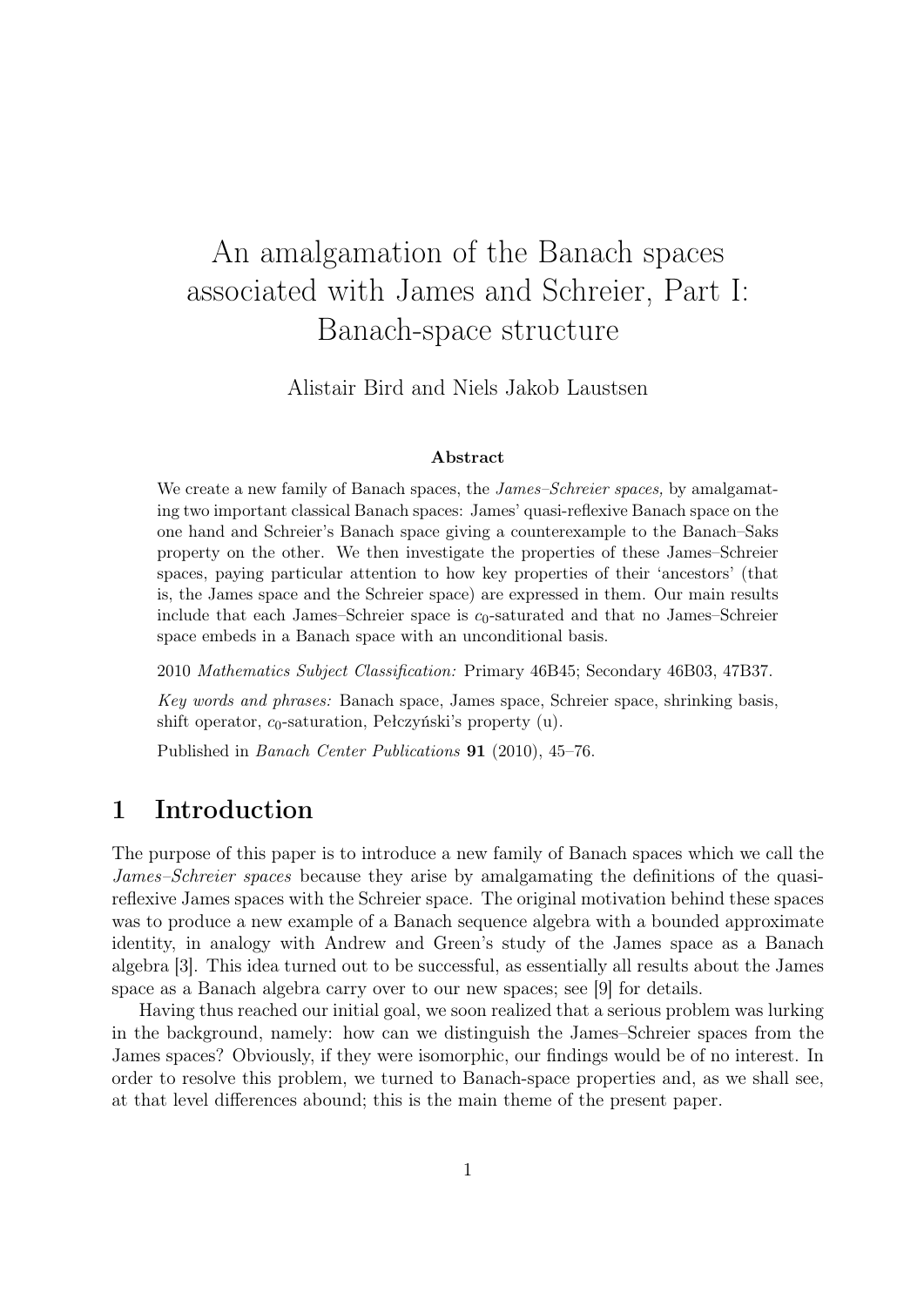# An amalgamation of the Banach spaces associated with James and Schreier, Part I: Banach-space structure

Alistair Bird and Niels Jakob Laustsen

### Abstract

We create a new family of Banach spaces, the *James–Schreier spaces,* by amalgamating two important classical Banach spaces: James' quasi-reflexive Banach space on the one hand and Schreier's Banach space giving a counterexample to the Banach–Saks property on the other. We then investigate the properties of these James–Schreier spaces, paying particular attention to how key properties of their 'ancestors' (that is, the James space and the Schreier space) are expressed in them. Our main results include that each James–Schreier space is $c_0$-saturated and that no James–Schreier space embeds in a Banach space with an unconditional basis.

2010 *Mathematics Subject Classification:* Primary 46B45; Secondary 46B03, 47B37.

*Key words and phrases:* Banach space, James space, Schreier space, shrinking basis, shift operator, $c_0$-saturation, Pełczyński's property (u).

Published in *Banach Center Publications* **91** (2010), 45–76.

## 1 Introduction

The purpose of this paper is to introduce a new family of Banach spaces which we call the *James–Schreier spaces* because they arise by amalgamating the definitions of the quasi-reflexive James spaces with the Schreier space. The original motivation behind these spaces was to produce a new example of a Banach sequence algebra with a bounded approximate identity, in analogy with Andrew and Green's study of the James space as a Banach algebra [3]. This idea turned out to be successful, as essentially all results about the James space as a Banach algebra carry over to our new spaces; see [9] for details.

Having thus reached our initial goal, we soon realized that a serious problem was lurking in the background, namely: how can we distinguish the James–Schreier spaces from the James spaces? Obviously, if they were isomorphic, our findings would be of no interest. In order to resolve this problem, we turned to Banach-space properties and, as we shall see, at that level differences abound; this is the main theme of the present paper.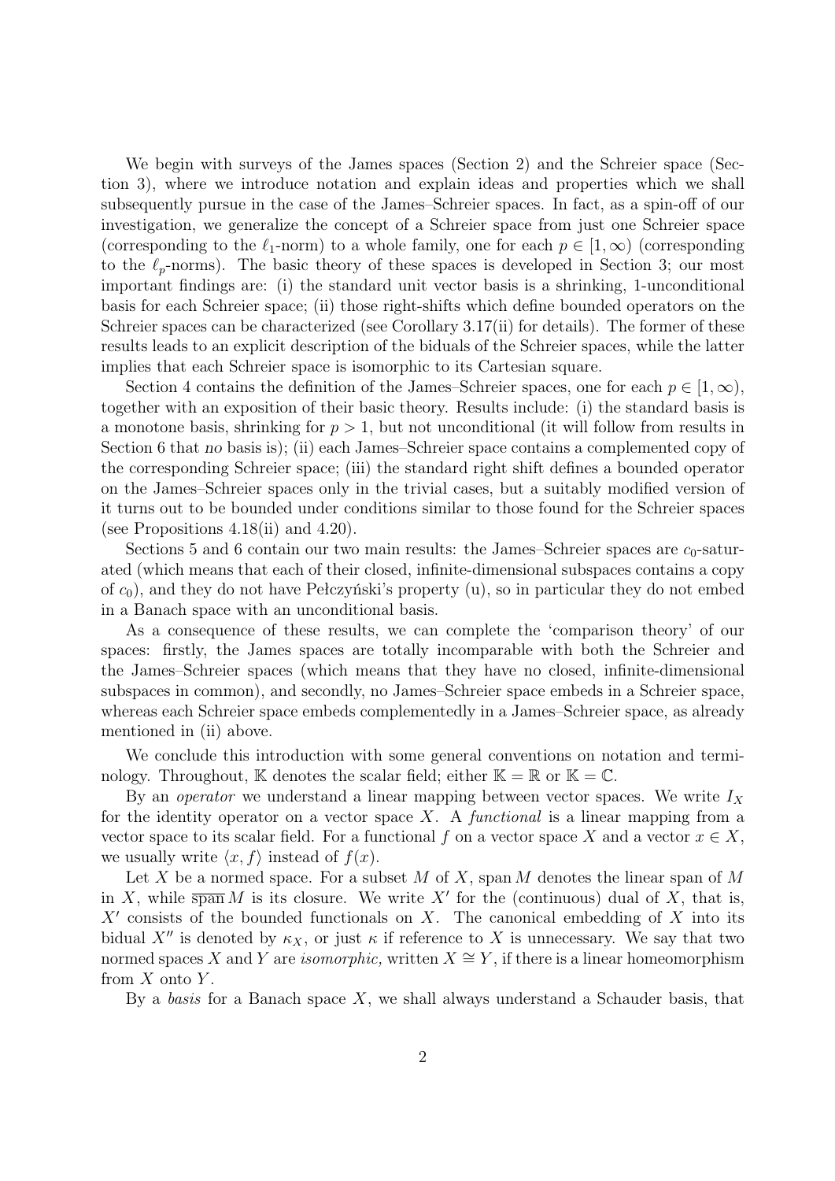We begin with surveys of the James spaces (Section 2) and the Schreier space (Section 3), where we introduce notation and explain ideas and properties which we shall subsequently pursue in the case of the James–Schreier spaces. In fact, as a spin-off of our investigation, we generalize the concept of a Schreier space from just one Schreier space (corresponding to the $\ell_1$-norm) to a whole family, one for each $p \in [1, \infty)$ (corresponding to the $\ell_p$-norms). The basic theory of these spaces is developed in Section 3; our most important findings are: (i) the standard unit vector basis is a shrinking, 1-unconditional basis for each Schreier space; (ii) those right-shifts which define bounded operators on the Schreier spaces can be characterized (see Corollary 3.17(ii) for details). The former of these results leads to an explicit description of the biduals of the Schreier spaces, while the latter implies that each Schreier space is isomorphic to its Cartesian square.

Section 4 contains the definition of the James–Schreier spaces, one for each $p \in [1, \infty)$, together with an exposition of their basic theory. Results include: (i) the standard basis is a monotone basis, shrinking for $p > 1$, but not unconditional (it will follow from results in Section 6 that *no* basis is); (ii) each James–Schreier space contains a complemented copy of the corresponding Schreier space; (iii) the standard right shift defines a bounded operator on the James–Schreier spaces only in the trivial cases, but a suitably modified version of it turns out to be bounded under conditions similar to those found for the Schreier spaces (see Propositions 4.18(ii) and 4.20).

Sections 5 and 6 contain our two main results: the James–Schreier spaces are $c_0$-saturated (which means that each of their closed, infinite-dimensional subspaces contains a copy of $c_0$), and they do not have Pełczyński's property (u), so in particular they do not embed in a Banach space with an unconditional basis.

As a consequence of these results, we can complete the 'comparison theory' of our spaces: firstly, the James spaces are totally incomparable with both the Schreier and the James–Schreier spaces (which means that they have no closed, infinite-dimensional subspaces in common), and secondly, no James–Schreier space embeds in a Schreier space, whereas each Schreier space embeds complementedly in a James–Schreier space, as already mentioned in (ii) above.

We conclude this introduction with some general conventions on notation and terminology. Throughout, $\mathbb{K}$ denotes the scalar field; either $\mathbb{K} = \mathbb{R}$ or $\mathbb{K} = \mathbb{C}$.

By an *operator* we understand a linear mapping between vector spaces. We write $I_X$ for the identity operator on a vector space $X$. A *functional* is a linear mapping from a vector space to its scalar field. For a functional $f$ on a vector space $X$ and a vector $x \in X$, we usually write $\langle x, f \rangle$ instead of $f(x)$.

Let $X$ be a normed space. For a subset $M$ of $X$, $\operatorname{span} M$ denotes the linear span of $M$ in $X$, while $\overline{\operatorname{span}}\, M$ is its closure. We write $X'$ for the (continuous) dual of $X$, that is, $X'$ consists of the bounded functionals on $X$. The canonical embedding of $X$ into its bidual $X''$ is denoted by $\kappa_X$, or just $\kappa$ if reference to $X$ is unnecessary. We say that two normed spaces $X$ and $Y$ are *isomorphic,* written $X \cong Y$, if there is a linear homeomorphism from $X$ onto $Y$.

By a *basis* for a Banach space $X$, we shall always understand a Schauder basis, that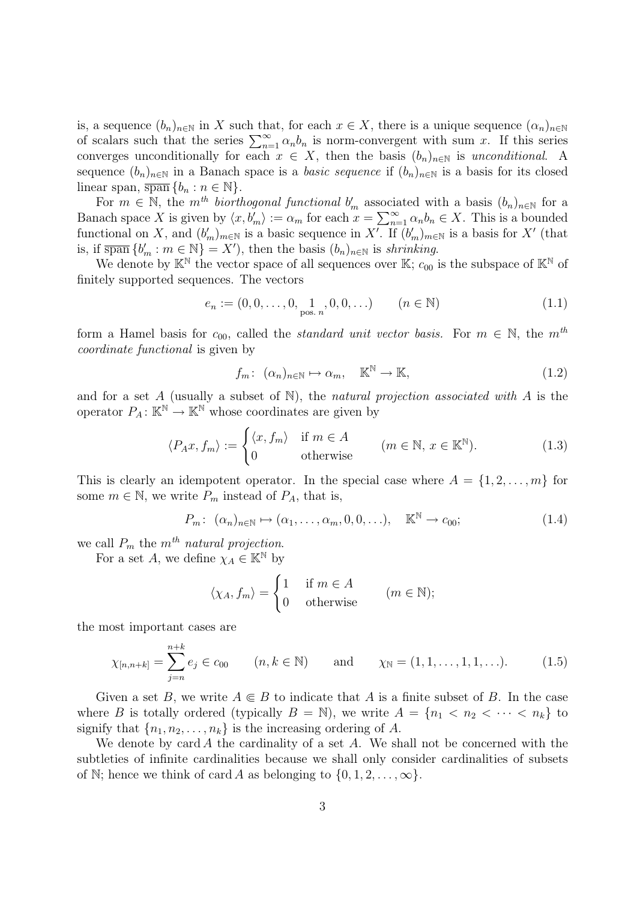is, a sequence $(b_n)_{n\in\mathbb{N}}$ in $X$ such that, for each $x \in X$, there is a unique sequence $(\alpha_n)_{n\in\mathbb{N}}$ of scalars such that the series $\sum_{n=1}^{\infty} \alpha_n b_n$ is norm-convergent with sum $x$. If this series converges unconditionally for each $x \in X$, then the basis $(b_n)_{n\in\mathbb{N}}$ is *unconditional*. A sequence $(b_n)_{n\in\mathbb{N}}$ in a Banach space is a *basic sequence* if $(b_n)_{n\in\mathbb{N}}$ is a basis for its closed linear span, $\overline{\operatorname{span}}\,\{b_n : n \in \mathbb{N}\}$.

For $m \in \mathbb{N}$, the $m^{th}$ *biorthogonal functional* $b'_m$ associated with a basis $(b_n)_{n\in\mathbb{N}}$ for a Banach space $X$ is given by $\langle x, b'_m \rangle := \alpha_m$ for each $x = \sum_{n=1}^{\infty} \alpha_n b_n \in X$. This is a bounded functional on $X$, and $(b'_m)_{m\in\mathbb{N}}$ is a basic sequence in $X'$. If $(b'_m)_{m\in\mathbb{N}}$ is a basis for $X'$ (that is, if $\overline{\operatorname{span}}\,\{b'_m : m \in \mathbb{N}\} = X'$), then the basis $(b_n)_{n\in\mathbb{N}}$ is *shrinking*.

We denote by $\mathbb{K}^{\mathbb{N}}$ the vector space of all sequences over $\mathbb{K}$; $c_{00}$ is the subspace of $\mathbb{K}^{\mathbb{N}}$ of finitely supported sequences. The vectors

$$e_n := (0, 0, \ldots, 0, \underset{\text{pos. } n}{1}, 0, 0, \ldots) \qquad (n \in \mathbb{N}) \tag{1.1}$$

form a Hamel basis for $c_{00}$, called the *standard unit vector basis*. For $m \in \mathbb{N}$, the $m^{th}$ *coordinate functional* is given by

$$f_m\colon\ (\alpha_n)_{n\in\mathbb{N}} \mapsto \alpha_m, \quad \mathbb{K}^{\mathbb{N}} \to \mathbb{K}, \tag{1.2}$$

and for a set $A$ (usually a subset of $\mathbb{N}$), the *natural projection associated with* $A$ is the operator $P_A\colon \mathbb{K}^{\mathbb{N}} \to \mathbb{K}^{\mathbb{N}}$ whose coordinates are given by

$$\langle P_A x, f_m \rangle := \begin{cases} \langle x, f_m \rangle & \text{if } m \in A \\ 0 & \text{otherwise} \end{cases} \qquad (m \in \mathbb{N},\ x \in \mathbb{K}^{\mathbb{N}}). \tag{1.3}$$

This is clearly an idempotent operator. In the special case where $A = \{1, 2, \ldots, m\}$ for some $m \in \mathbb{N}$, we write $P_m$ instead of $P_A$, that is,

$$P_m\colon\ (\alpha_n)_{n\in\mathbb{N}} \mapsto (\alpha_1, \ldots, \alpha_m, 0, 0, \ldots), \quad \mathbb{K}^{\mathbb{N}} \to c_{00}; \tag{1.4}$$

we call $P_m$ the $m^{th}$ *natural projection*.

For a set $A$, we define $\chi_A \in \mathbb{K}^{\mathbb{N}}$ by

$$\langle \chi_A, f_m \rangle = \begin{cases} 1 & \text{if } m \in A \\ 0 & \text{otherwise} \end{cases} \qquad (m \in \mathbb{N});$$

the most important cases are

$$\chi_{[n,n+k]} = \sum_{j=n}^{n+k} e_j \in c_{00} \qquad (n, k \in \mathbb{N}) \qquad \text{and} \qquad \chi_{\mathbb{N}} = (1, 1, \ldots, 1, 1, \ldots). \tag{1.5}$$

Given a set $B$, we write $A \Subset B$ to indicate that $A$ is a finite subset of $B$. In the case where $B$ is totally ordered (typically $B = \mathbb{N}$), we write $A = \{n_1 < n_2 < \cdots < n_k\}$ to signify that $\{n_1, n_2, \ldots, n_k\}$ is the increasing ordering of $A$.

We denote by $\operatorname{card} A$ the cardinality of a set $A$. We shall not be concerned with the subtleties of infinite cardinalities because we shall only consider cardinalities of subsets of $\mathbb{N}$; hence we think of $\operatorname{card} A$ as belonging to $\{0, 1, 2, \ldots, \infty\}$.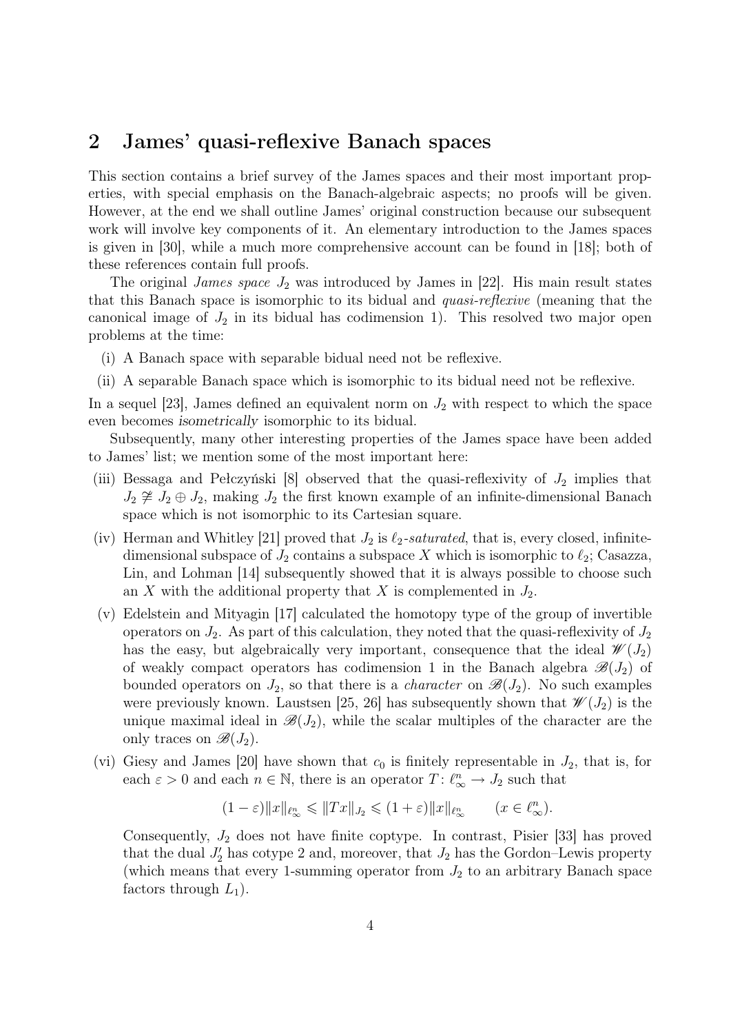## 2 James' quasi-reflexive Banach spaces

This section contains a brief survey of the James spaces and their most important properties, with special emphasis on the Banach-algebraic aspects; no proofs will be given. However, at the end we shall outline James' original construction because our subsequent work will involve key components of it. An elementary introduction to the James spaces is given in [30], while a much more comprehensive account can be found in [18]; both of these references contain full proofs.

The original *James space* $J_2$ was introduced by James in [22]. His main result states that this Banach space is isomorphic to its bidual and *quasi-reflexive* (meaning that the canonical image of $J_2$ in its bidual has codimension 1). This resolved two major open problems at the time:

(i) A Banach space with separable bidual need not be reflexive.

(ii) A separable Banach space which is isomorphic to its bidual need not be reflexive.

In a sequel [23], James defined an equivalent norm on $J_2$ with respect to which the space even becomes *isometrically* isomorphic to its bidual.

Subsequently, many other interesting properties of the James space have been added to James' list; we mention some of the most important here:

(iii) Bessaga and Pełczyński [8] observed that the quasi-reflexivity of $J_2$ implies that $J_2 \not\cong J_2 \oplus J_2$, making $J_2$ the first known example of an infinite-dimensional Banach space which is not isomorphic to its Cartesian square.

(iv) Herman and Whitley [21] proved that $J_2$ is $\ell_2$*-saturated*, that is, every closed, infinite-dimensional subspace of $J_2$ contains a subspace $X$ which is isomorphic to $\ell_2$; Casazza, Lin, and Lohman [14] subsequently showed that it is always possible to choose such an $X$ with the additional property that $X$ is complemented in $J_2$.

(v) Edelstein and Mityagin [17] calculated the homotopy type of the group of invertible operators on $J_2$. As part of this calculation, they noted that the quasi-reflexivity of $J_2$ has the easy, but algebraically very important, consequence that the ideal $\mathscr{W}(J_2)$ of weakly compact operators has codimension 1 in the Banach algebra $\mathscr{B}(J_2)$ of bounded operators on $J_2$, so that there is a *character* on $\mathscr{B}(J_2)$. No such examples were previously known. Laustsen [25, 26] has subsequently shown that $\mathscr{W}(J_2)$ is the unique maximal ideal in $\mathscr{B}(J_2)$, while the scalar multiples of the character are the only traces on $\mathscr{B}(J_2)$.

(vi) Giesy and James [20] have shown that $c_0$ is finitely representable in $J_2$, that is, for each $\varepsilon > 0$ and each $n \in \mathbb{N}$, there is an operator $T\colon \ell_\infty^n \to J_2$ such that

$$(1-\varepsilon)\|x\|_{\ell_\infty^n} \leqslant \|Tx\|_{J_2} \leqslant (1+\varepsilon)\|x\|_{\ell_\infty^n} \qquad (x \in \ell_\infty^n).$$

Consequently, $J_2$ does not have finite coptype. In contrast, Pisier [33] has proved that the dual $J_2'$ has cotype 2 and, moreover, that $J_2$ has the Gordon–Lewis property (which means that every 1-summing operator from $J_2$ to an arbitrary Banach space factors through $L_1$).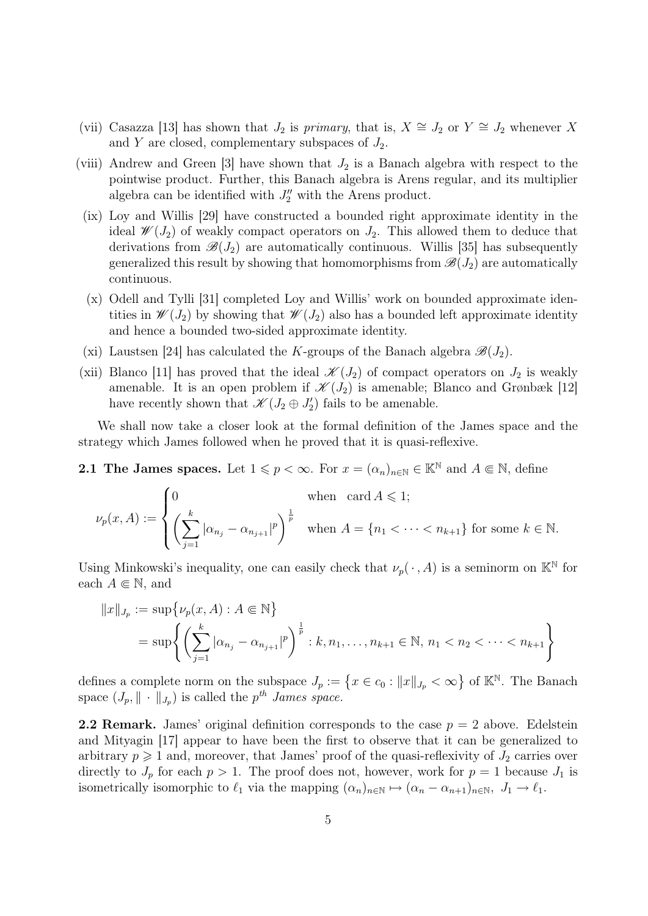(vii) Casazza [13] has shown that $J_2$ is *primary*, that is, $X \cong J_2$ or $Y \cong J_2$ whenever $X$ and $Y$ are closed, complementary subspaces of $J_2$.

(viii) Andrew and Green [3] have shown that $J_2$ is a Banach algebra with respect to the pointwise product. Further, this Banach algebra is Arens regular, and its multiplier algebra can be identified with $J_2''$ with the Arens product.

(ix) Loy and Willis [29] have constructed a bounded right approximate identity in the ideal $\mathscr{W}(J_2)$ of weakly compact operators on $J_2$. This allowed them to deduce that derivations from $\mathscr{B}(J_2)$ are automatically continuous. Willis [35] has subsequently generalized this result by showing that homomorphisms from $\mathscr{B}(J_2)$ are automatically continuous.

(x) Odell and Tylli [31] completed Loy and Willis' work on bounded approximate identities in $\mathscr{W}(J_2)$ by showing that $\mathscr{W}(J_2)$ also has a bounded left approximate identity and hence a bounded two-sided approximate identity.

(xi) Laustsen [24] has calculated the $K$-groups of the Banach algebra $\mathscr{B}(J_2)$.

(xii) Blanco [11] has proved that the ideal $\mathscr{K}(J_2)$ of compact operators on $J_2$ is weakly amenable. It is an open problem if $\mathscr{K}(J_2)$ is amenable; Blanco and Grønbæk [12] have recently shown that $\mathscr{K}(J_2 \oplus J_2')$ fails to be amenable.

We shall now take a closer look at the formal definition of the James space and the strategy which James followed when he proved that it is quasi-reflexive.

**2.1 The James spaces.** Let $1 \leqslant p < \infty$. For $x = (\alpha_n)_{n\in\mathbb{N}} \in \mathbb{K}^{\mathbb{N}}$ and $A \Subset \mathbb{N}$, define

$$\nu_p(x, A) := \begin{cases} 0 & \text{when} \quad \operatorname{card} A \leqslant 1; \\ \left( \displaystyle\sum_{j=1}^{k} |\alpha_{n_j} - \alpha_{n_{j+1}}|^p \right)^{\frac{1}{p}} & \text{when } A = \{n_1 < \cdots < n_{k+1}\} \text{ for some } k \in \mathbb{N}. \end{cases}$$

Using Minkowski's inequality, one can easily check that $\nu_p(\,\cdot\,, A)$ is a seminorm on $\mathbb{K}^{\mathbb{N}}$ for each $A \Subset \mathbb{N}$, and

$$\begin{aligned} \|x\|_{J_p} &:= \sup\bigl\{\nu_p(x, A) : A \Subset \mathbb{N}\bigr\} \\ &= \sup\left\{ \left( \sum_{j=1}^{k} |\alpha_{n_j} - \alpha_{n_{j+1}}|^p \right)^{\frac{1}{p}} : k, n_1, \ldots, n_{k+1} \in \mathbb{N},\, n_1 < n_2 < \cdots < n_{k+1} \right\} \end{aligned}$$

defines a complete norm on the subspace $J_p := \bigl\{x \in c_0 : \|x\|_{J_p} < \infty\bigr\}$ of $\mathbb{K}^{\mathbb{N}}$. The Banach space $(J_p, \|\cdot\|_{J_p})$ is called the $p^{th}$ *James space.*

**2.2 Remark.** James' original definition corresponds to the case $p = 2$ above. Edelstein and Mityagin [17] appear to have been the first to observe that it can be generalized to arbitrary $p \geqslant 1$ and, moreover, that James' proof of the quasi-reflexivity of $J_2$ carries over directly to $J_p$ for each $p > 1$. The proof does not, however, work for $p = 1$ because $J_1$ is isometrically isomorphic to $\ell_1$ via the mapping $(\alpha_n)_{n\in\mathbb{N}} \mapsto (\alpha_n - \alpha_{n+1})_{n\in\mathbb{N}},\ J_1 \to \ell_1$.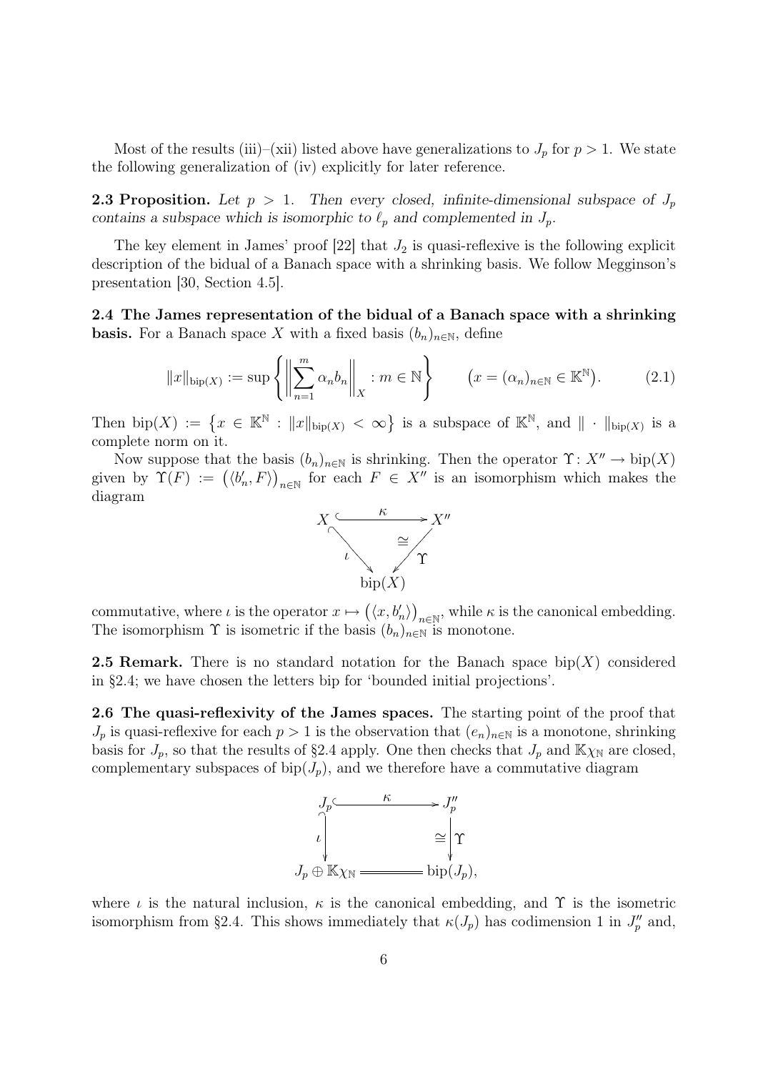Most of the results (iii)–(xii) listed above have generalizations to $J_p$ for $p > 1$. We state the following generalization of (iv) explicitly for later reference.

**2.3 Proposition.** *Let $p > 1$. Then every closed, infinite-dimensional subspace of $J_p$ contains a subspace which is isomorphic to $\ell_p$ and complemented in $J_p$.*

The key element in James' proof [22] that $J_2$ is quasi-reflexive is the following explicit description of the bidual of a Banach space with a shrinking basis. We follow Megginson's presentation [30, Section 4.5].

**2.4 The James representation of the bidual of a Banach space with a shrinking basis.** For a Banach space $X$ with a fixed basis $(b_n)_{n\in\mathbb{N}}$, define

$$\|x\|_{\operatorname{bip}(X)} := \sup\left\{\left\|\sum_{n=1}^{m} \alpha_n b_n\right\|_X : m \in \mathbb{N}\right\} \qquad \big(x = (\alpha_n)_{n\in\mathbb{N}} \in \mathbb{K}^{\mathbb{N}}\big). \tag{2.1}$$

Then $\operatorname{bip}(X) := \{x \in \mathbb{K}^{\mathbb{N}} : \|x\|_{\operatorname{bip}(X)} < \infty\}$ is a subspace of $\mathbb{K}^{\mathbb{N}}$, and $\|\cdot\|_{\operatorname{bip}(X)}$ is a complete norm on it.

Now suppose that the basis $(b_n)_{n\in\mathbb{N}}$ is shrinking. Then the operator $\Upsilon\colon X'' \to \operatorname{bip}(X)$ given by $\Upsilon(F) := \big(\langle b_n', F\rangle\big)_{n\in\mathbb{N}}$ for each $F \in X''$ is an isomorphism which makes the diagram

$$\begin{array}{ccc} X & \xrightarrow{\ \kappa\ } & X'' \\ & \underset{\iota}{\searrow} \quad \cong \quad \underset{\Upsilon}{\swarrow} & \\ & \operatorname{bip}(X) & \end{array}$$

commutative, where $\iota$ is the operator $x \mapsto \big(\langle x, b_n'\rangle\big)_{n\in\mathbb{N}}$, while $\kappa$ is the canonical embedding. The isomorphism $\Upsilon$ is isometric if the basis $(b_n)_{n\in\mathbb{N}}$ is monotone.

**2.5 Remark.** There is no standard notation for the Banach space $\operatorname{bip}(X)$ considered in §2.4; we have chosen the letters bip for 'bounded initial projections'.

**2.6 The quasi-reflexivity of the James spaces.** The starting point of the proof that $J_p$ is quasi-reflexive for each $p > 1$ is the observation that $(e_n)_{n\in\mathbb{N}}$ is a monotone, shrinking basis for $J_p$, so that the results of §2.4 apply. One then checks that $J_p$ and $\mathbb{K}\chi_{\mathbb{N}}$ are closed, complementary subspaces of $\operatorname{bip}(J_p)$, and we therefore have a commutative diagram

$$\begin{array}{ccc} J_p & \xrightarrow{\ \kappa\ } & J_p'' \\ \Big\downarrow \iota & & \cong \Big\downarrow \Upsilon \\ J_p \oplus \mathbb{K}\chi_{\mathbb{N}} & =\!= & \operatorname{bip}(J_p), \end{array}$$

where $\iota$ is the natural inclusion, $\kappa$ is the canonical embedding, and $\Upsilon$ is the isometric isomorphism from §2.4. This shows immediately that $\kappa(J_p)$ has codimension 1 in $J_p''$ and,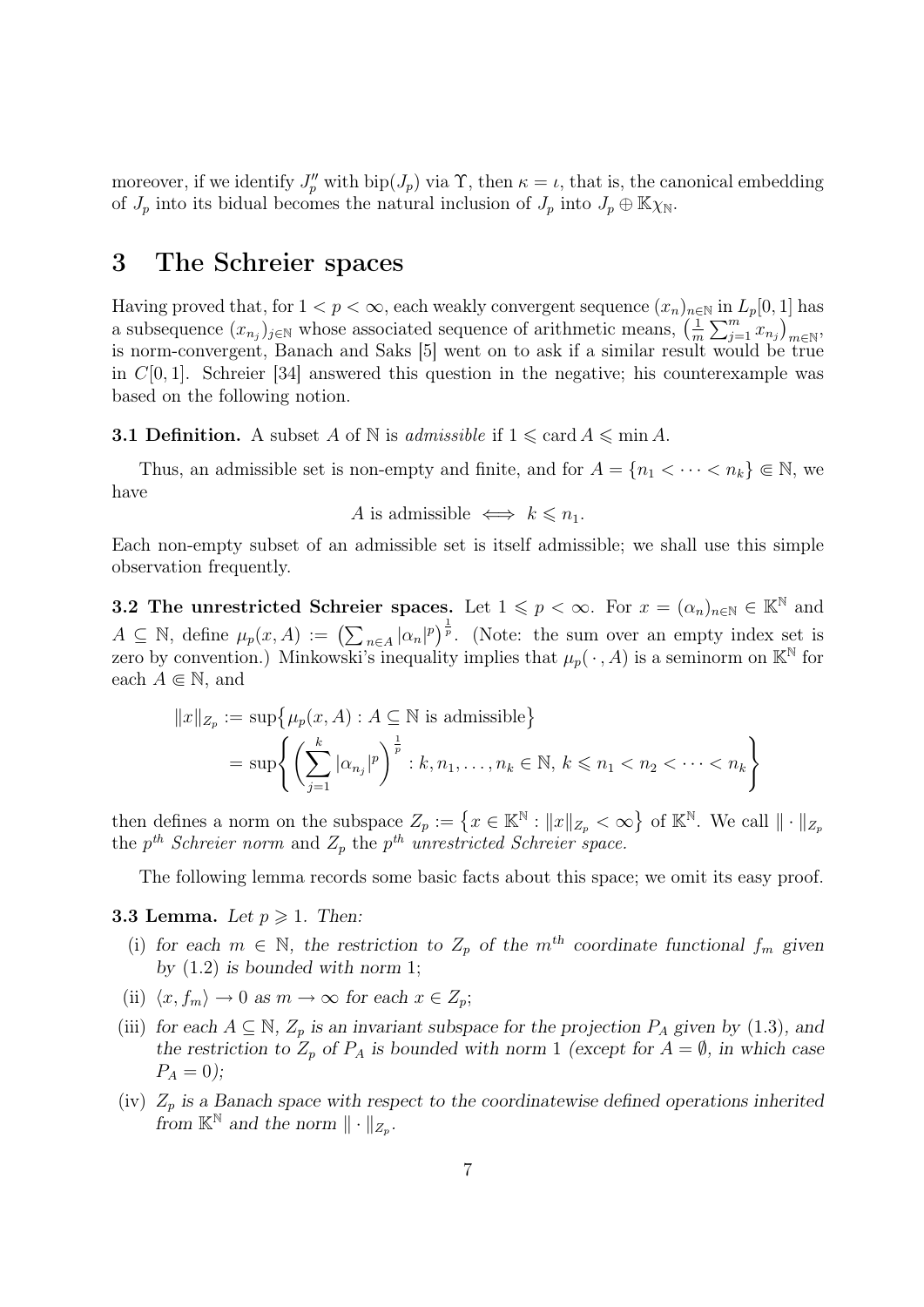moreover, if we identify $J_p''$ with $\operatorname{bip}(J_p)$ via $\Upsilon$, then $\kappa = \iota$, that is, the canonical embedding of $J_p$ into its bidual becomes the natural inclusion of $J_p$ into $J_p \oplus \mathbb{K}\chi_{\mathbb{N}}$.

## 3 The Schreier spaces

Having proved that, for $1 < p < \infty$, each weakly convergent sequence $(x_n)_{n\in\mathbb{N}}$ in $L_p[0,1]$ has a subsequence $(x_{n_j})_{j\in\mathbb{N}}$ whose associated sequence of arithmetic means, $\big(\frac{1}{m}\sum_{j=1}^m x_{n_j}\big)_{m\in\mathbb{N}}$, is norm-convergent, Banach and Saks [5] went on to ask if a similar result would be true in $C[0,1]$. Schreier [34] answered this question in the negative; his counterexample was based on the following notion.

**3.1 Definition.** A subset $A$ of $\mathbb{N}$ is *admissible* if $1 \leqslant \operatorname{card} A \leqslant \min A$.

Thus, an admissible set is non-empty and finite, and for $A = \{n_1 < \cdots < n_k\} \Subset \mathbb{N}$, we have

$$A \text{ is admissible} \iff k \leqslant n_1.$$

Each non-empty subset of an admissible set is itself admissible; we shall use this simple observation frequently.

**3.2 The unrestricted Schreier spaces.** Let $1 \leqslant p < \infty$. For $x = (\alpha_n)_{n\in\mathbb{N}} \in \mathbb{K}^{\mathbb{N}}$ and $A \subseteq \mathbb{N}$, define $\mu_p(x, A) := \big(\sum_{n\in A} |\alpha_n|^p\big)^{\frac{1}{p}}$. (Note: the sum over an empty index set is zero by convention.) Minkowski's inequality implies that $\mu_p(\,\cdot\,, A)$ is a seminorm on $\mathbb{K}^{\mathbb{N}}$ for each $A \Subset \mathbb{N}$, and

$$\begin{aligned}\|x\|_{Z_p} &:= \sup\big\{\mu_p(x, A) : A \subseteq \mathbb{N} \text{ is admissible}\big\}\\ &= \sup\left\{ \left(\sum_{j=1}^k |\alpha_{n_j}|^p\right)^{\frac{1}{p}} : k, n_1, \ldots, n_k \in \mathbb{N},\ k \leqslant n_1 < n_2 < \cdots < n_k \right\}\end{aligned}$$

then defines a norm on the subspace $Z_p := \big\{x \in \mathbb{K}^{\mathbb{N}} : \|x\|_{Z_p} < \infty\big\}$ of $\mathbb{K}^{\mathbb{N}}$. We call $\|\cdot\|_{Z_p}$ the $p^{th}$ *Schreier norm* and $Z_p$ the $p^{th}$ *unrestricted Schreier space.*

The following lemma records some basic facts about this space; we omit its easy proof.

**3.3 Lemma.** *Let $p \geqslant 1$. Then:*

- (i) *for each $m \in \mathbb{N}$, the restriction to $Z_p$ of the $m^{th}$ coordinate functional $f_m$ given by (1.2) is bounded with norm 1;*
- (ii) *$\langle x, f_m\rangle \to 0$ as $m \to \infty$ for each $x \in Z_p$;*
- (iii) *for each $A \subseteq \mathbb{N}$, $Z_p$ is an invariant subspace for the projection $P_A$ given by (1.3), and the restriction to $Z_p$ of $P_A$ is bounded with norm 1 (except for $A = \emptyset$, in which case $P_A = 0$);*
- (iv) *$Z_p$ is a Banach space with respect to the coordinatewise defined operations inherited from $\mathbb{K}^{\mathbb{N}}$ and the norm $\|\cdot\|_{Z_p}$.*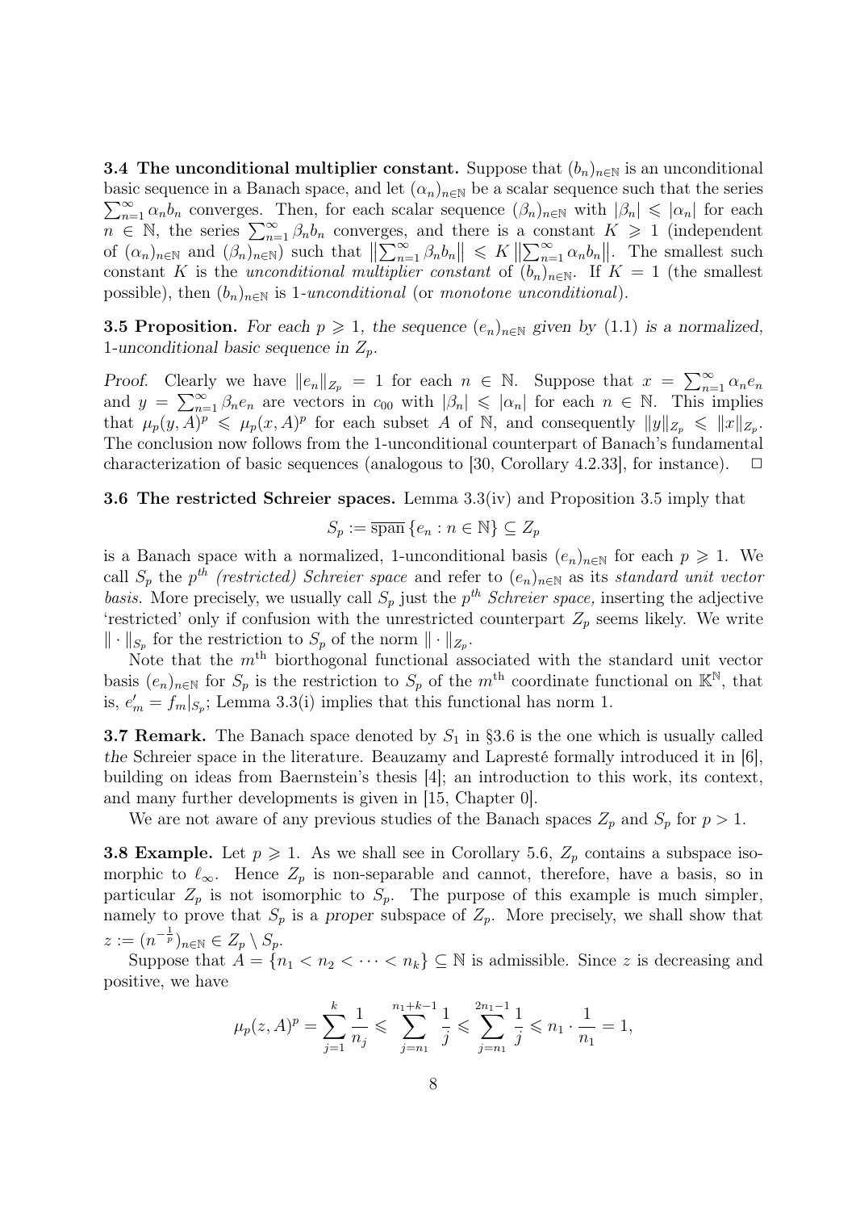**3.4 The unconditional multiplier constant.** Suppose that $(b_n)_{n\in\mathbb{N}}$ is an unconditional basic sequence in a Banach space, and let $(\alpha_n)_{n\in\mathbb{N}}$ be a scalar sequence such that the series $\sum_{n=1}^\infty \alpha_n b_n$ converges. Then, for each scalar sequence $(\beta_n)_{n\in\mathbb{N}}$ with $|\beta_n| \leqslant |\alpha_n|$ for each $n \in \mathbb{N}$, the series $\sum_{n=1}^\infty \beta_n b_n$ converges, and there is a constant $K \geqslant 1$ (independent of $(\alpha_n)_{n\in\mathbb{N}}$ and $(\beta_n)_{n\in\mathbb{N}}$) such that $\left\|\sum_{n=1}^\infty \beta_n b_n\right\| \leqslant K\left\|\sum_{n=1}^\infty \alpha_n b_n\right\|$. The smallest such constant $K$ is the *unconditional multiplier constant* of $(b_n)_{n\in\mathbb{N}}$. If $K = 1$ (the smallest possible), then $(b_n)_{n\in\mathbb{N}}$ is *1-unconditional* (or *monotone unconditional*).

**3.5 Proposition.** *For each $p \geqslant 1$, the sequence $(e_n)_{n\in\mathbb{N}}$ given by* (1.1) *is a normalized, 1-unconditional basic sequence in $Z_p$.*

*Proof.* Clearly we have $\|e_n\|_{Z_p} = 1$ for each $n \in \mathbb{N}$. Suppose that $x = \sum_{n=1}^\infty \alpha_n e_n$ and $y = \sum_{n=1}^\infty \beta_n e_n$ are vectors in $c_{00}$ with $|\beta_n| \leqslant |\alpha_n|$ for each $n \in \mathbb{N}$. This implies that $\mu_p(y, A)^p \leqslant \mu_p(x, A)^p$ for each subset $A$ of $\mathbb{N}$, and consequently $\|y\|_{Z_p} \leqslant \|x\|_{Z_p}$. The conclusion now follows from the 1-unconditional counterpart of Banach's fundamental characterization of basic sequences (analogous to [30, Corollary 4.2.33], for instance). $\square$

**3.6 The restricted Schreier spaces.** Lemma 3.3(iv) and Proposition 3.5 imply that

$$S_p := \overline{\operatorname{span}}\,\{e_n : n \in \mathbb{N}\} \subseteq Z_p$$

is a Banach space with a normalized, 1-unconditional basis $(e_n)_{n\in\mathbb{N}}$ for each $p \geqslant 1$. We call $S_p$ the *$p^{th}$ (restricted) Schreier space* and refer to $(e_n)_{n\in\mathbb{N}}$ as its *standard unit vector basis.* More precisely, we usually call $S_p$ just the *$p^{th}$ Schreier space,* inserting the adjective 'restricted' only if confusion with the unrestricted counterpart $Z_p$ seems likely. We write $\|\cdot\|_{S_p}$ for the restriction to $S_p$ of the norm $\|\cdot\|_{Z_p}$.

Note that the $m^{\text{th}}$ biorthogonal functional associated with the standard unit vector basis $(e_n)_{n\in\mathbb{N}}$ for $S_p$ is the restriction to $S_p$ of the $m^{\text{th}}$ coordinate functional on $\mathbb{K}^{\mathbb{N}}$, that is, $e_m' = f_m|_{S_p}$; Lemma 3.3(i) implies that this functional has norm 1.

**3.7 Remark.** The Banach space denoted by $S_1$ in §3.6 is the one which is usually called *the* Schreier space in the literature. Beauzamy and Lapresté formally introduced it in [6], building on ideas from Baernstein's thesis [4]; an introduction to this work, its context, and many further developments is given in [15, Chapter 0].

We are not aware of any previous studies of the Banach spaces $Z_p$ and $S_p$ for $p > 1$.

**3.8 Example.** Let $p \geqslant 1$. As we shall see in Corollary 5.6, $Z_p$ contains a subspace isomorphic to $\ell_\infty$. Hence $Z_p$ is non-separable and cannot, therefore, have a basis, so in particular $Z_p$ is not isomorphic to $S_p$. The purpose of this example is much simpler, namely to prove that $S_p$ is a *proper* subspace of $Z_p$. More precisely, we shall show that $z := (n^{-\frac{1}{p}})_{n\in\mathbb{N}} \in Z_p \setminus S_p$.

Suppose that $A = \{n_1 < n_2 < \cdots < n_k\} \subseteq \mathbb{N}$ is admissible. Since $z$ is decreasing and positive, we have

$$\mu_p(z, A)^p = \sum_{j=1}^{k} \frac{1}{n_j} \leqslant \sum_{j=n_1}^{n_1+k-1} \frac{1}{j} \leqslant \sum_{j=n_1}^{2n_1-1} \frac{1}{j} \leqslant n_1 \cdot \frac{1}{n_1} = 1,$$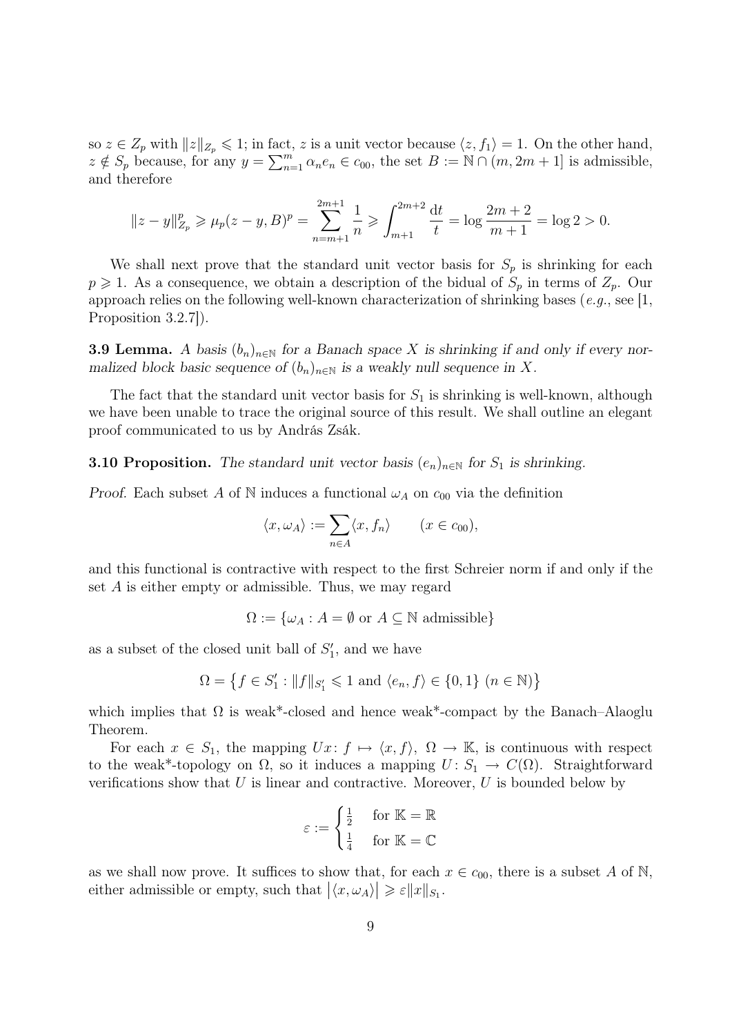so $z \in Z_p$ with $\|z\|_{Z_p} \leqslant 1$; in fact, $z$ is a unit vector because $\langle z, f_1 \rangle = 1$. On the other hand, $z \notin S_p$ because, for any $y = \sum_{n=1}^{m} \alpha_n e_n \in c_{00}$, the set $B := \mathbb{N} \cap (m, 2m+1]$ is admissible, and therefore

$$\|z - y\|_{Z_p}^p \geqslant \mu_p(z - y, B)^p = \sum_{n=m+1}^{2m+1} \frac{1}{n} \geqslant \int_{m+1}^{2m+2} \frac{\mathrm{d}t}{t} = \log \frac{2m+2}{m+1} = \log 2 > 0.$$

We shall next prove that the standard unit vector basis for $S_p$ is shrinking for each $p \geqslant 1$. As a consequence, we obtain a description of the bidual of $S_p$ in terms of $Z_p$. Our approach relies on the following well-known characterization of shrinking bases (*e.g.*, see [1, Proposition 3.2.7]).

**3.9 Lemma.** *A basis $(b_n)_{n\in\mathbb{N}}$ for a Banach space $X$ is shrinking if and only if every normalized block basic sequence of $(b_n)_{n\in\mathbb{N}}$ is a weakly null sequence in $X$.*

The fact that the standard unit vector basis for $S_1$ is shrinking is well-known, although we have been unable to trace the original source of this result. We shall outline an elegant proof communicated to us by András Zsák.

**3.10 Proposition.** *The standard unit vector basis $(e_n)_{n\in\mathbb{N}}$ for $S_1$ is shrinking.*

*Proof.* Each subset $A$ of $\mathbb{N}$ induces a functional $\omega_A$ on $c_{00}$ via the definition

$$\langle x, \omega_A \rangle := \sum_{n \in A} \langle x, f_n \rangle \qquad (x \in c_{00}),$$

and this functional is contractive with respect to the first Schreier norm if and only if the set $A$ is either empty or admissible. Thus, we may regard

$$\Omega := \{\omega_A : A = \emptyset \text{ or } A \subseteq \mathbb{N} \text{ admissible}\}$$

as a subset of the closed unit ball of $S_1'$, and we have

$$\Omega = \big\{ f \in S_1' : \|f\|_{S_1'} \leqslant 1 \text{ and } \langle e_n, f \rangle \in \{0, 1\} \ (n \in \mathbb{N}) \big\}$$

which implies that $\Omega$ is weak*-closed and hence weak*-compact by the Banach–Alaoglu Theorem.

For each $x \in S_1$, the mapping $Ux \colon f \mapsto \langle x, f \rangle$, $\Omega \to \mathbb{K}$, is continuous with respect to the weak*-topology on $\Omega$, so it induces a mapping $U \colon S_1 \to C(\Omega)$. Straightforward verifications show that $U$ is linear and contractive. Moreover, $U$ is bounded below by

$$\varepsilon := \begin{cases} \frac{1}{2} & \text{for } \mathbb{K} = \mathbb{R} \\ \frac{1}{4} & \text{for } \mathbb{K} = \mathbb{C} \end{cases}$$

as we shall now prove. It suffices to show that, for each $x \in c_{00}$, there is a subset $A$ of $\mathbb{N}$, either admissible or empty, such that $\big|\langle x, \omega_A \rangle\big| \geqslant \varepsilon \|x\|_{S_1}$.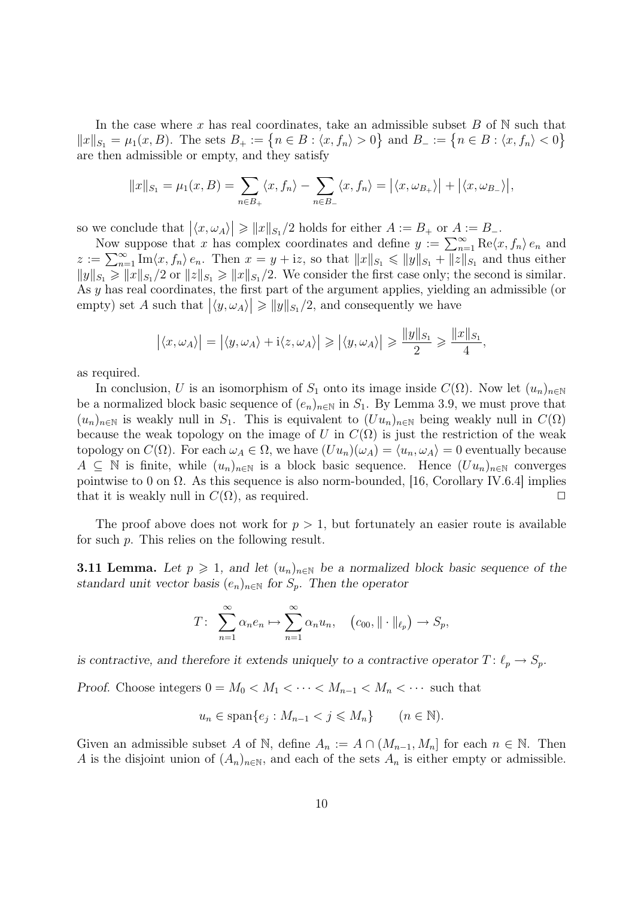In the case where $x$ has real coordinates, take an admissible subset $B$ of $\mathbb{N}$ such that $\|x\|_{S_1} = \mu_1(x, B)$. The sets $B_+ := \{n \in B : \langle x, f_n\rangle > 0\}$ and $B_- := \{n \in B : \langle x, f_n\rangle < 0\}$ are then admissible or empty, and they satisfy

$$\|x\|_{S_1} = \mu_1(x, B) = \sum_{n\in B_+} \langle x, f_n\rangle - \sum_{n\in B_-} \langle x, f_n\rangle = \big|\langle x, \omega_{B_+}\rangle\big| + \big|\langle x, \omega_{B_-}\rangle\big|,$$

so we conclude that $\big|\langle x, \omega_A\rangle\big| \geqslant \|x\|_{S_1}/2$ holds for either $A := B_+$ or $A := B_-$.

Now suppose that $x$ has complex coordinates and define $y := \sum_{n=1}^\infty \operatorname{Re}\langle x, f_n\rangle\, e_n$ and $z := \sum_{n=1}^\infty \operatorname{Im}\langle x, f_n\rangle\, e_n$. Then $x = y + \mathrm{i}z$, so that $\|x\|_{S_1} \leqslant \|y\|_{S_1} + \|z\|_{S_1}$ and thus either $\|y\|_{S_1} \geqslant \|x\|_{S_1}/2$ or $\|z\|_{S_1} \geqslant \|x\|_{S_1}/2$. We consider the first case only; the second is similar. As $y$ has real coordinates, the first part of the argument applies, yielding an admissible (or empty) set $A$ such that $\big|\langle y, \omega_A\rangle\big| \geqslant \|y\|_{S_1}/2$, and consequently we have

$$\big|\langle x, \omega_A\rangle\big| = \big|\langle y, \omega_A\rangle + \mathrm{i}\langle z, \omega_A\rangle\big| \geqslant \big|\langle y, \omega_A\rangle\big| \geqslant \frac{\|y\|_{S_1}}{2} \geqslant \frac{\|x\|_{S_1}}{4},$$

as required.

In conclusion, $U$ is an isomorphism of $S_1$ onto its image inside $C(\Omega)$. Now let $(u_n)_{n\in\mathbb{N}}$ be a normalized block basic sequence of $(e_n)_{n\in\mathbb{N}}$ in $S_1$. By Lemma 3.9, we must prove that $(u_n)_{n\in\mathbb{N}}$ is weakly null in $S_1$. This is equivalent to $(Uu_n)_{n\in\mathbb{N}}$ being weakly null in $C(\Omega)$ because the weak topology on the image of $U$ in $C(\Omega)$ is just the restriction of the weak topology on $C(\Omega)$. For each $\omega_A \in \Omega$, we have $(Uu_n)(\omega_A) = \langle u_n, \omega_A\rangle = 0$ eventually because $A \subseteq \mathbb{N}$ is finite, while $(u_n)_{n\in\mathbb{N}}$ is a block basic sequence. Hence $(Uu_n)_{n\in\mathbb{N}}$ converges pointwise to 0 on $\Omega$. As this sequence is also norm-bounded, [16, Corollary IV.6.4] implies that it is weakly null in $C(\Omega)$, as required. $\square$

The proof above does not work for $p > 1$, but fortunately an easier route is available for such $p$. This relies on the following result.

**3.11 Lemma.** *Let $p \geqslant 1$, and let $(u_n)_{n\in\mathbb{N}}$ be a normalized block basic sequence of the standard unit vector basis $(e_n)_{n\in\mathbb{N}}$ for $S_p$. Then the operator*

$$T\colon\ \sum_{n=1}^\infty \alpha_n e_n \mapsto \sum_{n=1}^\infty \alpha_n u_n, \quad \big(c_{00}, \|\cdot\|_{\ell_p}\big) \to S_p,$$

*is contractive, and therefore it extends uniquely to a contractive operator $T\colon \ell_p \to S_p$.*

*Proof.* Choose integers $0 = M_0 < M_1 < \cdots < M_{n-1} < M_n < \cdots$ such that

$$u_n \in \operatorname{span}\{e_j : M_{n-1} < j \leqslant M_n\} \qquad (n \in \mathbb{N}).$$

Given an admissible subset $A$ of $\mathbb{N}$, define $A_n := A \cap (M_{n-1}, M_n]$ for each $n \in \mathbb{N}$. Then $A$ is the disjoint union of $(A_n)_{n\in\mathbb{N}}$, and each of the sets $A_n$ is either empty or admissible.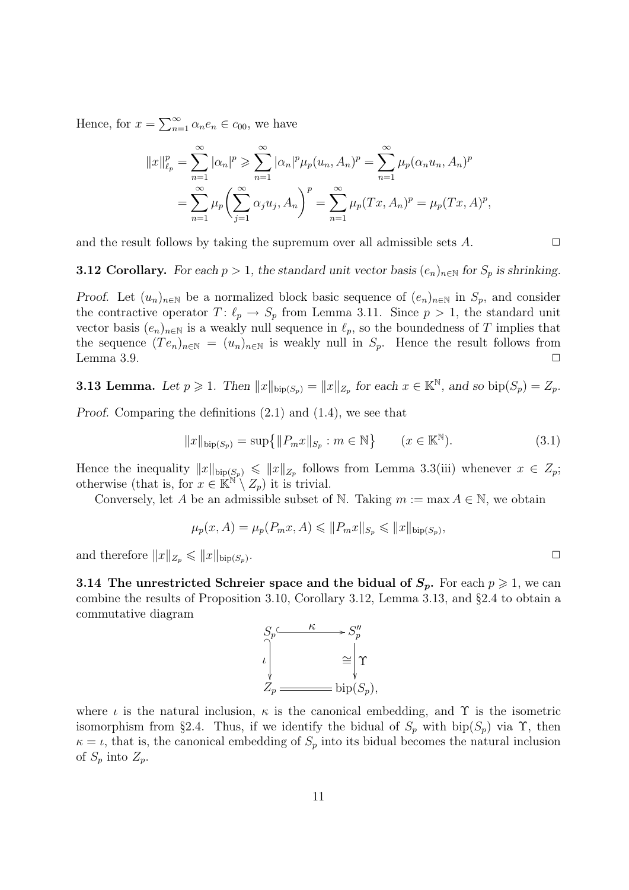Hence, for $x = \sum_{n=1}^{\infty} \alpha_n e_n \in c_{00}$, we have

$$
\begin{aligned}
\|x\|_{\ell_p}^p &= \sum_{n=1}^{\infty} |\alpha_n|^p \geqslant \sum_{n=1}^{\infty} |\alpha_n|^p \mu_p(u_n, A_n)^p = \sum_{n=1}^{\infty} \mu_p(\alpha_n u_n, A_n)^p \\
&= \sum_{n=1}^{\infty} \mu_p\biggl(\sum_{j=1}^{\infty} \alpha_j u_j, A_n\biggr)^p = \sum_{n=1}^{\infty} \mu_p(Tx, A_n)^p = \mu_p(Tx, A)^p,
\end{aligned}
$$

and the result follows by taking the supremum over all admissible sets $A$. $\square$

**3.12 Corollary.** *For each $p > 1$, the standard unit vector basis $(e_n)_{n\in\mathbb{N}}$ for $S_p$ is shrinking.*

*Proof.* Let $(u_n)_{n\in\mathbb{N}}$ be a normalized block basic sequence of $(e_n)_{n\in\mathbb{N}}$ in $S_p$, and consider the contractive operator $T\colon \ell_p \to S_p$ from Lemma 3.11. Since $p > 1$, the standard unit vector basis $(e_n)_{n\in\mathbb{N}}$ is a weakly null sequence in $\ell_p$, so the boundedness of $T$ implies that the sequence $(Te_n)_{n\in\mathbb{N}} = (u_n)_{n\in\mathbb{N}}$ is weakly null in $S_p$. Hence the result follows from Lemma 3.9. $\square$

**3.13 Lemma.** *Let $p \geqslant 1$. Then $\|x\|_{\mathrm{bip}(S_p)} = \|x\|_{Z_p}$ for each $x \in \mathbb{K}^{\mathbb{N}}$, and so $\mathrm{bip}(S_p) = Z_p$.*

*Proof.* Comparing the definitions (2.1) and (1.4), we see that

$$
\|x\|_{\mathrm{bip}(S_p)} = \sup\bigl\{\|P_m x\|_{S_p} : m \in \mathbb{N}\bigr\} \qquad (x \in \mathbb{K}^{\mathbb{N}}). \tag{3.1}
$$

Hence the inequality $\|x\|_{\mathrm{bip}(S_p)} \leqslant \|x\|_{Z_p}$ follows from Lemma 3.3(iii) whenever $x \in Z_p$; otherwise (that is, for $x \in \mathbb{K}^{\mathbb{N}} \setminus Z_p$) it is trivial.

Conversely, let $A$ be an admissible subset of $\mathbb{N}$. Taking $m := \max A \in \mathbb{N}$, we obtain

$$
\mu_p(x, A) = \mu_p(P_m x, A) \leqslant \|P_m x\|_{S_p} \leqslant \|x\|_{\mathrm{bip}(S_p)},
$$

and therefore $\|x\|_{Z_p} \leqslant \|x\|_{\mathrm{bip}(S_p)}$. $\square$

**3.14 The unrestricted Schreier space and the bidual of $S_p$.** For each $p \geqslant 1$, we can combine the results of Proposition 3.10, Corollary 3.12, Lemma 3.13, and §2.4 to obtain a commutative diagram

$$
\begin{array}{ccc}
S_p & \xrightarrow{\ \kappa\ } & S_p'' \\
\big\downarrow \iota & & \cong \big\downarrow \Upsilon \\
Z_p & = & \mathrm{bip}(S_p),
\end{array}
$$

where $\iota$ is the natural inclusion, $\kappa$ is the canonical embedding, and $\Upsilon$ is the isometric isomorphism from §2.4. Thus, if we identify the bidual of $S_p$ with $\mathrm{bip}(S_p)$ via $\Upsilon$, then $\kappa = \iota$, that is, the canonical embedding of $S_p$ into its bidual becomes the natural inclusion of $S_p$ into $Z_p$.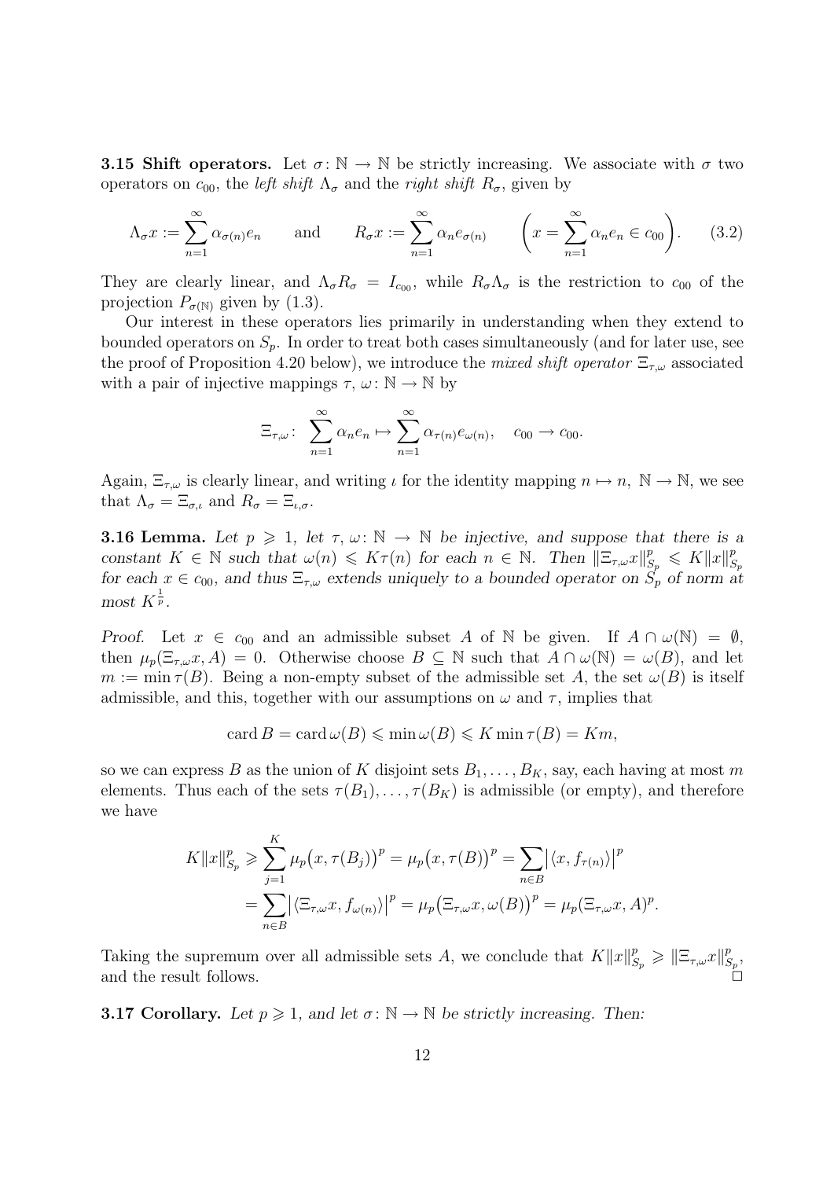**3.15 Shift operators.** Let $\sigma\colon \mathbb{N} \to \mathbb{N}$ be strictly increasing. We associate with $\sigma$ two operators on $c_{00}$, the *left shift* $\Lambda_\sigma$ and the *right shift* $R_\sigma$, given by

$$\Lambda_\sigma x := \sum_{n=1}^{\infty} \alpha_{\sigma(n)} e_n \qquad \text{and} \qquad R_\sigma x := \sum_{n=1}^{\infty} \alpha_n e_{\sigma(n)} \qquad \biggl(x = \sum_{n=1}^{\infty} \alpha_n e_n \in c_{00}\biggr). \tag{3.2}$$

They are clearly linear, and $\Lambda_\sigma R_\sigma = I_{c_{00}}$, while $R_\sigma \Lambda_\sigma$ is the restriction to $c_{00}$ of the projection $P_{\sigma(\mathbb{N})}$ given by (1.3).

Our interest in these operators lies primarily in understanding when they extend to bounded operators on $S_p$. In order to treat both cases simultaneously (and for later use, see the proof of Proposition 4.20 below), we introduce the *mixed shift operator* $\Xi_{\tau,\omega}$ associated with a pair of injective mappings $\tau,\ \omega\colon \mathbb{N} \to \mathbb{N}$ by

$$\Xi_{\tau,\omega}\colon\ \sum_{n=1}^{\infty} \alpha_n e_n \mapsto \sum_{n=1}^{\infty} \alpha_{\tau(n)} e_{\omega(n)}, \quad c_{00} \to c_{00}.$$

Again, $\Xi_{\tau,\omega}$ is clearly linear, and writing $\iota$ for the identity mapping $n \mapsto n,\ \mathbb{N} \to \mathbb{N}$, we see that $\Lambda_\sigma = \Xi_{\sigma,\iota}$ and $R_\sigma = \Xi_{\iota,\sigma}$.

**3.16 Lemma.** *Let $p \geqslant 1$, let $\tau,\ \omega\colon \mathbb{N} \to \mathbb{N}$ be injective, and suppose that there is a constant $K \in \mathbb{N}$ such that $\omega(n) \leqslant K\tau(n)$ for each $n \in \mathbb{N}$. Then $\|\Xi_{\tau,\omega} x\|_{S_p}^p \leqslant K\|x\|_{S_p}^p$ for each $x \in c_{00}$, and thus $\Xi_{\tau,\omega}$ extends uniquely to a bounded operator on $S_p$ of norm at most $K^{\frac{1}{p}}$.*

*Proof.* Let $x \in c_{00}$ and an admissible subset $A$ of $\mathbb{N}$ be given. If $A \cap \omega(\mathbb{N}) = \emptyset$, then $\mu_p(\Xi_{\tau,\omega} x, A) = 0$. Otherwise choose $B \subseteq \mathbb{N}$ such that $A \cap \omega(\mathbb{N}) = \omega(B)$, and let $m := \min \tau(B)$. Being a non-empty subset of the admissible set $A$, the set $\omega(B)$ is itself admissible, and this, together with our assumptions on $\omega$ and $\tau$, implies that

$$\operatorname{card} B = \operatorname{card} \omega(B) \leqslant \min \omega(B) \leqslant K \min \tau(B) = Km,$$

so we can express $B$ as the union of $K$ disjoint sets $B_1, \ldots, B_K$, say, each having at most $m$ elements. Thus each of the sets $\tau(B_1), \ldots, \tau(B_K)$ is admissible (or empty), and therefore we have

$$\begin{aligned} K\|x\|_{S_p}^p &\geqslant \sum_{j=1}^{K} \mu_p\bigl(x, \tau(B_j)\bigr)^p = \mu_p\bigl(x, \tau(B)\bigr)^p = \sum_{n\in B} \bigl|\langle x, f_{\tau(n)}\rangle\bigr|^p \\ &= \sum_{n\in B} \bigl|\langle \Xi_{\tau,\omega} x, f_{\omega(n)}\rangle\bigr|^p = \mu_p\bigl(\Xi_{\tau,\omega} x, \omega(B)\bigr)^p = \mu_p(\Xi_{\tau,\omega} x, A)^p. \end{aligned}$$

Taking the supremum over all admissible sets $A$, we conclude that $K\|x\|_{S_p}^p \geqslant \|\Xi_{\tau,\omega} x\|_{S_p}^p$, and the result follows. $\square$

**3.17 Corollary.** *Let $p \geqslant 1$, and let $\sigma\colon \mathbb{N} \to \mathbb{N}$ be strictly increasing. Then:*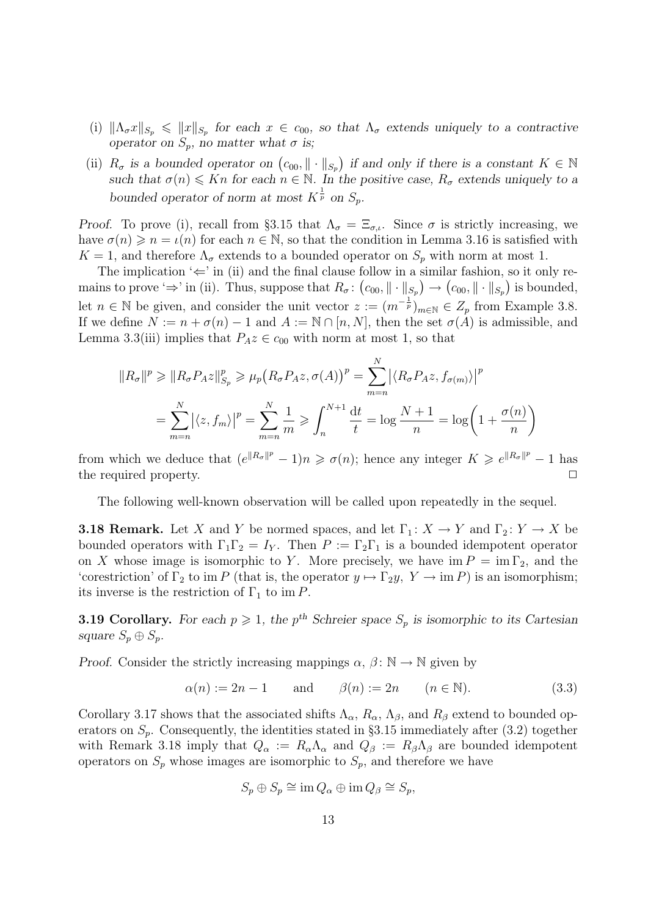(i) $\|\Lambda_\sigma x\|_{S_p} \leqslant \|x\|_{S_p}$ *for each* $x \in c_{00}$*, so that* $\Lambda_\sigma$ *extends uniquely to a contractive operator on* $S_p$*, no matter what* $\sigma$ *is;*

(ii) $R_\sigma$ *is a bounded operator on* $(c_{00}, \|\cdot\|_{S_p})$ *if and only if there is a constant* $K \in \mathbb{N}$ *such that* $\sigma(n) \leqslant Kn$ *for each* $n \in \mathbb{N}$*. In the positive case,* $R_\sigma$ *extends uniquely to a bounded operator of norm at most* $K^{\frac{1}{p}}$ *on* $S_p$*.*

*Proof.* To prove (i), recall from §3.15 that $\Lambda_\sigma = \Xi_{\sigma,\iota}$. Since $\sigma$ is strictly increasing, we have $\sigma(n) \geqslant n = \iota(n)$ for each $n \in \mathbb{N}$, so that the condition in Lemma 3.16 is satisfied with $K = 1$, and therefore $\Lambda_\sigma$ extends to a bounded operator on $S_p$ with norm at most 1.

The implication '$\Leftarrow$' in (ii) and the final clause follow in a similar fashion, so it only remains to prove '$\Rightarrow$' in (ii). Thus, suppose that $R_\sigma \colon (c_{00}, \|\cdot\|_{S_p}) \to (c_{00}, \|\cdot\|_{S_p})$ is bounded, let $n \in \mathbb{N}$ be given, and consider the unit vector $z := (m^{-\frac{1}{p}})_{m\in\mathbb{N}} \in Z_p$ from Example 3.8. If we define $N := n + \sigma(n) - 1$ and $A := \mathbb{N} \cap [n, N]$, then the set $\sigma(A)$ is admissible, and Lemma 3.3(iii) implies that $P_A z \in c_{00}$ with norm at most 1, so that

$$\|R_\sigma\|^p \geqslant \|R_\sigma P_A z\|_{S_p}^p \geqslant \mu_p\big(R_\sigma P_A z, \sigma(A)\big)^p = \sum_{m=n}^{N} \big|\langle R_\sigma P_A z, f_{\sigma(m)}\rangle\big|^p$$
$$= \sum_{m=n}^{N} \big|\langle z, f_m\rangle\big|^p = \sum_{m=n}^{N} \frac{1}{m} \geqslant \int_n^{N+1} \frac{\mathrm{d}t}{t} = \log\frac{N+1}{n} = \log\bigg(1 + \frac{\sigma(n)}{n}\bigg)$$

from which we deduce that $(e^{\|R_\sigma\|^p} - 1)n \geqslant \sigma(n)$; hence any integer $K \geqslant e^{\|R_\sigma\|^p} - 1$ has the required property. $\square$

The following well-known observation will be called upon repeatedly in the sequel.

**3.18 Remark.** Let $X$ and $Y$ be normed spaces, and let $\Gamma_1 \colon X \to Y$ and $\Gamma_2 \colon Y \to X$ be bounded operators with $\Gamma_1\Gamma_2 = I_Y$. Then $P := \Gamma_2\Gamma_1$ is a bounded idempotent operator on $X$ whose image is isomorphic to $Y$. More precisely, we have $\operatorname{im} P = \operatorname{im} \Gamma_2$, and the 'corestriction' of $\Gamma_2$ to $\operatorname{im} P$ (that is, the operator $y \mapsto \Gamma_2 y$, $Y \to \operatorname{im} P$) is an isomorphism; its inverse is the restriction of $\Gamma_1$ to $\operatorname{im} P$.

**3.19 Corollary.** *For each* $p \geqslant 1$*, the* $p^{th}$ *Schreier space* $S_p$ *is isomorphic to its Cartesian square* $S_p \oplus S_p$*.*

*Proof.* Consider the strictly increasing mappings $\alpha, \beta \colon \mathbb{N} \to \mathbb{N}$ given by

$$\alpha(n) := 2n - 1 \qquad \text{and} \qquad \beta(n) := 2n \qquad (n \in \mathbb{N}). \tag{3.3}$$

Corollary 3.17 shows that the associated shifts $\Lambda_\alpha$, $R_\alpha$, $\Lambda_\beta$, and $R_\beta$ extend to bounded operators on $S_p$. Consequently, the identities stated in §3.15 immediately after (3.2) together with Remark 3.18 imply that $Q_\alpha := R_\alpha\Lambda_\alpha$ and $Q_\beta := R_\beta\Lambda_\beta$ are bounded idempotent operators on $S_p$ whose images are isomorphic to $S_p$, and therefore we have

$$S_p \oplus S_p \cong \operatorname{im} Q_\alpha \oplus \operatorname{im} Q_\beta \cong S_p,$$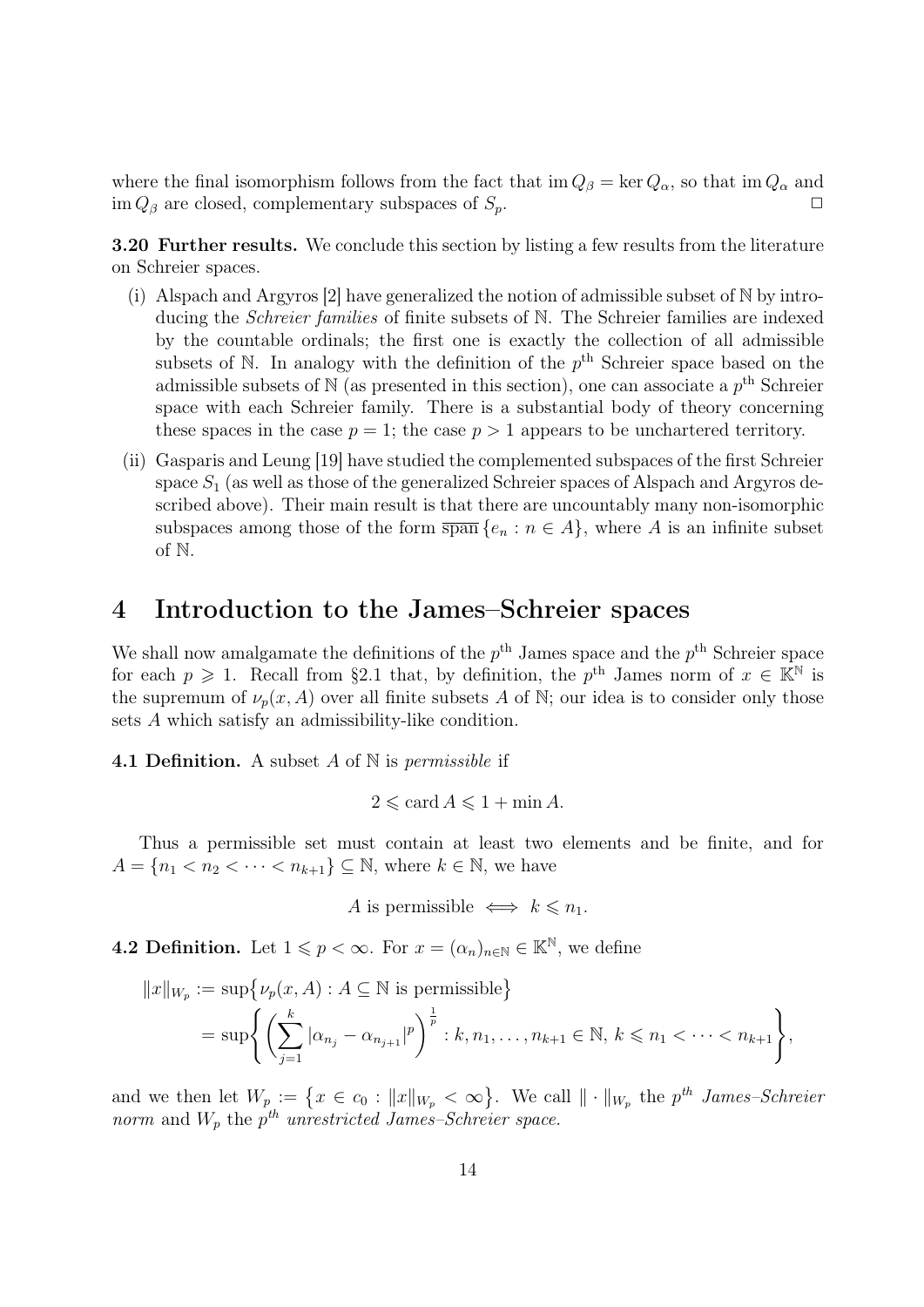where the final isomorphism follows from the fact that $\operatorname{im} Q_\beta = \ker Q_\alpha$, so that $\operatorname{im} Q_\alpha$ and $\operatorname{im} Q_\beta$ are closed, complementary subspaces of $S_p$. $\square$

**3.20 Further results.** We conclude this section by listing a few results from the literature on Schreier spaces.

(i) Alspach and Argyros [2] have generalized the notion of admissible subset of $\mathbb{N}$ by introducing the *Schreier families* of finite subsets of $\mathbb{N}$. The Schreier families are indexed by the countable ordinals; the first one is exactly the collection of all admissible subsets of $\mathbb{N}$. In analogy with the definition of the $p^{\text{th}}$ Schreier space based on the admissible subsets of $\mathbb{N}$ (as presented in this section), one can associate a $p^{\text{th}}$ Schreier space with each Schreier family. There is a substantial body of theory concerning these spaces in the case $p = 1$; the case $p > 1$ appears to be unchartered territory.

(ii) Gasparis and Leung [19] have studied the complemented subspaces of the first Schreier space $S_1$ (as well as those of the generalized Schreier spaces of Alspach and Argyros described above). Their main result is that there are uncountably many non-isomorphic subspaces among those of the form $\overline{\operatorname{span}}\,\{e_n : n \in A\}$, where $A$ is an infinite subset of $\mathbb{N}$.

# 4 Introduction to the James–Schreier spaces

We shall now amalgamate the definitions of the $p^{\text{th}}$ James space and the $p^{\text{th}}$ Schreier space for each $p \geqslant 1$. Recall from §2.1 that, by definition, the $p^{\text{th}}$ James norm of $x \in \mathbb{K}^{\mathbb{N}}$ is the supremum of $\nu_p(x, A)$ over all finite subsets $A$ of $\mathbb{N}$; our idea is to consider only those sets $A$ which satisfy an admissibility-like condition.

**4.1 Definition.** A subset $A$ of $\mathbb{N}$ is *permissible* if

$$2 \leqslant \operatorname{card} A \leqslant 1 + \min A.$$

Thus a permissible set must contain at least two elements and be finite, and for $A = \{n_1 < n_2 < \cdots < n_{k+1}\} \subseteq \mathbb{N}$, where $k \in \mathbb{N}$, we have

$$A \text{ is permissible} \iff k \leqslant n_1.$$

**4.2 Definition.** Let $1 \leqslant p < \infty$. For $x = (\alpha_n)_{n\in\mathbb{N}} \in \mathbb{K}^{\mathbb{N}}$, we define

$$\begin{aligned}
\|x\|_{W_p} &:= \sup\bigl\{\nu_p(x, A) : A \subseteq \mathbb{N} \text{ is permissible}\bigr\} \\
&= \sup\left\{ \left( \sum_{j=1}^{k} |\alpha_{n_j} - \alpha_{n_{j+1}}|^p \right)^{\frac{1}{p}} : k, n_1, \ldots, n_{k+1} \in \mathbb{N},\ k \leqslant n_1 < \cdots < n_{k+1} \right\},
\end{aligned}$$

and we then let $W_p := \bigl\{x \in c_0 : \|x\|_{W_p} < \infty\bigr\}$. We call $\|\cdot\|_{W_p}$ the *$p^{th}$ James–Schreier norm* and $W_p$ the *$p^{th}$ unrestricted James–Schreier space.*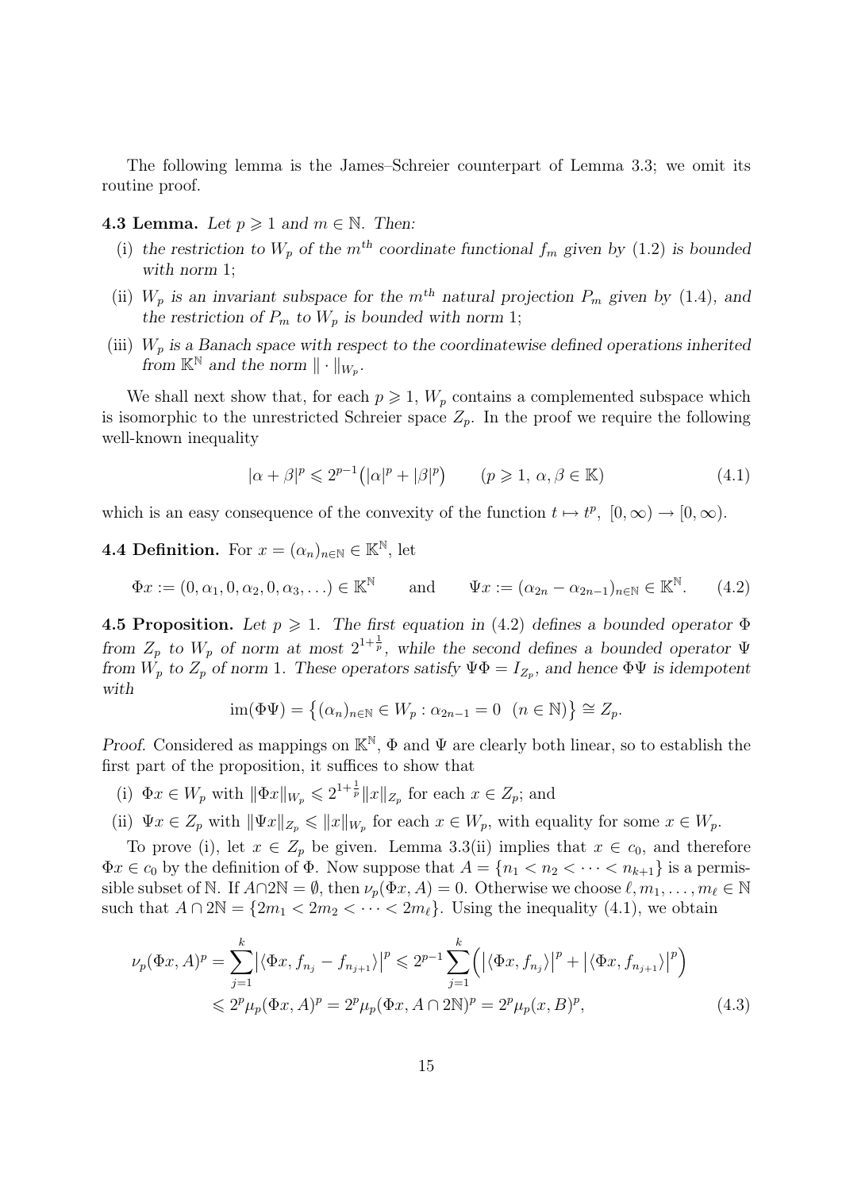The following lemma is the James–Schreier counterpart of Lemma 3.3; we omit its routine proof.

**4.3 Lemma.** *Let $p \geqslant 1$ and $m \in \mathbb{N}$. Then:*

(i) *the restriction to $W_p$ of the $m^{th}$ coordinate functional $f_m$ given by (1.2) is bounded with norm 1;*

(ii) *$W_p$ is an invariant subspace for the $m^{th}$ natural projection $P_m$ given by (1.4), and the restriction of $P_m$ to $W_p$ is bounded with norm 1;*

(iii) *$W_p$ is a Banach space with respect to the coordinatewise defined operations inherited from $\mathbb{K}^{\mathbb{N}}$ and the norm $\| \cdot \|_{W_p}$.*

We shall next show that, for each $p \geqslant 1$, $W_p$ contains a complemented subspace which is isomorphic to the unrestricted Schreier space $Z_p$. In the proof we require the following well-known inequality

$$|\alpha + \beta|^p \leqslant 2^{p-1}\big(|\alpha|^p + |\beta|^p\big) \qquad (p \geqslant 1,\ \alpha, \beta \in \mathbb{K}) \tag{4.1}$$

which is an easy consequence of the convexity of the function $t \mapsto t^p,\ [0,\infty) \to [0,\infty)$.

**4.4 Definition.** For $x = (\alpha_n)_{n\in\mathbb{N}} \in \mathbb{K}^{\mathbb{N}}$, let

$$\Phi x := (0, \alpha_1, 0, \alpha_2, 0, \alpha_3, \ldots) \in \mathbb{K}^{\mathbb{N}} \qquad \text{and} \qquad \Psi x := (\alpha_{2n} - \alpha_{2n-1})_{n\in\mathbb{N}} \in \mathbb{K}^{\mathbb{N}}. \tag{4.2}$$

**4.5 Proposition.** *Let $p \geqslant 1$. The first equation in (4.2) defines a bounded operator $\Phi$ from $Z_p$ to $W_p$ of norm at most $2^{1+\frac{1}{p}}$, while the second defines a bounded operator $\Psi$ from $W_p$ to $Z_p$ of norm 1. These operators satisfy $\Psi\Phi = I_{Z_p}$, and hence $\Phi\Psi$ is idempotent with*

$$\operatorname{im}(\Phi\Psi) = \big\{(\alpha_n)_{n\in\mathbb{N}} \in W_p : \alpha_{2n-1} = 0 \ \ (n \in \mathbb{N})\big\} \cong Z_p.$$

*Proof.* Considered as mappings on $\mathbb{K}^{\mathbb{N}}$, $\Phi$ and $\Psi$ are clearly both linear, so to establish the first part of the proposition, it suffices to show that

(i) $\Phi x \in W_p$ with $\|\Phi x\|_{W_p} \leqslant 2^{1+\frac{1}{p}}\|x\|_{Z_p}$ for each $x \in Z_p$; and

(ii) $\Psi x \in Z_p$ with $\|\Psi x\|_{Z_p} \leqslant \|x\|_{W_p}$ for each $x \in W_p$, with equality for some $x \in W_p$.

To prove (i), let $x \in Z_p$ be given. Lemma 3.3(ii) implies that $x \in c_0$, and therefore $\Phi x \in c_0$ by the definition of $\Phi$. Now suppose that $A = \{n_1 < n_2 < \cdots < n_{k+1}\}$ is a permissible subset of $\mathbb{N}$. If $A \cap 2\mathbb{N} = \emptyset$, then $\nu_p(\Phi x, A) = 0$. Otherwise we choose $\ell, m_1, \ldots, m_\ell \in \mathbb{N}$ such that $A \cap 2\mathbb{N} = \{2m_1 < 2m_2 < \cdots < 2m_\ell\}$. Using the inequality (4.1), we obtain

$$\begin{aligned}
\nu_p(\Phi x, A)^p &= \sum_{j=1}^{k} \big|\langle \Phi x, f_{n_j} - f_{n_{j+1}}\rangle\big|^p \leqslant 2^{p-1}\sum_{j=1}^{k}\Big(\big|\langle \Phi x, f_{n_j}\rangle\big|^p + \big|\langle \Phi x, f_{n_{j+1}}\rangle\big|^p\Big) \\
&\leqslant 2^p \mu_p(\Phi x, A)^p = 2^p \mu_p(\Phi x, A \cap 2\mathbb{N})^p = 2^p \mu_p(x, B)^p,
\end{aligned} \tag{4.3}$$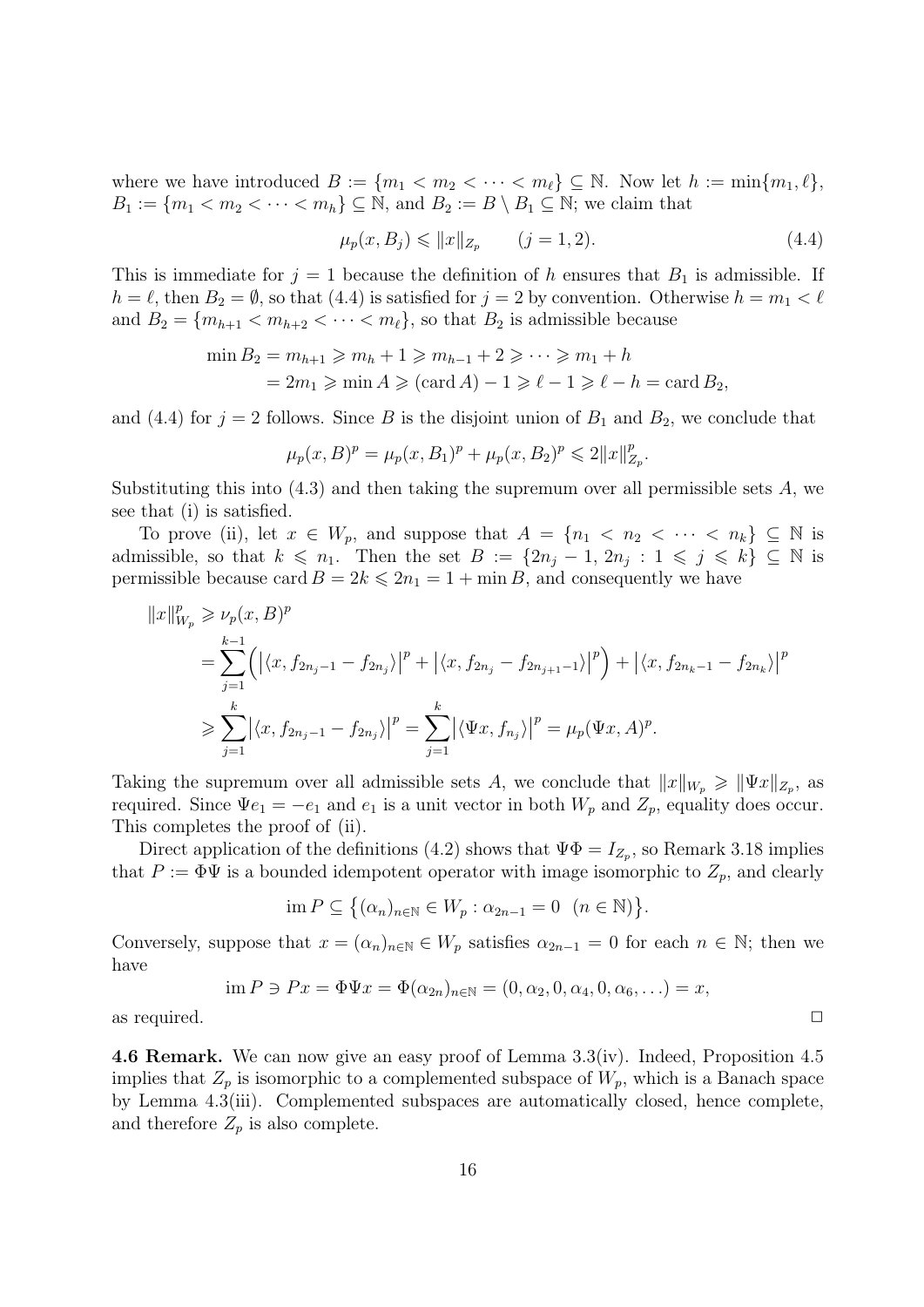where we have introduced $B := \{m_1 < m_2 < \cdots < m_\ell\} \subseteq \mathbb{N}$. Now let $h := \min\{m_1, \ell\}$, $B_1 := \{m_1 < m_2 < \cdots < m_h\} \subseteq \mathbb{N}$, and $B_2 := B \setminus B_1 \subseteq \mathbb{N}$; we claim that

$$\mu_p(x, B_j) \leqslant \|x\|_{Z_p} \qquad (j = 1, 2). \tag{4.4}$$

This is immediate for $j = 1$ because the definition of $h$ ensures that $B_1$ is admissible. If $h = \ell$, then $B_2 = \emptyset$, so that (4.4) is satisfied for $j = 2$ by convention. Otherwise $h = m_1 < \ell$ and $B_2 = \{m_{h+1} < m_{h+2} < \cdots < m_\ell\}$, so that $B_2$ is admissible because

$$\begin{aligned}\min B_2 &= m_{h+1} \geqslant m_h + 1 \geqslant m_{h-1} + 2 \geqslant \cdots \geqslant m_1 + h \\ &= 2m_1 \geqslant \min A \geqslant (\operatorname{card} A) - 1 \geqslant \ell - 1 \geqslant \ell - h = \operatorname{card} B_2,\end{aligned}$$

and (4.4) for $j = 2$ follows. Since $B$ is the disjoint union of $B_1$ and $B_2$, we conclude that

$$\mu_p(x, B)^p = \mu_p(x, B_1)^p + \mu_p(x, B_2)^p \leqslant 2\|x\|_{Z_p}^p.$$

Substituting this into (4.3) and then taking the supremum over all permissible sets $A$, we see that (i) is satisfied.

To prove (ii), let $x \in W_p$, and suppose that $A = \{n_1 < n_2 < \cdots < n_k\} \subseteq \mathbb{N}$ is admissible, so that $k \leqslant n_1$. Then the set $B := \{2n_j - 1, 2n_j : 1 \leqslant j \leqslant k\} \subseteq \mathbb{N}$ is permissible because $\operatorname{card} B = 2k \leqslant 2n_1 = 1 + \min B$, and consequently we have

$$\begin{aligned}\|x\|_{W_p}^p &\geqslant \nu_p(x, B)^p \\ &= \sum_{j=1}^{k-1} \Big( \big|\langle x, f_{2n_j - 1} - f_{2n_j}\rangle\big|^p + \big|\langle x, f_{2n_j} - f_{2n_{j+1}-1}\rangle\big|^p \Big) + \big|\langle x, f_{2n_k - 1} - f_{2n_k}\rangle\big|^p \\ &\geqslant \sum_{j=1}^{k} \big|\langle x, f_{2n_j - 1} - f_{2n_j}\rangle\big|^p = \sum_{j=1}^{k} \big|\langle \Psi x, f_{n_j}\rangle\big|^p = \mu_p(\Psi x, A)^p.\end{aligned}$$

Taking the supremum over all admissible sets $A$, we conclude that $\|x\|_{W_p} \geqslant \|\Psi x\|_{Z_p}$, as required. Since $\Psi e_1 = -e_1$ and $e_1$ is a unit vector in both $W_p$ and $Z_p$, equality does occur. This completes the proof of (ii).

Direct application of the definitions (4.2) shows that $\Psi\Phi = I_{Z_p}$, so Remark 3.18 implies that $P := \Phi\Psi$ is a bounded idempotent operator with image isomorphic to $Z_p$, and clearly

$$\operatorname{im} P \subseteq \big\{(\alpha_n)_{n\in\mathbb{N}} \in W_p : \alpha_{2n-1} = 0 \ \ (n \in \mathbb{N})\big\}.$$

Conversely, suppose that $x = (\alpha_n)_{n\in\mathbb{N}} \in W_p$ satisfies $\alpha_{2n-1} = 0$ for each $n \in \mathbb{N}$; then we have

$$\operatorname{im} P \ni Px = \Phi\Psi x = \Phi(\alpha_{2n})_{n\in\mathbb{N}} = (0, \alpha_2, 0, \alpha_4, 0, \alpha_6, \ldots) = x,$$

as required. □

**4.6 Remark.** We can now give an easy proof of Lemma 3.3(iv). Indeed, Proposition 4.5 implies that $Z_p$ is isomorphic to a complemented subspace of $W_p$, which is a Banach space by Lemma 4.3(iii). Complemented subspaces are automatically closed, hence complete, and therefore $Z_p$ is also complete.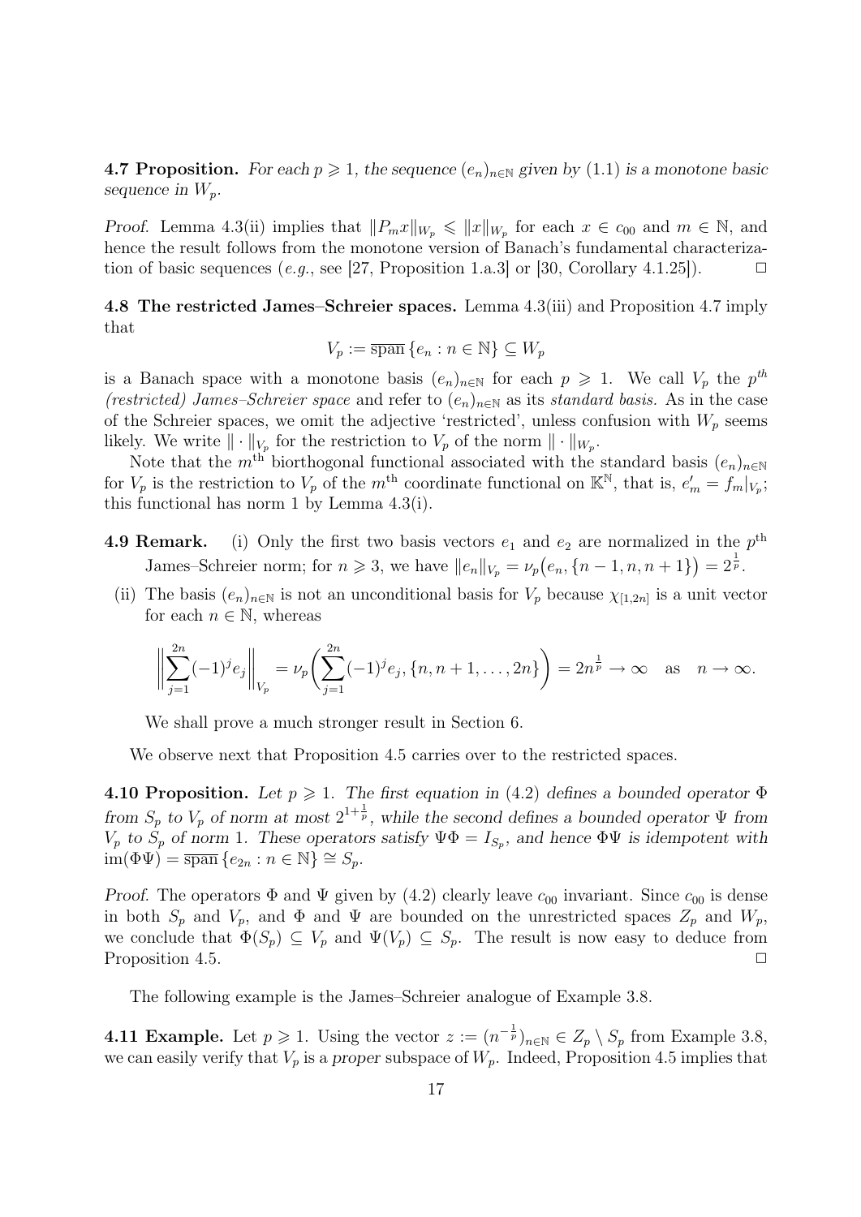**4.7 Proposition.** *For each $p \geqslant 1$, the sequence $(e_n)_{n\in\mathbb{N}}$ given by (1.1) is a monotone basic sequence in $W_p$.*

*Proof.* Lemma 4.3(ii) implies that $\|P_m x\|_{W_p} \leqslant \|x\|_{W_p}$ for each $x \in c_{00}$ and $m \in \mathbb{N}$, and hence the result follows from the monotone version of Banach's fundamental characterization of basic sequences (*e.g.*, see [27, Proposition 1.a.3] or [30, Corollary 4.1.25]). $\square$

**4.8 The restricted James–Schreier spaces.** Lemma 4.3(iii) and Proposition 4.7 imply that

$$V_p := \overline{\operatorname{span}}\,\{e_n : n \in \mathbb{N}\} \subseteq W_p$$

is a Banach space with a monotone basis $(e_n)_{n\in\mathbb{N}}$ for each $p \geqslant 1$. We call $V_p$ the $p^{th}$ *(restricted) James–Schreier space* and refer to $(e_n)_{n\in\mathbb{N}}$ as its *standard basis.* As in the case of the Schreier spaces, we omit the adjective 'restricted', unless confusion with $W_p$ seems likely. We write $\|\cdot\|_{V_p}$ for the restriction to $V_p$ of the norm $\|\cdot\|_{W_p}$.

Note that the $m^{\text{th}}$ biorthogonal functional associated with the standard basis $(e_n)_{n\in\mathbb{N}}$ for $V_p$ is the restriction to $V_p$ of the $m^{\text{th}}$ coordinate functional on $\mathbb{K}^{\mathbb{N}}$, that is, $e'_m = f_m|_{V_p}$; this functional has norm 1 by Lemma 4.3(i).

**4.9 Remark.**

(i) Only the first two basis vectors $e_1$ and $e_2$ are normalized in the $p^{\text{th}}$ James–Schreier norm; for $n \geqslant 3$, we have $\|e_n\|_{V_p} = \nu_p\big(e_n, \{n-1, n, n+1\}\big) = 2^{\frac{1}{p}}$.

(ii) The basis $(e_n)_{n\in\mathbb{N}}$ is not an unconditional basis for $V_p$ because $\chi_{[1,2n]}$ is a unit vector for each $n \in \mathbb{N}$, whereas

$$\bigg\|\sum_{j=1}^{2n}(-1)^j e_j\bigg\|_{V_p} = \nu_p\bigg(\sum_{j=1}^{2n}(-1)^j e_j, \{n, n+1, \ldots, 2n\}\bigg) = 2n^{\frac{1}{p}} \to \infty \quad \text{as} \quad n \to \infty.$$

We shall prove a much stronger result in Section 6.

We observe next that Proposition 4.5 carries over to the restricted spaces.

**4.10 Proposition.** *Let $p \geqslant 1$. The first equation in (4.2) defines a bounded operator $\Phi$ from $S_p$ to $V_p$ of norm at most $2^{1+\frac{1}{p}}$, while the second defines a bounded operator $\Psi$ from $V_p$ to $S_p$ of norm 1. These operators satisfy $\Psi\Phi = I_{S_p}$, and hence $\Phi\Psi$ is idempotent with $\operatorname{im}(\Phi\Psi) = \overline{\operatorname{span}}\,\{e_{2n} : n \in \mathbb{N}\} \cong S_p$.*

*Proof.* The operators $\Phi$ and $\Psi$ given by (4.2) clearly leave $c_{00}$ invariant. Since $c_{00}$ is dense in both $S_p$ and $V_p$, and $\Phi$ and $\Psi$ are bounded on the unrestricted spaces $Z_p$ and $W_p$, we conclude that $\Phi(S_p) \subseteq V_p$ and $\Psi(V_p) \subseteq S_p$. The result is now easy to deduce from Proposition 4.5. $\square$

The following example is the James–Schreier analogue of Example 3.8.

**4.11 Example.** Let $p \geqslant 1$. Using the vector $z := (n^{-\frac{1}{p}})_{n\in\mathbb{N}} \in Z_p \setminus S_p$ from Example 3.8, we can easily verify that $V_p$ is a *proper* subspace of $W_p$. Indeed, Proposition 4.5 implies that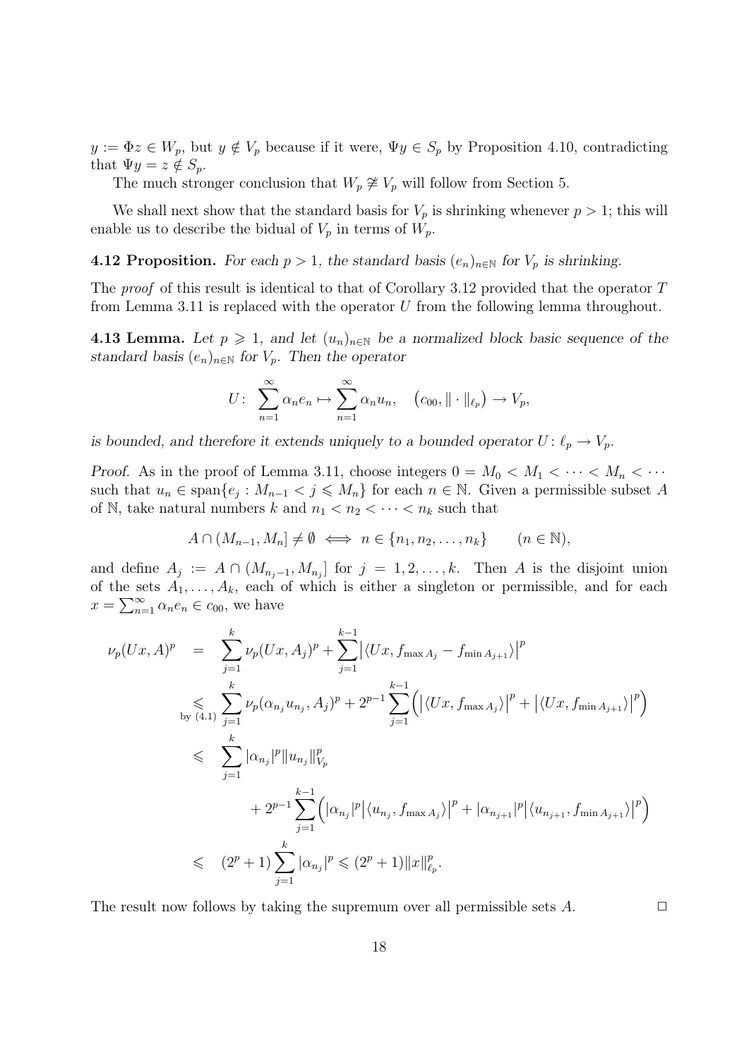$y := \Phi z \in W_p$, but $y \notin V_p$ because if it were, $\Psi y \in S_p$ by Proposition 4.10, contradicting that $\Psi y = z \notin S_p$.

The much stronger conclusion that $W_p \not\cong V_p$ will follow from Section 5.

We shall next show that the standard basis for $V_p$ is shrinking whenever $p > 1$; this will enable us to describe the bidual of $V_p$ in terms of $W_p$.

**4.12 Proposition.** *For each $p > 1$, the standard basis $(e_n)_{n\in\mathbb{N}}$ for $V_p$ is shrinking.*

The *proof* of this result is identical to that of Corollary 3.12 provided that the operator $T$ from Lemma 3.11 is replaced with the operator $U$ from the following lemma throughout.

**4.13 Lemma.** *Let $p \geqslant 1$, and let $(u_n)_{n\in\mathbb{N}}$ be a normalized block basic sequence of the standard basis $(e_n)_{n\in\mathbb{N}}$ for $V_p$. Then the operator*

$$U\colon \sum_{n=1}^{\infty} \alpha_n e_n \mapsto \sum_{n=1}^{\infty} \alpha_n u_n, \quad \big(c_{00}, \|\cdot\|_{\ell_p}\big) \to V_p,$$

*is bounded, and therefore it extends uniquely to a bounded operator $U\colon \ell_p \to V_p$.*

*Proof.* As in the proof of Lemma 3.11, choose integers $0 = M_0 < M_1 < \cdots < M_n < \cdots$ such that $u_n \in \operatorname{span}\{e_j : M_{n-1} < j \leqslant M_n\}$ for each $n \in \mathbb{N}$. Given a permissible subset $A$ of $\mathbb{N}$, take natural numbers $k$ and $n_1 < n_2 < \cdots < n_k$ such that

$$A \cap (M_{n-1}, M_n] \neq \emptyset \iff n \in \{n_1, n_2, \ldots, n_k\} \qquad (n \in \mathbb{N}),$$

and define $A_j := A \cap (M_{n_j-1}, M_{n_j}]$ for $j = 1, 2, \ldots, k$. Then $A$ is the disjoint union of the sets $A_1, \ldots, A_k$, each of which is either a singleton or permissible, and for each $x = \sum_{n=1}^{\infty} \alpha_n e_n \in c_{00}$, we have

$$\begin{aligned}
\nu_p(Ux, A)^p &= \sum_{j=1}^{k} \nu_p(Ux, A_j)^p + \sum_{j=1}^{k-1} \big|\langle Ux, f_{\max A_j} - f_{\min A_{j+1}}\rangle\big|^p \\
&\underset{\text{by (4.1)}}{\leqslant} \sum_{j=1}^{k} \nu_p(\alpha_{n_j} u_{n_j}, A_j)^p + 2^{p-1} \sum_{j=1}^{k-1} \Big(\big|\langle Ux, f_{\max A_j}\rangle\big|^p + \big|\langle Ux, f_{\min A_{j+1}}\rangle\big|^p\Big) \\
&\leqslant \sum_{j=1}^{k} |\alpha_{n_j}|^p \|u_{n_j}\|_{V_p}^p \\
&\qquad + 2^{p-1} \sum_{j=1}^{k-1} \Big(|\alpha_{n_j}|^p \big|\langle u_{n_j}, f_{\max A_j}\rangle\big|^p + |\alpha_{n_{j+1}}|^p \big|\langle u_{n_{j+1}}, f_{\min A_{j+1}}\rangle\big|^p\Big) \\
&\leqslant (2^p + 1) \sum_{j=1}^{k} |\alpha_{n_j}|^p \leqslant (2^p + 1)\|x\|_{\ell_p}^p.
\end{aligned}$$

The result now follows by taking the supremum over all permissible sets $A$. $\square$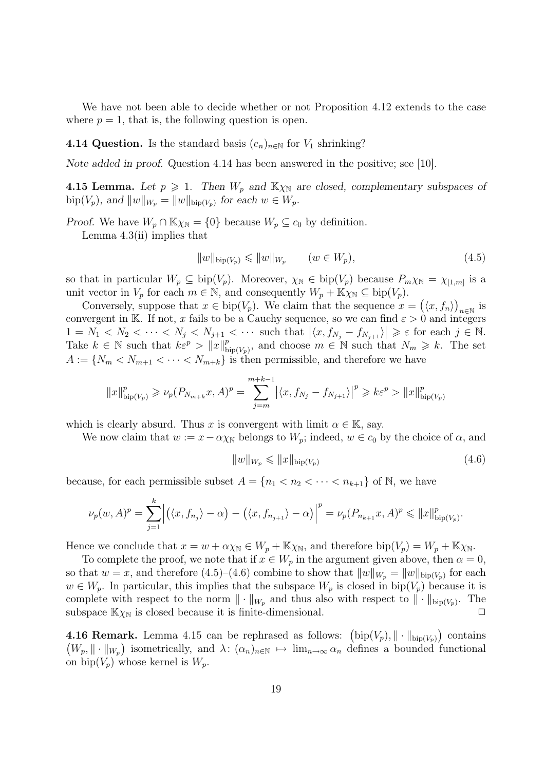We have not been able to decide whether or not Proposition 4.12 extends to the case where $p = 1$, that is, the following question is open.

**4.14 Question.** Is the standard basis $(e_n)_{n\in\mathbb{N}}$ for $V_1$ shrinking?

*Note added in proof.* Question 4.14 has been answered in the positive; see [10].

**4.15 Lemma.** *Let $p \geqslant 1$. Then $W_p$ and $\mathbb{K}\chi_{\mathbb{N}}$ are closed, complementary subspaces of $\operatorname{bip}(V_p)$, and $\|w\|_{W_p} = \|w\|_{\operatorname{bip}(V_p)}$ for each $w \in W_p$.*

*Proof.* We have $W_p \cap \mathbb{K}\chi_{\mathbb{N}} = \{0\}$ because $W_p \subseteq c_0$ by definition.

Lemma 4.3(ii) implies that

$$\|w\|_{\operatorname{bip}(V_p)} \leqslant \|w\|_{W_p} \qquad (w \in W_p), \tag{4.5}$$

so that in particular $W_p \subseteq \operatorname{bip}(V_p)$. Moreover, $\chi_{\mathbb{N}} \in \operatorname{bip}(V_p)$ because $P_m\chi_{\mathbb{N}} = \chi_{[1,m]}$ is a unit vector in $V_p$ for each $m \in \mathbb{N}$, and consequently $W_p + \mathbb{K}\chi_{\mathbb{N}} \subseteq \operatorname{bip}(V_p)$.

Conversely, suppose that $x \in \operatorname{bip}(V_p)$. We claim that the sequence $x = \big(\langle x, f_n\rangle\big)_{n\in\mathbb{N}}$ is convergent in $\mathbb{K}$. If not, $x$ fails to be a Cauchy sequence, so we can find $\varepsilon > 0$ and integers $1 = N_1 < N_2 < \cdots < N_j < N_{j+1} < \cdots$ such that $\big|\langle x, f_{N_j} - f_{N_{j+1}}\rangle\big| \geqslant \varepsilon$ for each $j \in \mathbb{N}$. Take $k \in \mathbb{N}$ such that $k\varepsilon^p > \|x\|^p_{\operatorname{bip}(V_p)}$, and choose $m \in \mathbb{N}$ such that $N_m \geqslant k$. The set $A := \{N_m < N_{m+1} < \cdots < N_{m+k}\}$ is then permissible, and therefore we have

$$\|x\|^p_{\operatorname{bip}(V_p)} \geqslant \nu_p(P_{N_{m+k}}x, A)^p = \sum_{j=m}^{m+k-1} \big|\langle x, f_{N_j} - f_{N_{j+1}}\rangle\big|^p \geqslant k\varepsilon^p > \|x\|^p_{\operatorname{bip}(V_p)}$$

which is clearly absurd. Thus $x$ is convergent with limit $\alpha \in \mathbb{K}$, say.

We now claim that $w := x - \alpha\chi_{\mathbb{N}}$ belongs to $W_p$; indeed, $w \in c_0$ by the choice of $\alpha$, and

$$\|w\|_{W_p} \leqslant \|x\|_{\operatorname{bip}(V_p)} \tag{4.6}$$

because, for each permissible subset $A = \{n_1 < n_2 < \cdots < n_{k+1}\}$ of $\mathbb{N}$, we have

$$\nu_p(w, A)^p = \sum_{j=1}^{k} \Big|\big(\langle x, f_{n_j}\rangle - \alpha\big) - \big(\langle x, f_{n_{j+1}}\rangle - \alpha\big)\Big|^p = \nu_p(P_{n_{k+1}}x, A)^p \leqslant \|x\|^p_{\operatorname{bip}(V_p)}.$$

Hence we conclude that $x = w + \alpha\chi_{\mathbb{N}} \in W_p + \mathbb{K}\chi_{\mathbb{N}}$, and therefore $\operatorname{bip}(V_p) = W_p + \mathbb{K}\chi_{\mathbb{N}}$.

To complete the proof, we note that if $x \in W_p$ in the argument given above, then $\alpha = 0$, so that $w = x$, and therefore (4.5)–(4.6) combine to show that $\|w\|_{W_p} = \|w\|_{\operatorname{bip}(V_p)}$ for each $w \in W_p$. In particular, this implies that the subspace $W_p$ is closed in $\operatorname{bip}(V_p)$ because it is complete with respect to the norm $\|\cdot\|_{W_p}$ and thus also with respect to $\|\cdot\|_{\operatorname{bip}(V_p)}$. The subspace $\mathbb{K}\chi_{\mathbb{N}}$ is closed because it is finite-dimensional. $\square$

**4.16 Remark.** Lemma 4.15 can be rephrased as follows: $\big(\operatorname{bip}(V_p), \|\cdot\|_{\operatorname{bip}(V_p)}\big)$ contains $\big(W_p, \|\cdot\|_{W_p}\big)$ isometrically, and $\lambda\colon (\alpha_n)_{n\in\mathbb{N}} \mapsto \lim_{n\to\infty}\alpha_n$ defines a bounded functional on $\operatorname{bip}(V_p)$ whose kernel is $W_p$.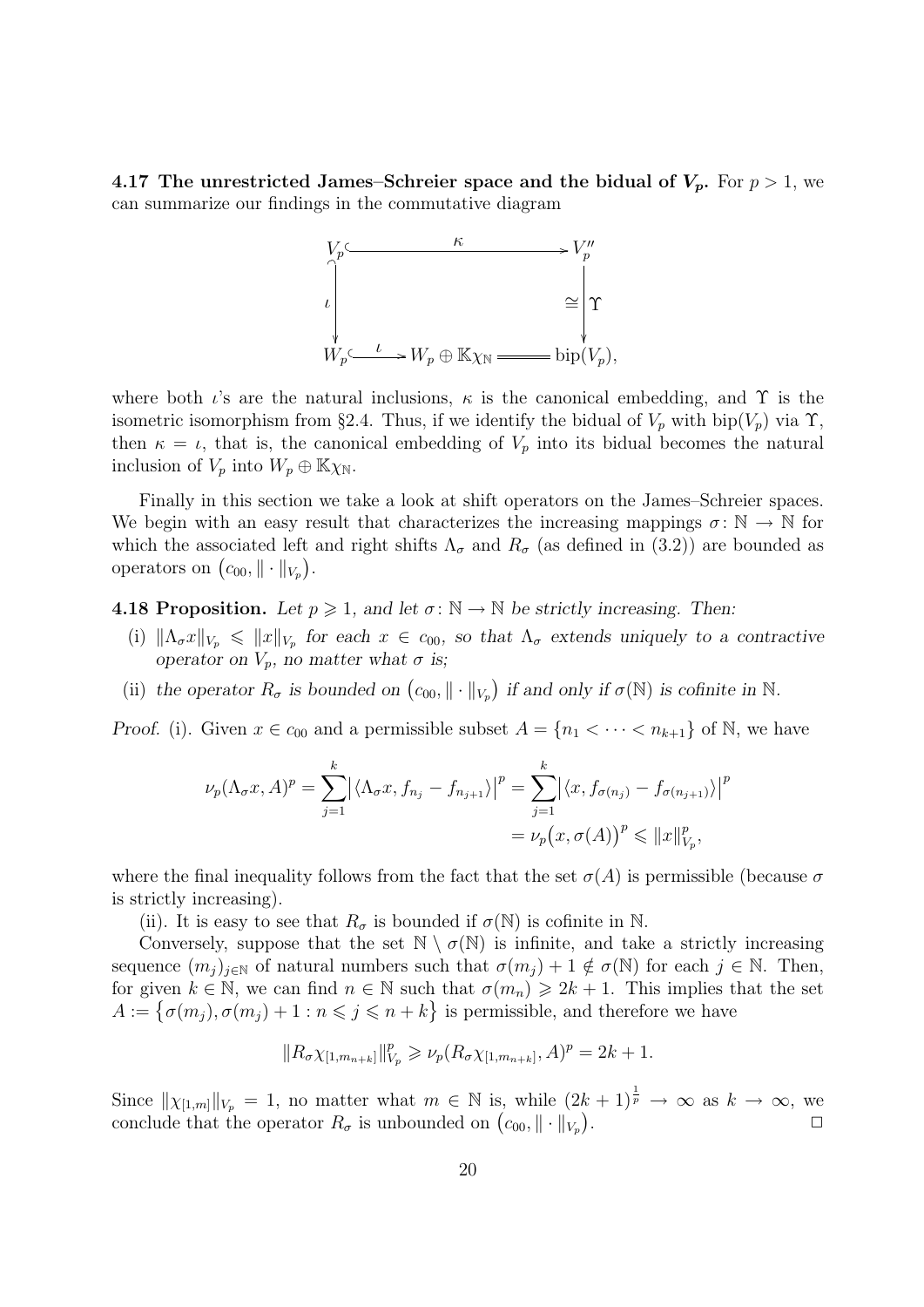**4.17 The unrestricted James–Schreier space and the bidual of $V_p$.** For $p > 1$, we can summarize our findings in the commutative diagram

$$\begin{array}{ccc} V_p & \xrightarrow{\quad\kappa\quad} & V_p'' \\ \Big\downarrow \iota & & \cong \Big\downarrow \Upsilon \\ W_p & \xrightarrow{\quad\iota\quad} W_p \oplus \mathbb{K}\chi_{\mathbb{N}} = & \mathrm{bip}(V_p), \end{array}$$

where both $\iota$'s are the natural inclusions, $\kappa$ is the canonical embedding, and $\Upsilon$ is the isometric isomorphism from §2.4. Thus, if we identify the bidual of $V_p$ with $\mathrm{bip}(V_p)$ via $\Upsilon$, then $\kappa = \iota$, that is, the canonical embedding of $V_p$ into its bidual becomes the natural inclusion of $V_p$ into $W_p \oplus \mathbb{K}\chi_{\mathbb{N}}$.

Finally in this section we take a look at shift operators on the James–Schreier spaces. We begin with an easy result that characterizes the increasing mappings $\sigma \colon \mathbb{N} \to \mathbb{N}$ for which the associated left and right shifts $\Lambda_\sigma$ and $R_\sigma$ (as defined in (3.2)) are bounded as operators on $\big(c_{00}, \|\cdot\|_{V_p}\big)$.

**4.18 Proposition.** *Let $p \geqslant 1$, and let $\sigma \colon \mathbb{N} \to \mathbb{N}$ be strictly increasing. Then:*

(i) *$\|\Lambda_\sigma x\|_{V_p} \leqslant \|x\|_{V_p}$ for each $x \in c_{00}$, so that $\Lambda_\sigma$ extends uniquely to a contractive operator on $V_p$, no matter what $\sigma$ is;*

(ii) *the operator $R_\sigma$ is bounded on $\big(c_{00}, \|\cdot\|_{V_p}\big)$ if and only if $\sigma(\mathbb{N})$ is cofinite in $\mathbb{N}$.*

*Proof.* (i). Given $x \in c_{00}$ and a permissible subset $A = \{n_1 < \cdots < n_{k+1}\}$ of $\mathbb{N}$, we have

$$\begin{aligned} \nu_p(\Lambda_\sigma x, A)^p = \sum_{j=1}^{k} \big|\langle \Lambda_\sigma x, f_{n_j} - f_{n_{j+1}}\rangle\big|^p &= \sum_{j=1}^{k} \big|\langle x, f_{\sigma(n_j)} - f_{\sigma(n_{j+1})}\rangle\big|^p \\ &= \nu_p\big(x, \sigma(A)\big)^p \leqslant \|x\|_{V_p}^p, \end{aligned}$$

where the final inequality follows from the fact that the set $\sigma(A)$ is permissible (because $\sigma$ is strictly increasing).

(ii). It is easy to see that $R_\sigma$ is bounded if $\sigma(\mathbb{N})$ is cofinite in $\mathbb{N}$.

Conversely, suppose that the set $\mathbb{N} \setminus \sigma(\mathbb{N})$ is infinite, and take a strictly increasing sequence $(m_j)_{j \in \mathbb{N}}$ of natural numbers such that $\sigma(m_j) + 1 \notin \sigma(\mathbb{N})$ for each $j \in \mathbb{N}$. Then, for given $k \in \mathbb{N}$, we can find $n \in \mathbb{N}$ such that $\sigma(m_n) \geqslant 2k + 1$. This implies that the set $A := \big\{\sigma(m_j), \sigma(m_j) + 1 : n \leqslant j \leqslant n + k\big\}$ is permissible, and therefore we have

$$\|R_\sigma \chi_{[1, m_{n+k}]}\|_{V_p}^p \geqslant \nu_p(R_\sigma \chi_{[1, m_{n+k}]}, A)^p = 2k + 1.$$

Since $\|\chi_{[1,m]}\|_{V_p} = 1$, no matter what $m \in \mathbb{N}$ is, while $(2k+1)^{\frac{1}{p}} \to \infty$ as $k \to \infty$, we conclude that the operator $R_\sigma$ is unbounded on $\big(c_{00}, \|\cdot\|_{V_p}\big)$. $\square$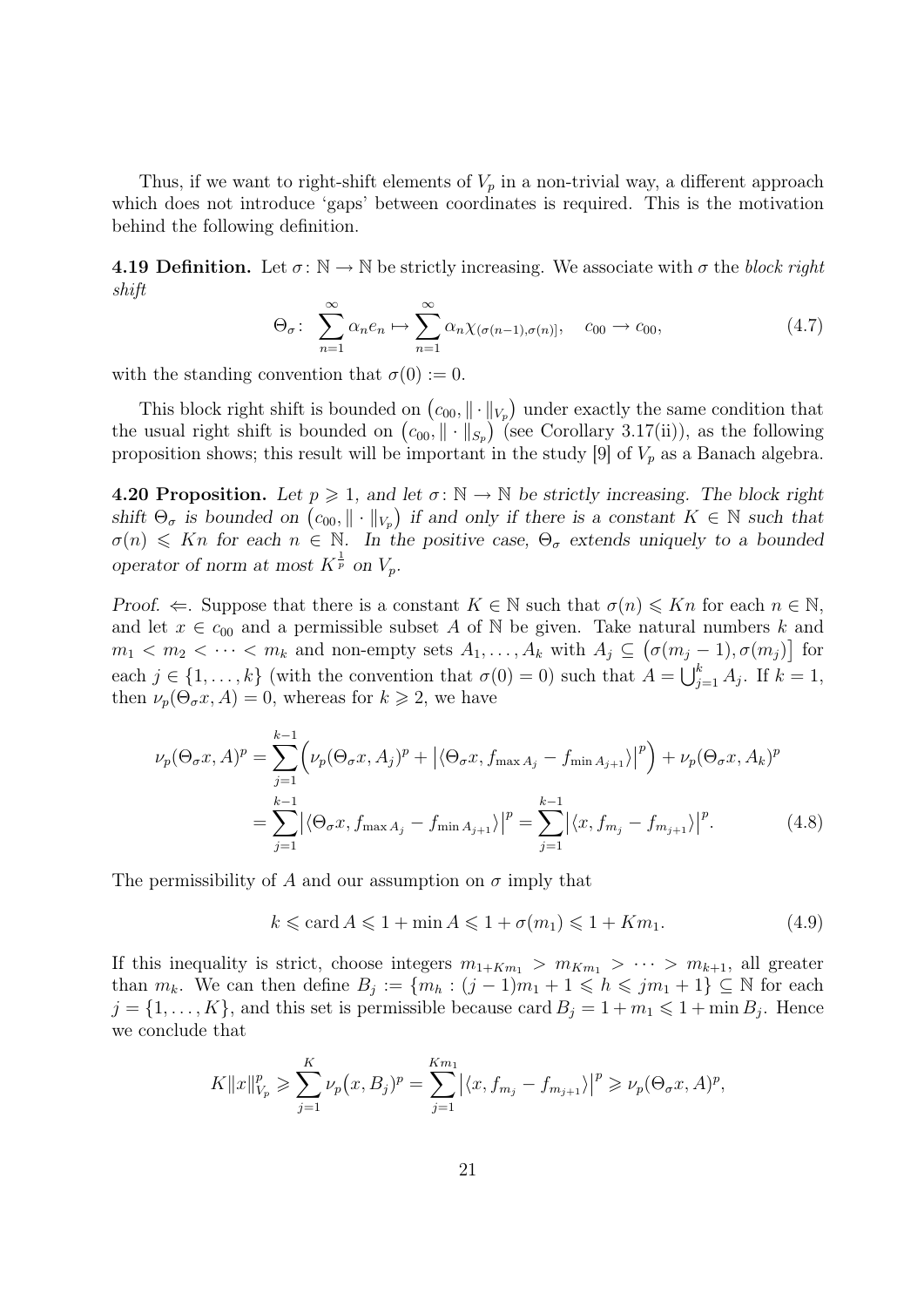Thus, if we want to right-shift elements of $V_p$ in a non-trivial way, a different approach which does not introduce 'gaps' between coordinates is required. This is the motivation behind the following definition.

**4.19 Definition.** Let $\sigma\colon \mathbb{N} \to \mathbb{N}$ be strictly increasing. We associate with $\sigma$ the *block right shift*

$$\Theta_\sigma\colon \sum_{n=1}^{\infty} \alpha_n e_n \mapsto \sum_{n=1}^{\infty} \alpha_n \chi_{(\sigma(n-1),\sigma(n)]}, \quad c_{00} \to c_{00}, \tag{4.7}$$

with the standing convention that $\sigma(0) := 0$.

This block right shift is bounded on $(c_{00}, \|\cdot\|_{V_p})$ under exactly the same condition that the usual right shift is bounded on $(c_{00}, \|\cdot\|_{S_p})$ (see Corollary 3.17(ii)), as the following proposition shows; this result will be important in the study [9] of $V_p$ as a Banach algebra.

**4.20 Proposition.** *Let $p \geqslant 1$, and let $\sigma\colon \mathbb{N} \to \mathbb{N}$ be strictly increasing. The block right shift $\Theta_\sigma$ is bounded on $(c_{00}, \|\cdot\|_{V_p})$ if and only if there is a constant $K \in \mathbb{N}$ such that $\sigma(n) \leqslant Kn$ for each $n \in \mathbb{N}$. In the positive case, $\Theta_\sigma$ extends uniquely to a bounded operator of norm at most $K^{\frac{1}{p}}$ on $V_p$.*

*Proof.* $\Leftarrow$. Suppose that there is a constant $K \in \mathbb{N}$ such that $\sigma(n) \leqslant Kn$ for each $n \in \mathbb{N}$, and let $x \in c_{00}$ and a permissible subset $A$ of $\mathbb{N}$ be given. Take natural numbers $k$ and $m_1 < m_2 < \cdots < m_k$ and non-empty sets $A_1, \ldots, A_k$ with $A_j \subseteq (\sigma(m_j - 1), \sigma(m_j)]$ for each $j \in \{1, \ldots, k\}$ (with the convention that $\sigma(0) = 0$) such that $A = \bigcup_{j=1}^{k} A_j$. If $k = 1$, then $\nu_p(\Theta_\sigma x, A) = 0$, whereas for $k \geqslant 2$, we have

$$\begin{aligned}
\nu_p(\Theta_\sigma x, A)^p &= \sum_{j=1}^{k-1} \Big( \nu_p(\Theta_\sigma x, A_j)^p + \big|\langle \Theta_\sigma x, f_{\max A_j} - f_{\min A_{j+1}} \rangle\big|^p \Big) + \nu_p(\Theta_\sigma x, A_k)^p \\
&= \sum_{j=1}^{k-1} \big|\langle \Theta_\sigma x, f_{\max A_j} - f_{\min A_{j+1}} \rangle\big|^p = \sum_{j=1}^{k-1} \big|\langle x, f_{m_j} - f_{m_{j+1}} \rangle\big|^p.
\end{aligned} \tag{4.8}$$

The permissibility of $A$ and our assumption on $\sigma$ imply that

$$k \leqslant \operatorname{card} A \leqslant 1 + \min A \leqslant 1 + \sigma(m_1) \leqslant 1 + Km_1. \tag{4.9}$$

If this inequality is strict, choose integers $m_{1+Km_1} > m_{Km_1} > \cdots > m_{k+1}$, all greater than $m_k$. We can then define $B_j := \{m_h : (j-1)m_1 + 1 \leqslant h \leqslant jm_1 + 1\} \subseteq \mathbb{N}$ for each $j = \{1, \ldots, K\}$, and this set is permissible because $\operatorname{card} B_j = 1 + m_1 \leqslant 1 + \min B_j$. Hence we conclude that

$$K\|x\|_{V_p}^p \geqslant \sum_{j=1}^{K} \nu_p(x, B_j)^p = \sum_{j=1}^{Km_1} \big|\langle x, f_{m_j} - f_{m_{j+1}} \rangle\big|^p \geqslant \nu_p(\Theta_\sigma x, A)^p,$$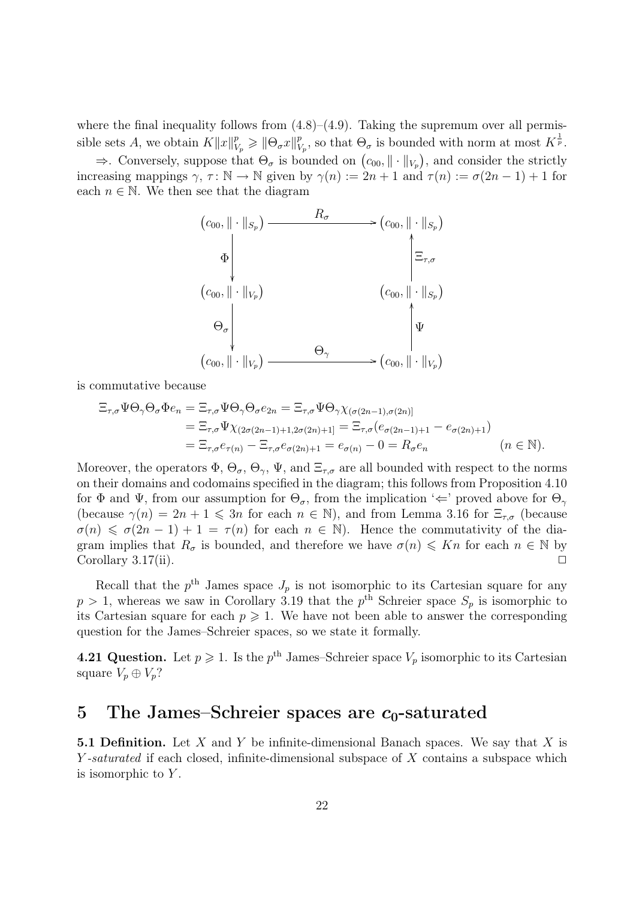where the final inequality follows from (4.8)–(4.9). Taking the supremum over all permissible sets $A$, we obtain $K\|x\|_{V_p}^p \geqslant \|\Theta_\sigma x\|_{V_p}^p$, so that $\Theta_\sigma$ is bounded with norm at most $K^{\frac{1}{p}}$.

$\Rightarrow$. Conversely, suppose that $\Theta_\sigma$ is bounded on $\big(c_{00}, \|\cdot\|_{V_p}\big)$, and consider the strictly increasing mappings $\gamma, \tau\colon \mathbb{N} \to \mathbb{N}$ given by $\gamma(n) := 2n+1$ and $\tau(n) := \sigma(2n-1)+1$ for each $n \in \mathbb{N}$. We then see that the diagram

$$
\begin{array}{ccc}
\big(c_{00}, \|\cdot\|_{S_p}\big) & \xrightarrow{\quad R_\sigma \quad} & \big(c_{00}, \|\cdot\|_{S_p}\big) \\
\Big\downarrow \Phi & & \Big\uparrow \Xi_{\tau,\sigma} \\
\big(c_{00}, \|\cdot\|_{V_p}\big) & & \big(c_{00}, \|\cdot\|_{S_p}\big) \\
\Big\downarrow \Theta_\sigma & & \Big\uparrow \Psi \\
\big(c_{00}, \|\cdot\|_{V_p}\big) & \xrightarrow{\quad \Theta_\gamma \quad} & \big(c_{00}, \|\cdot\|_{V_p}\big)
\end{array}
$$

is commutative because

$$
\begin{aligned}
\Xi_{\tau,\sigma}\Psi\Theta_\gamma\Theta_\sigma\Phi e_n &= \Xi_{\tau,\sigma}\Psi\Theta_\gamma\Theta_\sigma e_{2n} = \Xi_{\tau,\sigma}\Psi\Theta_\gamma\chi_{(\sigma(2n-1),\sigma(2n)]} \\
&= \Xi_{\tau,\sigma}\Psi\chi_{(2\sigma(2n-1)+1,2\sigma(2n)+1]} = \Xi_{\tau,\sigma}\big(e_{\sigma(2n-1)+1} - e_{\sigma(2n)+1}\big) \\
&= \Xi_{\tau,\sigma}e_{\tau(n)} - \Xi_{\tau,\sigma}e_{\sigma(2n)+1} = e_{\sigma(n)} - 0 = R_\sigma e_n \qquad (n \in \mathbb{N}).
\end{aligned}
$$

Moreover, the operators $\Phi$, $\Theta_\sigma$, $\Theta_\gamma$, $\Psi$, and $\Xi_{\tau,\sigma}$ are all bounded with respect to the norms on their domains and codomains specified in the diagram; this follows from Proposition 4.10 for $\Phi$ and $\Psi$, from our assumption for $\Theta_\sigma$, from the implication '$\Leftarrow$' proved above for $\Theta_\gamma$ (because $\gamma(n) = 2n+1 \leqslant 3n$ for each $n \in \mathbb{N}$), and from Lemma 3.16 for $\Xi_{\tau,\sigma}$ (because $\sigma(n) \leqslant \sigma(2n-1)+1 = \tau(n)$ for each $n \in \mathbb{N}$). Hence the commutativity of the diagram implies that $R_\sigma$ is bounded, and therefore we have $\sigma(n) \leqslant Kn$ for each $n \in \mathbb{N}$ by Corollary 3.17(ii). $\square$

Recall that the $p^{\text{th}}$ James space $J_p$ is not isomorphic to its Cartesian square for any $p > 1$, whereas we saw in Corollary 3.19 that the $p^{\text{th}}$ Schreier space $S_p$ is isomorphic to its Cartesian square for each $p \geqslant 1$. We have not been able to answer the corresponding question for the James–Schreier spaces, so we state it formally.

**4.21 Question.** Let $p \geqslant 1$. Is the $p^{\text{th}}$ James–Schreier space $V_p$ isomorphic to its Cartesian square $V_p \oplus V_p$?

# 5 The James–Schreier spaces are $c_0$-saturated

**5.1 Definition.** Let $X$ and $Y$ be infinite-dimensional Banach spaces. We say that $X$ is *$Y$-saturated* if each closed, infinite-dimensional subspace of $X$ contains a subspace which is isomorphic to $Y$.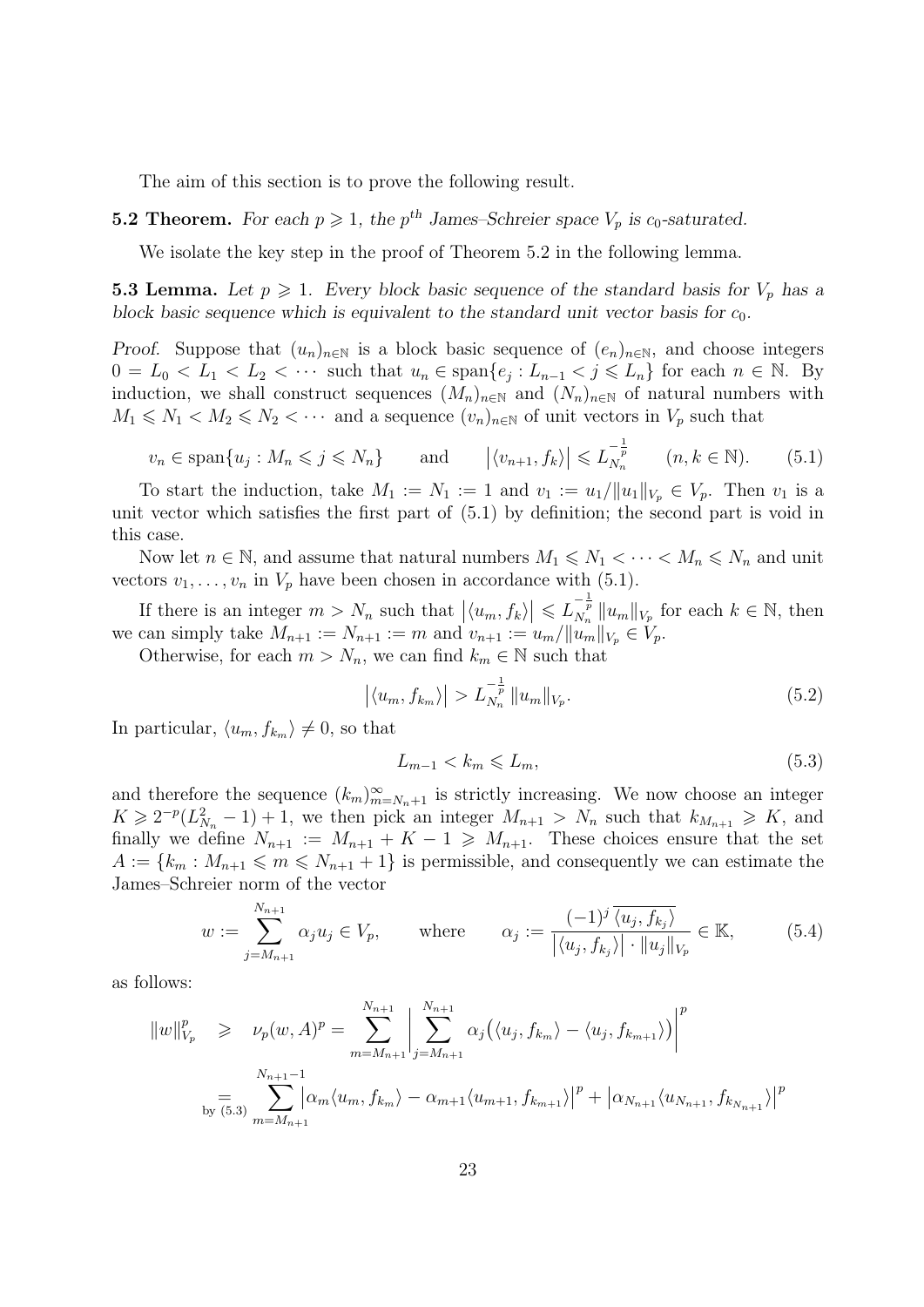The aim of this section is to prove the following result.

**5.2 Theorem.** *For each $p \geqslant 1$, the $p^{th}$ James–Schreier space $V_p$ is $c_0$-saturated.*

We isolate the key step in the proof of Theorem 5.2 in the following lemma.

**5.3 Lemma.** *Let $p \geqslant 1$. Every block basic sequence of the standard basis for $V_p$ has a block basic sequence which is equivalent to the standard unit vector basis for $c_0$.*

*Proof.* Suppose that $(u_n)_{n\in\mathbb{N}}$ is a block basic sequence of $(e_n)_{n\in\mathbb{N}}$, and choose integers $0 = L_0 < L_1 < L_2 < \cdots$ such that $u_n \in \operatorname{span}\{e_j : L_{n-1} < j \leqslant L_n\}$ for each $n \in \mathbb{N}$. By induction, we shall construct sequences $(M_n)_{n\in\mathbb{N}}$ and $(N_n)_{n\in\mathbb{N}}$ of natural numbers with $M_1 \leqslant N_1 < M_2 \leqslant N_2 < \cdots$ and a sequence $(v_n)_{n\in\mathbb{N}}$ of unit vectors in $V_p$ such that

$$v_n \in \operatorname{span}\{u_j : M_n \leqslant j \leqslant N_n\} \qquad \text{and} \qquad \big|\langle v_{n+1}, f_k\rangle\big| \leqslant L_{N_n}^{-\frac{1}{p}} \qquad (n, k \in \mathbb{N}). \tag{5.1}$$

To start the induction, take $M_1 := N_1 := 1$ and $v_1 := u_1/\|u_1\|_{V_p} \in V_p$. Then $v_1$ is a unit vector which satisfies the first part of (5.1) by definition; the second part is void in this case.

Now let $n \in \mathbb{N}$, and assume that natural numbers $M_1 \leqslant N_1 < \cdots < M_n \leqslant N_n$ and unit vectors $v_1, \ldots, v_n$ in $V_p$ have been chosen in accordance with (5.1).

If there is an integer $m > N_n$ such that $\big|\langle u_m, f_k\rangle\big| \leqslant L_{N_n}^{-\frac{1}{p}} \|u_m\|_{V_p}$ for each $k \in \mathbb{N}$, then we can simply take $M_{n+1} := N_{n+1} := m$ and $v_{n+1} := u_m/\|u_m\|_{V_p} \in V_p$.

Otherwise, for each $m > N_n$, we can find $k_m \in \mathbb{N}$ such that

$$\big|\langle u_m, f_{k_m}\rangle\big| > L_{N_n}^{-\frac{1}{p}} \|u_m\|_{V_p}. \tag{5.2}$$

In particular, $\langle u_m, f_{k_m}\rangle \neq 0$, so that

$$L_{m-1} < k_m \leqslant L_m, \tag{5.3}$$

and therefore the sequence $(k_m)_{m=N_n+1}^{\infty}$ is strictly increasing. We now choose an integer $K \geqslant 2^{-p}(L_{N_n}^2 - 1) + 1$, we then pick an integer $M_{n+1} > N_n$ such that $k_{M_{n+1}} \geqslant K$, and finally we define $N_{n+1} := M_{n+1} + K - 1 \geqslant M_{n+1}$. These choices ensure that the set $A := \{k_m : M_{n+1} \leqslant m \leqslant N_{n+1} + 1\}$ is permissible, and consequently we can estimate the James–Schreier norm of the vector

$$w := \sum_{j=M_{n+1}}^{N_{n+1}} \alpha_j u_j \in V_p, \qquad \text{where} \qquad \alpha_j := \frac{(-1)^j\,\overline{\langle u_j, f_{k_j}\rangle}}{\big|\langle u_j, f_{k_j}\rangle\big| \cdot \|u_j\|_{V_p}} \in \mathbb{K}, \tag{5.4}$$

as follows:

$$\begin{aligned}
\|w\|_{V_p}^p \quad &\geqslant \quad \nu_p(w, A)^p = \sum_{m=M_{n+1}}^{N_{n+1}} \bigg| \sum_{j=M_{n+1}}^{N_{n+1}} \alpha_j\big(\langle u_j, f_{k_m}\rangle - \langle u_j, f_{k_{m+1}}\rangle\big)\bigg|^p \\
&\underset{\text{by (5.3)}}{=} \sum_{m=M_{n+1}}^{N_{n+1}-1} \big|\alpha_m \langle u_m, f_{k_m}\rangle - \alpha_{m+1}\langle u_{m+1}, f_{k_{m+1}}\rangle\big|^p + \big|\alpha_{N_{n+1}}\langle u_{N_{n+1}}, f_{k_{N_{n+1}}}\rangle\big|^p
\end{aligned}$$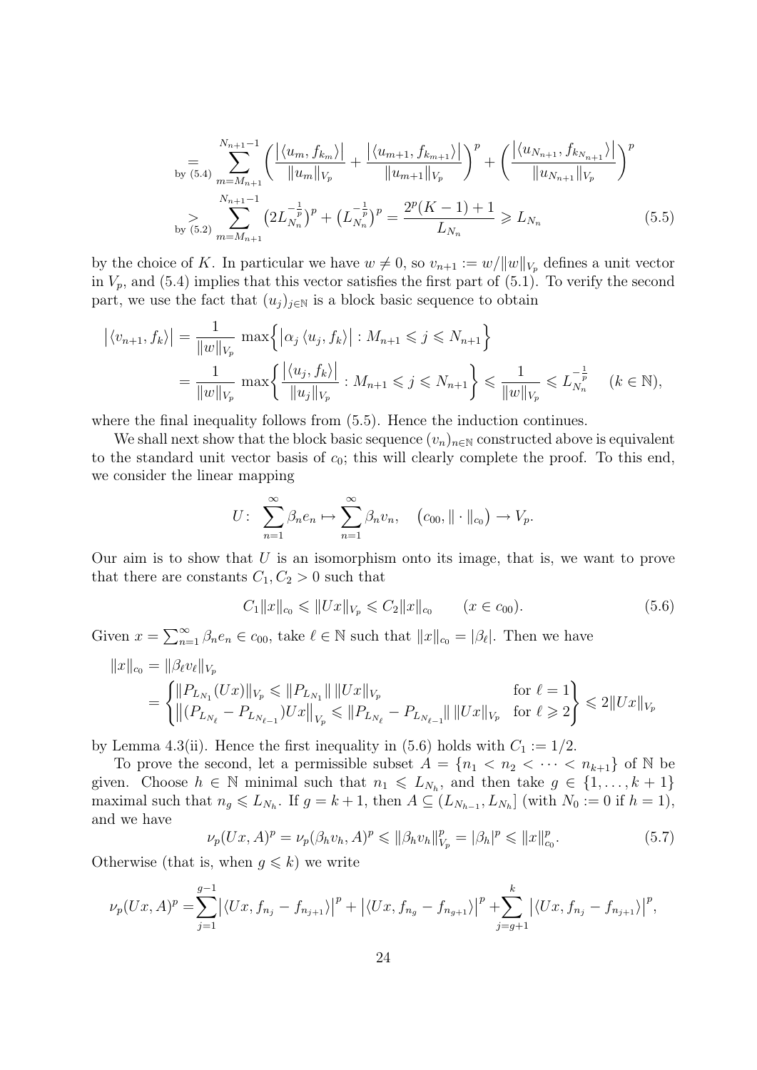$$\underset{\text{by (5.4)}}{=} \sum_{m=M_{n+1}}^{N_{n+1}-1} \left( \frac{\left|\langle u_m, f_{k_m}\rangle\right|}{\|u_m\|_{V_p}} + \frac{\left|\langle u_{m+1}, f_{k_{m+1}}\rangle\right|}{\|u_{m+1}\|_{V_p}} \right)^p + \left( \frac{\left|\langle u_{N_{n+1}}, f_{k_{N_{n+1}}}\rangle\right|}{\|u_{N_{n+1}}\|_{V_p}} \right)^p$$

$$\underset{\text{by (5.2)}}{>} \sum_{m=M_{n+1}}^{N_{n+1}-1} \left(2L_{N_n}^{-\frac{1}{p}}\right)^p + \left(L_{N_n}^{-\frac{1}{p}}\right)^p = \frac{2^p(K-1)+1}{L_{N_n}} \geqslant L_{N_n} \tag{5.5}$$

by the choice of $K$. In particular we have $w \neq 0$, so $v_{n+1} := w/\|w\|_{V_p}$ defines a unit vector in $V_p$, and (5.4) implies that this vector satisfies the first part of (5.1). To verify the second part, we use the fact that $(u_j)_{j\in\mathbb{N}}$ is a block basic sequence to obtain

$$\begin{aligned}
\left|\langle v_{n+1}, f_k\rangle\right| &= \frac{1}{\|w\|_{V_p}} \max\Big\{ \left|\alpha_j \langle u_j, f_k\rangle\right| : M_{n+1} \leqslant j \leqslant N_{n+1} \Big\} \\
&= \frac{1}{\|w\|_{V_p}} \max\left\{ \frac{\left|\langle u_j, f_k\rangle\right|}{\|u_j\|_{V_p}} : M_{n+1} \leqslant j \leqslant N_{n+1} \right\} \leqslant \frac{1}{\|w\|_{V_p}} \leqslant L_{N_n}^{-\frac{1}{p}} \qquad (k \in \mathbb{N}),
\end{aligned}$$

where the final inequality follows from (5.5). Hence the induction continues.

We shall next show that the block basic sequence $(v_n)_{n\in\mathbb{N}}$ constructed above is equivalent to the standard unit vector basis of $c_0$; this will clearly complete the proof. To this end, we consider the linear mapping

$$U\colon\ \sum_{n=1}^{\infty} \beta_n e_n \mapsto \sum_{n=1}^{\infty} \beta_n v_n, \quad \left(c_{00}, \|\cdot\|_{c_0}\right) \to V_p.$$

Our aim is to show that $U$ is an isomorphism onto its image, that is, we want to prove that there are constants $C_1, C_2 > 0$ such that

$$C_1\|x\|_{c_0} \leqslant \|Ux\|_{V_p} \leqslant C_2\|x\|_{c_0} \qquad (x \in c_{00}). \tag{5.6}$$

Given $x = \sum_{n=1}^{\infty} \beta_n e_n \in c_{00}$, take $\ell \in \mathbb{N}$ such that $\|x\|_{c_0} = |\beta_\ell|$. Then we have

$$\begin{aligned}
\|x\|_{c_0} &= \|\beta_\ell v_\ell\|_{V_p} \\
&= \begin{cases} \|P_{L_{N_1}}(Ux)\|_{V_p} \leqslant \|P_{L_{N_1}}\|\,\|Ux\|_{V_p} & \text{for } \ell = 1 \\ \left\|(P_{L_{N_\ell}} - P_{L_{N_{\ell-1}}})Ux\right\|_{V_p} \leqslant \|P_{L_{N_\ell}} - P_{L_{N_{\ell-1}}}\|\,\|Ux\|_{V_p} & \text{for } \ell \geqslant 2 \end{cases} \leqslant 2\|Ux\|_{V_p}
\end{aligned}$$

by Lemma 4.3(ii). Hence the first inequality in (5.6) holds with $C_1 := 1/2$.

To prove the second, let a permissible subset $A = \{n_1 < n_2 < \cdots < n_{k+1}\}$ of $\mathbb{N}$ be given. Choose $h \in \mathbb{N}$ minimal such that $n_1 \leqslant L_{N_h}$, and then take $g \in \{1, \ldots, k+1\}$ maximal such that $n_g \leqslant L_{N_h}$. If $g = k+1$, then $A \subseteq (L_{N_{h-1}}, L_{N_h}]$ (with $N_0 := 0$ if $h = 1$), and we have

$$\nu_p(Ux, A)^p = \nu_p(\beta_h v_h, A)^p \leqslant \|\beta_h v_h\|_{V_p}^p = |\beta_h|^p \leqslant \|x\|_{c_0}^p. \tag{5.7}$$

Otherwise (that is, when $g \leqslant k$) we write

$$\nu_p(Ux, A)^p = \sum_{j=1}^{g-1} \left|\langle Ux, f_{n_j} - f_{n_{j+1}}\rangle\right|^p + \left|\langle Ux, f_{n_g} - f_{n_{g+1}}\rangle\right|^p + \sum_{j=g+1}^{k} \left|\langle Ux, f_{n_j} - f_{n_{j+1}}\rangle\right|^p,$$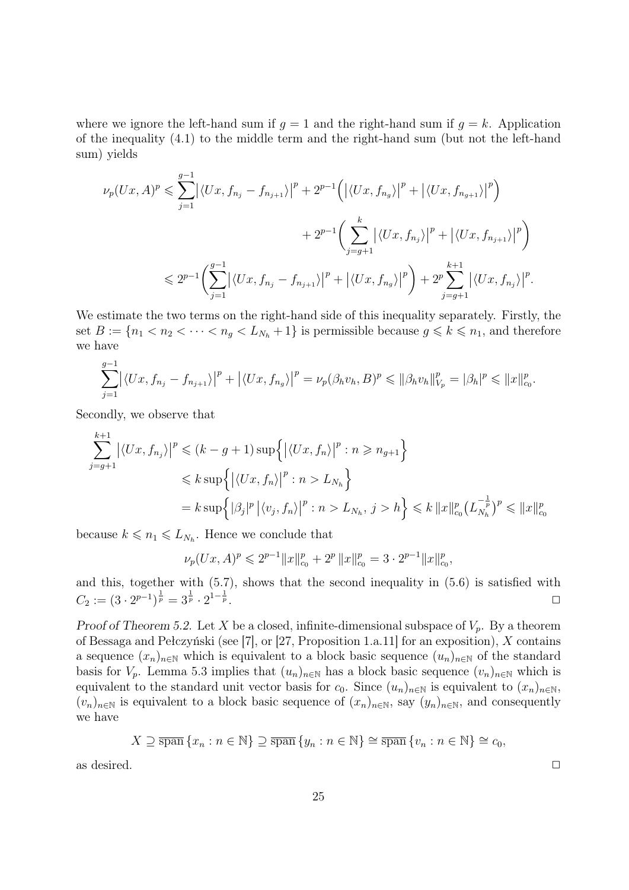where we ignore the left-hand sum if $g = 1$ and the right-hand sum if $g = k$. Application of the inequality (4.1) to the middle term and the right-hand sum (but not the left-hand sum) yields

$$
\begin{aligned}
\nu_p(Ux, A)^p \leqslant \sum_{j=1}^{g-1} \big|\langle Ux, f_{n_j} - f_{n_{j+1}}\rangle\big|^p &+ 2^{p-1}\Big(\big|\langle Ux, f_{n_g}\rangle\big|^p + \big|\langle Ux, f_{n_{g+1}}\rangle\big|^p\Big) \\
&+ 2^{p-1}\bigg(\sum_{j=g+1}^{k} \big|\langle Ux, f_{n_j}\rangle\big|^p + \big|\langle Ux, f_{n_{j+1}}\rangle\big|^p\bigg) \\
\leqslant 2^{p-1}\bigg(\sum_{j=1}^{g-1} \big|\langle Ux, f_{n_j} - f_{n_{j+1}}\rangle\big|^p &+ \big|\langle Ux, f_{n_g}\rangle\big|^p\bigg) + 2^p \sum_{j=g+1}^{k+1} \big|\langle Ux, f_{n_j}\rangle\big|^p.
\end{aligned}
$$

We estimate the two terms on the right-hand side of this inequality separately. Firstly, the set $B := \{n_1 < n_2 < \cdots < n_g < L_{N_h} + 1\}$ is permissible because $g \leqslant k \leqslant n_1$, and therefore we have

$$
\sum_{j=1}^{g-1} \big|\langle Ux, f_{n_j} - f_{n_{j+1}}\rangle\big|^p + \big|\langle Ux, f_{n_g}\rangle\big|^p = \nu_p(\beta_h v_h, B)^p \leqslant \|\beta_h v_h\|_{V_p}^p = |\beta_h|^p \leqslant \|x\|_{c_0}^p.
$$

Secondly, we observe that

$$
\begin{aligned}
\sum_{j=g+1}^{k+1} \big|\langle Ux, f_{n_j}\rangle\big|^p &\leqslant (k - g + 1)\sup\Big\{\big|\langle Ux, f_n\rangle\big|^p : n \geqslant n_{g+1}\Big\} \\
&\leqslant k \sup\Big\{\big|\langle Ux, f_n\rangle\big|^p : n > L_{N_h}\Big\} \\
&= k \sup\Big\{|\beta_j|^p \big|\langle v_j, f_n\rangle\big|^p : n > L_{N_h},\, j > h\Big\} \leqslant k\, \|x\|_{c_0}^p \big(L_{N_h}^{-\frac{1}{p}}\big)^p \leqslant \|x\|_{c_0}^p
\end{aligned}
$$

because $k \leqslant n_1 \leqslant L_{N_h}$. Hence we conclude that

$$
\nu_p(Ux, A)^p \leqslant 2^{p-1}\|x\|_{c_0}^p + 2^p\, \|x\|_{c_0}^p = 3 \cdot 2^{p-1}\|x\|_{c_0}^p,
$$

and this, together with (5.7), shows that the second inequality in (5.6) is satisfied with $C_2 := (3 \cdot 2^{p-1})^{\frac{1}{p}} = 3^{\frac{1}{p}} \cdot 2^{1-\frac{1}{p}}$. □

*Proof of Theorem 5.2.* Let $X$ be a closed, infinite-dimensional subspace of $V_p$. By a theorem of Bessaga and Pełczyński (see [7], or [27, Proposition 1.a.11] for an exposition), $X$ contains a sequence $(x_n)_{n\in\mathbb{N}}$ which is equivalent to a block basic sequence $(u_n)_{n\in\mathbb{N}}$ of the standard basis for $V_p$. Lemma 5.3 implies that $(u_n)_{n\in\mathbb{N}}$ has a block basic sequence $(v_n)_{n\in\mathbb{N}}$ which is equivalent to the standard unit vector basis for $c_0$. Since $(u_n)_{n\in\mathbb{N}}$ is equivalent to $(x_n)_{n\in\mathbb{N}}$, $(v_n)_{n\in\mathbb{N}}$ is equivalent to a block basic sequence of $(x_n)_{n\in\mathbb{N}}$, say $(y_n)_{n\in\mathbb{N}}$, and consequently we have

$$
X \supseteq \overline{\operatorname{span}}\,\{x_n : n \in \mathbb{N}\} \supseteq \overline{\operatorname{span}}\,\{y_n : n \in \mathbb{N}\} \cong \overline{\operatorname{span}}\,\{v_n : n \in \mathbb{N}\} \cong c_0,
$$

as desired. □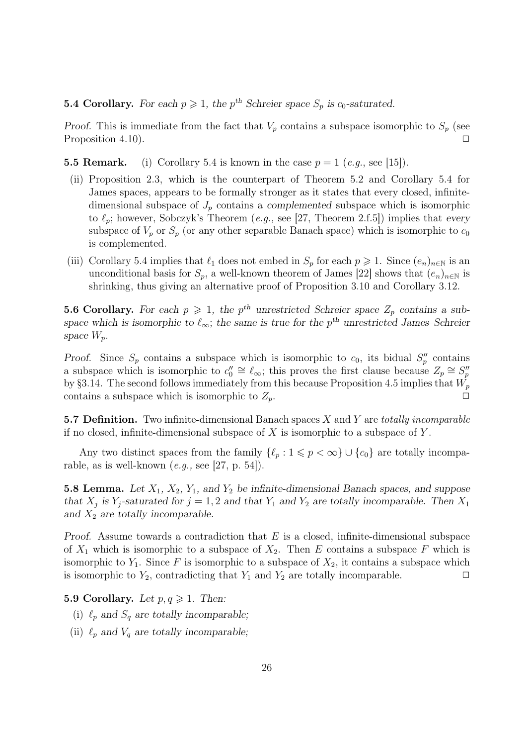**5.4 Corollary.** *For each $p \geqslant 1$, the $p^{th}$ Schreier space $S_p$ is $c_0$-saturated.*

*Proof.* This is immediate from the fact that $V_p$ contains a subspace isomorphic to $S_p$ (see Proposition 4.10). $\square$

**5.5 Remark.** (i) Corollary 5.4 is known in the case $p = 1$ (*e.g.*, see [15]).

(ii) Proposition 2.3, which is the counterpart of Theorem 5.2 and Corollary 5.4 for James spaces, appears to be formally stronger as it states that every closed, infinite-dimensional subspace of $J_p$ contains a *complemented* subspace which is isomorphic to $\ell_p$; however, Sobczyk's Theorem (*e.g.*, see [27, Theorem 2.f.5]) implies that *every* subspace of $V_p$ or $S_p$ (or any other separable Banach space) which is isomorphic to $c_0$ is complemented.

(iii) Corollary 5.4 implies that $\ell_1$ does not embed in $S_p$ for each $p \geqslant 1$. Since $(e_n)_{n \in \mathbb{N}}$ is an unconditional basis for $S_p$, a well-known theorem of James [22] shows that $(e_n)_{n \in \mathbb{N}}$ is shrinking, thus giving an alternative proof of Proposition 3.10 and Corollary 3.12.

**5.6 Corollary.** *For each $p \geqslant 1$, the $p^{th}$ unrestricted Schreier space $Z_p$ contains a subspace which is isomorphic to $\ell_\infty$; the same is true for the $p^{th}$ unrestricted James–Schreier space $W_p$.*

*Proof.* Since $S_p$ contains a subspace which is isomorphic to $c_0$, its bidual $S_p''$ contains a subspace which is isomorphic to $c_0'' \cong \ell_\infty$; this proves the first clause because $Z_p \cong S_p''$ by §3.14. The second follows immediately from this because Proposition 4.5 implies that $W_p$ contains a subspace which is isomorphic to $Z_p$. $\square$

**5.7 Definition.** Two infinite-dimensional Banach spaces $X$ and $Y$ are *totally incomparable* if no closed, infinite-dimensional subspace of $X$ is isomorphic to a subspace of $Y$.

Any two distinct spaces from the family $\{\ell_p : 1 \leqslant p < \infty\} \cup \{c_0\}$ are totally incomparable, as is well-known (*e.g.*, see [27, p. 54]).

**5.8 Lemma.** *Let $X_1$, $X_2$, $Y_1$, and $Y_2$ be infinite-dimensional Banach spaces, and suppose that $X_j$ is $Y_j$-saturated for $j = 1, 2$ and that $Y_1$ and $Y_2$ are totally incomparable. Then $X_1$ and $X_2$ are totally incomparable.*

*Proof.* Assume towards a contradiction that $E$ is a closed, infinite-dimensional subspace of $X_1$ which is isomorphic to a subspace of $X_2$. Then $E$ contains a subspace $F$ which is isomorphic to $Y_1$. Since $F$ is isomorphic to a subspace of $X_2$, it contains a subspace which is isomorphic to $Y_2$, contradicting that $Y_1$ and $Y_2$ are totally incomparable. $\square$

**5.9 Corollary.** *Let $p, q \geqslant 1$. Then:*

(i) *$\ell_p$ and $S_q$ are totally incomparable;*

(ii) *$\ell_p$ and $V_q$ are totally incomparable;*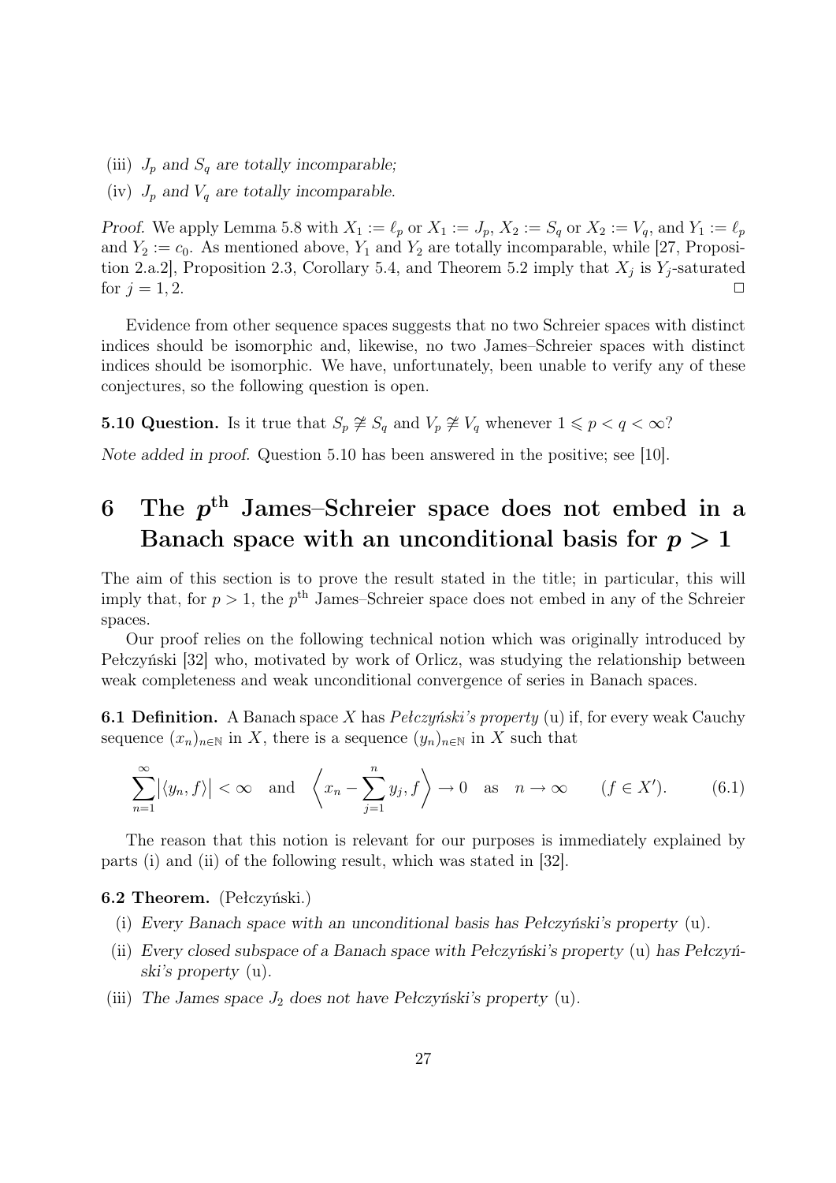(iii) *$J_p$ and $S_q$ are totally incomparable;*

(iv) *$J_p$ and $V_q$ are totally incomparable.*

*Proof.* We apply Lemma 5.8 with $X_1 := \ell_p$ or $X_1 := J_p$, $X_2 := S_q$ or $X_2 := V_q$, and $Y_1 := \ell_p$ and $Y_2 := c_0$. As mentioned above, $Y_1$ and $Y_2$ are totally incomparable, while [27, Proposition 2.a.2], Proposition 2.3, Corollary 5.4, and Theorem 5.2 imply that $X_j$ is $Y_j$-saturated for $j = 1, 2$. □

Evidence from other sequence spaces suggests that no two Schreier spaces with distinct indices should be isomorphic and, likewise, no two James–Schreier spaces with distinct indices should be isomorphic. We have, unfortunately, been unable to verify any of these conjectures, so the following question is open.

**5.10 Question.** Is it true that $S_p \not\cong S_q$ and $V_p \not\cong V_q$ whenever $1 \leqslant p < q < \infty$?

*Note added in proof.* Question 5.10 has been answered in the positive; see [10].

# 6 The $p^{\text{th}}$ James–Schreier space does not embed in a Banach space with an unconditional basis for $p > 1$

The aim of this section is to prove the result stated in the title; in particular, this will imply that, for $p > 1$, the $p^{\text{th}}$ James–Schreier space does not embed in any of the Schreier spaces.

Our proof relies on the following technical notion which was originally introduced by Pełczyński [32] who, motivated by work of Orlicz, was studying the relationship between weak completeness and weak unconditional convergence of series in Banach spaces.

**6.1 Definition.** A Banach space $X$ has *Pełczyński's property* (u) if, for every weak Cauchy sequence $(x_n)_{n\in\mathbb{N}}$ in $X$, there is a sequence $(y_n)_{n\in\mathbb{N}}$ in $X$ such that

$$\sum_{n=1}^{\infty} \bigl|\langle y_n, f\rangle\bigr| < \infty \quad \text{and} \quad \Bigl\langle x_n - \sum_{j=1}^{n} y_j, f \Bigr\rangle \to 0 \quad \text{as} \quad n \to \infty \qquad (f \in X'). \tag{6.1}$$

The reason that this notion is relevant for our purposes is immediately explained by parts (i) and (ii) of the following result, which was stated in [32].

**6.2 Theorem.** (Pełczyński.)

(i) *Every Banach space with an unconditional basis has Pełczyński's property* (u).

(ii) *Every closed subspace of a Banach space with Pełczyński's property* (u) *has Pełczyński's property* (u).

(iii) *The James space $J_2$ does not have Pełczyński's property* (u).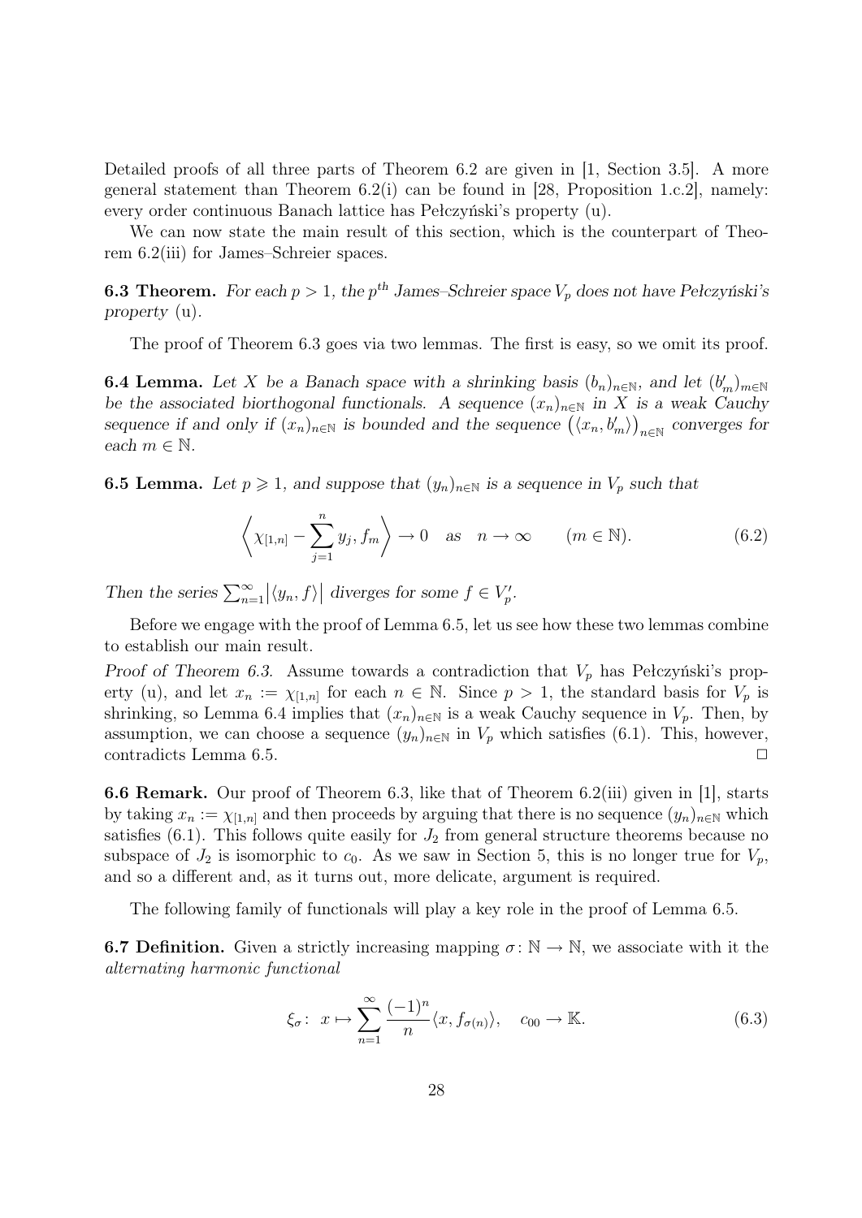Detailed proofs of all three parts of Theorem 6.2 are given in [1, Section 3.5]. A more general statement than Theorem 6.2(i) can be found in [28, Proposition 1.c.2], namely: every order continuous Banach lattice has Pełczyński's property (u).

We can now state the main result of this section, which is the counterpart of Theorem 6.2(iii) for James–Schreier spaces.

**6.3 Theorem.** *For each $p > 1$, the $p^{th}$ James–Schreier space $V_p$ does not have Pełczyński's property* (u)*.*

The proof of Theorem 6.3 goes via two lemmas. The first is easy, so we omit its proof.

**6.4 Lemma.** *Let $X$ be a Banach space with a shrinking basis $(b_n)_{n\in\mathbb{N}}$, and let $(b'_m)_{m\in\mathbb{N}}$ be the associated biorthogonal functionals. A sequence $(x_n)_{n\in\mathbb{N}}$ in $X$ is a weak Cauchy sequence if and only if $(x_n)_{n\in\mathbb{N}}$ is bounded and the sequence $\big(\langle x_n, b'_m\rangle\big)_{n\in\mathbb{N}}$ converges for each $m \in \mathbb{N}$.*

**6.5 Lemma.** *Let $p \geqslant 1$, and suppose that $(y_n)_{n\in\mathbb{N}}$ is a sequence in $V_p$ such that*

$$\left\langle \chi_{[1,n]} - \sum_{j=1}^{n} y_j, f_m \right\rangle \to 0 \quad \text{as} \quad n \to \infty \qquad (m \in \mathbb{N}). \tag{6.2}$$

*Then the series $\sum_{n=1}^{\infty}\big|\langle y_n, f\rangle\big|$ diverges for some $f \in V'_p$.*

Before we engage with the proof of Lemma 6.5, let us see how these two lemmas combine to establish our main result.

*Proof of Theorem 6.3.* Assume towards a contradiction that $V_p$ has Pełczyński's property (u), and let $x_n := \chi_{[1,n]}$ for each $n \in \mathbb{N}$. Since $p > 1$, the standard basis for $V_p$ is shrinking, so Lemma 6.4 implies that $(x_n)_{n\in\mathbb{N}}$ is a weak Cauchy sequence in $V_p$. Then, by assumption, we can choose a sequence $(y_n)_{n\in\mathbb{N}}$ in $V_p$ which satisfies (6.1). This, however, contradicts Lemma 6.5. $\square$

**6.6 Remark.** Our proof of Theorem 6.3, like that of Theorem 6.2(iii) given in [1], starts by taking $x_n := \chi_{[1,n]}$ and then proceeds by arguing that there is no sequence $(y_n)_{n\in\mathbb{N}}$ which satisfies (6.1). This follows quite easily for $J_2$ from general structure theorems because no subspace of $J_2$ is isomorphic to $c_0$. As we saw in Section 5, this is no longer true for $V_p$, and so a different and, as it turns out, more delicate, argument is required.

The following family of functionals will play a key role in the proof of Lemma 6.5.

**6.7 Definition.** Given a strictly increasing mapping $\sigma\colon \mathbb{N} \to \mathbb{N}$, we associate with it the *alternating harmonic functional*

$$\xi_\sigma\colon\ x \mapsto \sum_{n=1}^{\infty} \frac{(-1)^n}{n}\langle x, f_{\sigma(n)}\rangle, \quad c_{00} \to \mathbb{K}. \tag{6.3}$$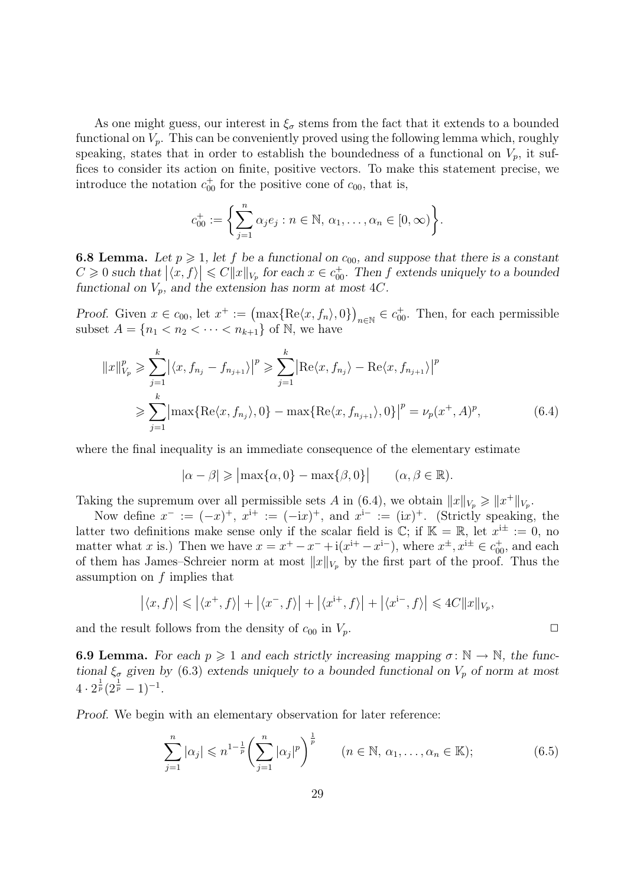As one might guess, our interest in $\xi_\sigma$ stems from the fact that it extends to a bounded functional on $V_p$. This can be conveniently proved using the following lemma which, roughly speaking, states that in order to establish the boundedness of a functional on $V_p$, it suffices to consider its action on finite, positive vectors. To make this statement precise, we introduce the notation $c_{00}^+$ for the positive cone of $c_{00}$, that is,

$$c_{00}^+ := \biggl\{ \sum_{j=1}^n \alpha_j e_j : n \in \mathbb{N},\ \alpha_1, \ldots, \alpha_n \in [0, \infty) \biggr\}.$$

**6.8 Lemma.** *Let $p \geqslant 1$, let $f$ be a functional on $c_{00}$, and suppose that there is a constant $C \geqslant 0$ such that $|\langle x, f\rangle| \leqslant C\|x\|_{V_p}$ for each $x \in c_{00}^+$. Then $f$ extends uniquely to a bounded functional on $V_p$, and the extension has norm at most $4C$.*

*Proof.* Given $x \in c_{00}$, let $x^+ := \bigl(\max\{\operatorname{Re}\langle x, f_n\rangle, 0\}\bigr)_{n\in\mathbb{N}} \in c_{00}^+$. Then, for each permissible subset $A = \{n_1 < n_2 < \cdots < n_{k+1}\}$ of $\mathbb{N}$, we have

$$\begin{aligned}
\|x\|_{V_p}^p &\geqslant \sum_{j=1}^k \bigl|\langle x, f_{n_j} - f_{n_{j+1}}\rangle\bigr|^p \geqslant \sum_{j=1}^k \bigl|\operatorname{Re}\langle x, f_{n_j}\rangle - \operatorname{Re}\langle x, f_{n_{j+1}}\rangle\bigr|^p \\
&\geqslant \sum_{j=1}^k \bigl|\max\{\operatorname{Re}\langle x, f_{n_j}\rangle, 0\} - \max\{\operatorname{Re}\langle x, f_{n_{j+1}}\rangle, 0\}\bigr|^p = \nu_p(x^+, A)^p, 
\end{aligned} \tag{6.4}$$

where the final inequality is an immediate consequence of the elementary estimate

$$|\alpha - \beta| \geqslant \bigl|\max\{\alpha, 0\} - \max\{\beta, 0\}\bigr| \qquad (\alpha, \beta \in \mathbb{R}).$$

Taking the supremum over all permissible sets $A$ in (6.4), we obtain $\|x\|_{V_p} \geqslant \|x^+\|_{V_p}$.

Now define $x^- := (-x)^+$, $x^{\mathrm{i}+} := (-\mathrm{i}x)^+$, and $x^{\mathrm{i}-} := (\mathrm{i}x)^+$. (Strictly speaking, the latter two definitions make sense only if the scalar field is $\mathbb{C}$; if $\mathbb{K} = \mathbb{R}$, let $x^{\mathrm{i}\pm} := 0$, no matter what $x$ is.) Then we have $x = x^+ - x^- + \mathrm{i}(x^{\mathrm{i}+} - x^{\mathrm{i}-})$, where $x^{\pm}, x^{\mathrm{i}\pm} \in c_{00}^+$, and each of them has James–Schreier norm at most $\|x\|_{V_p}$ by the first part of the proof. Thus the assumption on $f$ implies that

$$\bigl|\langle x, f\rangle\bigr| \leqslant \bigl|\langle x^+, f\rangle\bigr| + \bigl|\langle x^-, f\rangle\bigr| + \bigl|\langle x^{\mathrm{i}+}, f\rangle\bigr| + \bigl|\langle x^{\mathrm{i}-}, f\rangle\bigr| \leqslant 4C\|x\|_{V_p},$$

and the result follows from the density of $c_{00}$ in $V_p$. $\square$

**6.9 Lemma.** *For each $p \geqslant 1$ and each strictly increasing mapping $\sigma\colon \mathbb{N} \to \mathbb{N}$, the functional $\xi_\sigma$ given by (6.3) extends uniquely to a bounded functional on $V_p$ of norm at most $4 \cdot 2^{\frac{1}{p}}(2^{\frac{1}{p}} - 1)^{-1}$.*

*Proof.* We begin with an elementary observation for later reference:

$$\sum_{j=1}^n |\alpha_j| \leqslant n^{1-\frac{1}{p}} \biggl( \sum_{j=1}^n |\alpha_j|^p \biggr)^{\frac{1}{p}} \qquad (n \in \mathbb{N},\ \alpha_1, \ldots, \alpha_n \in \mathbb{K}); \tag{6.5}$$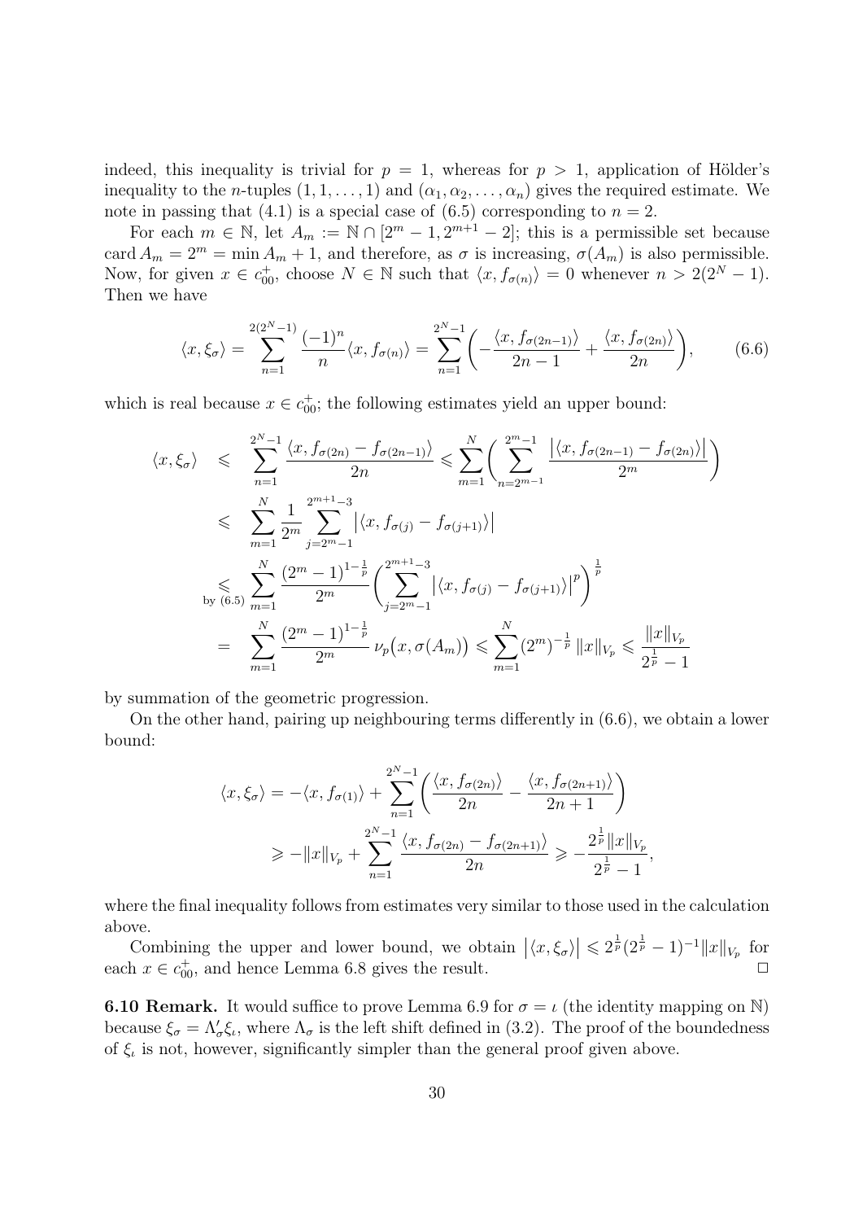indeed, this inequality is trivial for $p = 1$, whereas for $p > 1$, application of Hölder's inequality to the $n$-tuples $(1, 1, \ldots, 1)$ and $(\alpha_1, \alpha_2, \ldots, \alpha_n)$ gives the required estimate. We note in passing that (4.1) is a special case of (6.5) corresponding to $n = 2$.

For each $m \in \mathbb{N}$, let $A_m := \mathbb{N} \cap [2^m - 1, 2^{m+1} - 2]$; this is a permissible set because $\operatorname{card} A_m = 2^m = \min A_m + 1$, and therefore, as $\sigma$ is increasing, $\sigma(A_m)$ is also permissible. Now, for given $x \in c_{00}^+$, choose $N \in \mathbb{N}$ such that $\langle x, f_{\sigma(n)} \rangle = 0$ whenever $n > 2(2^N - 1)$. Then we have

$$\langle x, \xi_\sigma \rangle = \sum_{n=1}^{2(2^N-1)} \frac{(-1)^n}{n} \langle x, f_{\sigma(n)} \rangle = \sum_{n=1}^{2^N-1} \left( -\frac{\langle x, f_{\sigma(2n-1)} \rangle}{2n-1} + \frac{\langle x, f_{\sigma(2n)} \rangle}{2n} \right), \tag{6.6}$$

which is real because $x \in c_{00}^+$; the following estimates yield an upper bound:

$$\begin{aligned}
\langle x, \xi_\sigma \rangle &\leqslant \sum_{n=1}^{2^N-1} \frac{\langle x, f_{\sigma(2n)} - f_{\sigma(2n-1)} \rangle}{2n} \leqslant \sum_{m=1}^{N} \left( \sum_{n=2^{m-1}}^{2^m-1} \frac{\big|\langle x, f_{\sigma(2n-1)} - f_{\sigma(2n)} \rangle\big|}{2^m} \right) \\
&\leqslant \sum_{m=1}^{N} \frac{1}{2^m} \sum_{j=2^m-1}^{2^{m+1}-3} \big|\langle x, f_{\sigma(j)} - f_{\sigma(j+1)} \rangle\big| \\
&\underset{\text{by (6.5)}}{\leqslant} \sum_{m=1}^{N} \frac{(2^m-1)^{1-\frac{1}{p}}}{2^m} \left( \sum_{j=2^m-1}^{2^{m+1}-3} \big|\langle x, f_{\sigma(j)} - f_{\sigma(j+1)} \rangle\big|^p \right)^{\frac{1}{p}} \\
&= \sum_{m=1}^{N} \frac{(2^m-1)^{1-\frac{1}{p}}}{2^m} \, \nu_p\big(x, \sigma(A_m)\big) \leqslant \sum_{m=1}^{N} (2^m)^{-\frac{1}{p}} \, \|x\|_{V_p} \leqslant \frac{\|x\|_{V_p}}{2^{\frac{1}{p}} - 1}
\end{aligned}$$

by summation of the geometric progression.

On the other hand, pairing up neighbouring terms differently in (6.6), we obtain a lower bound:

$$\begin{aligned}
\langle x, \xi_\sigma \rangle &= -\langle x, f_{\sigma(1)} \rangle + \sum_{n=1}^{2^N-1} \left( \frac{\langle x, f_{\sigma(2n)} \rangle}{2n} - \frac{\langle x, f_{\sigma(2n+1)} \rangle}{2n+1} \right) \\
&\geqslant -\|x\|_{V_p} + \sum_{n=1}^{2^N-1} \frac{\langle x, f_{\sigma(2n)} - f_{\sigma(2n+1)} \rangle}{2n} \geqslant -\frac{2^{\frac{1}{p}} \|x\|_{V_p}}{2^{\frac{1}{p}} - 1},
\end{aligned}$$

where the final inequality follows from estimates very similar to those used in the calculation above.

Combining the upper and lower bound, we obtain $\big|\langle x, \xi_\sigma \rangle\big| \leqslant 2^{\frac{1}{p}} (2^{\frac{1}{p}} - 1)^{-1} \|x\|_{V_p}$ for each $x \in c_{00}^+$, and hence Lemma 6.8 gives the result. $\square$

**6.10 Remark.** It would suffice to prove Lemma 6.9 for $\sigma = \iota$ (the identity mapping on $\mathbb{N}$) because $\xi_\sigma = \Lambda_\sigma' \xi_\iota$, where $\Lambda_\sigma$ is the left shift defined in (3.2). The proof of the boundedness of $\xi_\iota$ is not, however, significantly simpler than the general proof given above.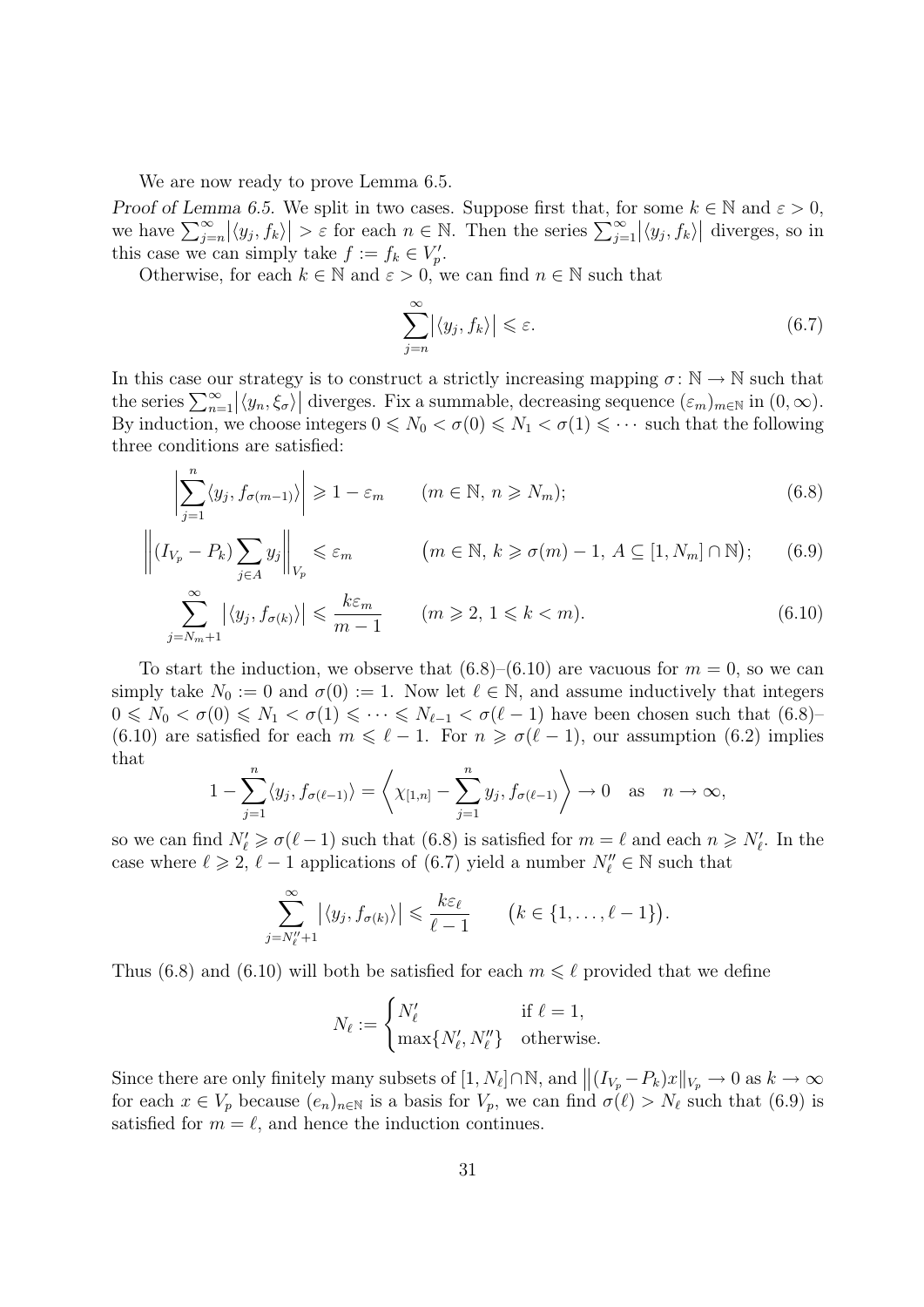We are now ready to prove Lemma 6.5.

*Proof of Lemma 6.5.* We split in two cases. Suppose first that, for some $k \in \mathbb{N}$ and $\varepsilon > 0$, we have $\sum_{j=n}^{\infty} |\langle y_j, f_k \rangle| > \varepsilon$ for each $n \in \mathbb{N}$. Then the series $\sum_{j=1}^{\infty} |\langle y_j, f_k \rangle|$ diverges, so in this case we can simply take $f := f_k \in V_p'$.

Otherwise, for each $k \in \mathbb{N}$ and $\varepsilon > 0$, we can find $n \in \mathbb{N}$ such that

$$\sum_{j=n}^{\infty} \big|\langle y_j, f_k \rangle\big| \leqslant \varepsilon. \tag{6.7}$$

In this case our strategy is to construct a strictly increasing mapping $\sigma \colon \mathbb{N} \to \mathbb{N}$ such that the series $\sum_{n=1}^{\infty} |\langle y_n, \xi_\sigma \rangle|$ diverges. Fix a summable, decreasing sequence $(\varepsilon_m)_{m \in \mathbb{N}}$ in $(0, \infty)$. By induction, we choose integers $0 \leqslant N_0 < \sigma(0) \leqslant N_1 < \sigma(1) \leqslant \cdots$ such that the following three conditions are satisfied:

$$\left| \sum_{j=1}^{n} \langle y_j, f_{\sigma(m-1)} \rangle \right| \geqslant 1 - \varepsilon_m \qquad (m \in \mathbb{N},\ n \geqslant N_m); \tag{6.8}$$

$$\left\| (I_{V_p} - P_k) \sum_{j \in A} y_j \right\|_{V_p} \leqslant \varepsilon_m \qquad \big(m \in \mathbb{N},\ k \geqslant \sigma(m) - 1,\ A \subseteq [1, N_m] \cap \mathbb{N}\big); \tag{6.9}$$

$$\sum_{j=N_m+1}^{\infty} \big|\langle y_j, f_{\sigma(k)} \rangle\big| \leqslant \frac{k\varepsilon_m}{m-1} \qquad (m \geqslant 2,\ 1 \leqslant k < m). \tag{6.10}$$

To start the induction, we observe that (6.8)–(6.10) are vacuous for $m = 0$, so we can simply take $N_0 := 0$ and $\sigma(0) := 1$. Now let $\ell \in \mathbb{N}$, and assume inductively that integers $0 \leqslant N_0 < \sigma(0) \leqslant N_1 < \sigma(1) \leqslant \cdots \leqslant N_{\ell-1} < \sigma(\ell - 1)$ have been chosen such that (6.8)–(6.10) are satisfied for each $m \leqslant \ell - 1$. For $n \geqslant \sigma(\ell - 1)$, our assumption (6.2) implies that

$$1 - \sum_{j=1}^{n} \langle y_j, f_{\sigma(\ell-1)} \rangle = \left\langle \chi_{[1,n]} - \sum_{j=1}^{n} y_j, f_{\sigma(\ell-1)} \right\rangle \to 0 \quad \text{as} \quad n \to \infty,$$

so we can find $N_\ell' \geqslant \sigma(\ell - 1)$ such that (6.8) is satisfied for $m = \ell$ and each $n \geqslant N_\ell'$. In the case where $\ell \geqslant 2$, $\ell - 1$ applications of (6.7) yield a number $N_\ell'' \in \mathbb{N}$ such that

$$\sum_{j=N_\ell''+1}^{\infty} \big|\langle y_j, f_{\sigma(k)} \rangle\big| \leqslant \frac{k\varepsilon_\ell}{\ell - 1} \qquad \big(k \in \{1, \ldots, \ell - 1\}\big).$$

Thus (6.8) and (6.10) will both be satisfied for each $m \leqslant \ell$ provided that we define

$$N_\ell := \begin{cases} N_\ell' & \text{if } \ell = 1, \\ \max\{N_\ell', N_\ell''\} & \text{otherwise.} \end{cases}$$

Since there are only finitely many subsets of $[1, N_\ell] \cap \mathbb{N}$, and $\big\|(I_{V_p} - P_k)x\big\|_{V_p} \to 0$ as $k \to \infty$ for each $x \in V_p$ because $(e_n)_{n \in \mathbb{N}}$ is a basis for $V_p$, we can find $\sigma(\ell) > N_\ell$ such that (6.9) is satisfied for $m = \ell$, and hence the induction continues.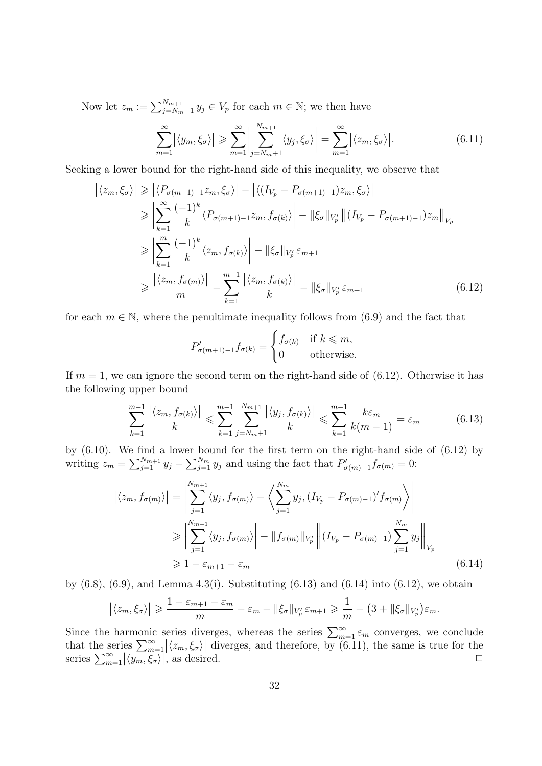Now let $z_m := \sum_{j=N_m+1}^{N_{m+1}} y_j \in V_p$ for each $m \in \mathbb{N}$; we then have

$$\sum_{m=1}^{\infty} \bigl|\langle y_m, \xi_\sigma\rangle\bigr| \geqslant \sum_{m=1}^{\infty} \Biggl|\sum_{j=N_m+1}^{N_{m+1}} \langle y_j, \xi_\sigma\rangle\Biggr| = \sum_{m=1}^{\infty} \bigl|\langle z_m, \xi_\sigma\rangle\bigr|. \tag{6.11}$$

Seeking a lower bound for the right-hand side of this inequality, we observe that

$$\begin{aligned}
\bigl|\langle z_m, \xi_\sigma\rangle\bigr| &\geqslant \bigl|\langle P_{\sigma(m+1)-1} z_m, \xi_\sigma\rangle\bigr| - \bigl|\langle (I_{V_p} - P_{\sigma(m+1)-1}) z_m, \xi_\sigma\rangle\bigr| \\
&\geqslant \Biggl|\sum_{k=1}^{\infty} \frac{(-1)^k}{k} \langle P_{\sigma(m+1)-1} z_m, f_{\sigma(k)}\rangle\Biggr| - \|\xi_\sigma\|_{V_p'} \bigl\|(I_{V_p} - P_{\sigma(m+1)-1}) z_m\bigr\|_{V_p} \\
&\geqslant \Biggl|\sum_{k=1}^{m} \frac{(-1)^k}{k} \langle z_m, f_{\sigma(k)}\rangle\Biggr| - \|\xi_\sigma\|_{V_p'}\, \varepsilon_{m+1} \\
&\geqslant \frac{\bigl|\langle z_m, f_{\sigma(m)}\rangle\bigr|}{m} - \sum_{k=1}^{m-1} \frac{\bigl|\langle z_m, f_{\sigma(k)}\rangle\bigr|}{k} - \|\xi_\sigma\|_{V_p'}\, \varepsilon_{m+1}
\end{aligned} \tag{6.12}$$

for each $m \in \mathbb{N}$, where the penultimate inequality follows from (6.9) and the fact that

$$P'_{\sigma(m+1)-1} f_{\sigma(k)} = \begin{cases} f_{\sigma(k)} & \text{if } k \leqslant m, \\ 0 & \text{otherwise.} \end{cases}$$

If $m = 1$, we can ignore the second term on the right-hand side of (6.12). Otherwise it has the following upper bound

$$\sum_{k=1}^{m-1} \frac{\bigl|\langle z_m, f_{\sigma(k)}\rangle\bigr|}{k} \leqslant \sum_{k=1}^{m-1} \sum_{j=N_m+1}^{N_{m+1}} \frac{\bigl|\langle y_j, f_{\sigma(k)}\rangle\bigr|}{k} \leqslant \sum_{k=1}^{m-1} \frac{k\varepsilon_m}{k(m-1)} = \varepsilon_m \tag{6.13}$$

by (6.10). We find a lower bound for the first term on the right-hand side of (6.12) by writing $z_m = \sum_{j=1}^{N_{m+1}} y_j - \sum_{j=1}^{N_m} y_j$ and using the fact that $P'_{\sigma(m)-1} f_{\sigma(m)} = 0$:

$$\begin{aligned}
\bigl|\langle z_m, f_{\sigma(m)}\rangle\bigr| &= \Biggl|\sum_{j=1}^{N_{m+1}} \langle y_j, f_{\sigma(m)}\rangle - \Biggl\langle \sum_{j=1}^{N_m} y_j, (I_{V_p} - P_{\sigma(m)-1})' f_{\sigma(m)}\Biggr\rangle\Biggr| \\
&\geqslant \Biggl|\sum_{j=1}^{N_{m+1}} \langle y_j, f_{\sigma(m)}\rangle\Biggr| - \|f_{\sigma(m)}\|_{V_p'} \Biggl\|(I_{V_p} - P_{\sigma(m)-1}) \sum_{j=1}^{N_m} y_j\Biggr\|_{V_p} \\
&\geqslant 1 - \varepsilon_{m+1} - \varepsilon_m
\end{aligned} \tag{6.14}$$

by (6.8), (6.9), and Lemma 4.3(i). Substituting (6.13) and (6.14) into (6.12), we obtain

$$\bigl|\langle z_m, \xi_\sigma\rangle\bigr| \geqslant \frac{1 - \varepsilon_{m+1} - \varepsilon_m}{m} - \varepsilon_m - \|\xi_\sigma\|_{V_p'}\, \varepsilon_{m+1} \geqslant \frac{1}{m} - \bigl(3 + \|\xi_\sigma\|_{V_p'}\bigr)\varepsilon_m.$$

Since the harmonic series diverges, whereas the series $\sum_{m=1}^{\infty} \varepsilon_m$ converges, we conclude that the series $\sum_{m=1}^{\infty} \bigl|\langle z_m, \xi_\sigma\rangle\bigr|$ diverges, and therefore, by (6.11), the same is true for the series $\sum_{m=1}^{\infty} \bigl|\langle y_m, \xi_\sigma\rangle\bigr|$, as desired. $\square$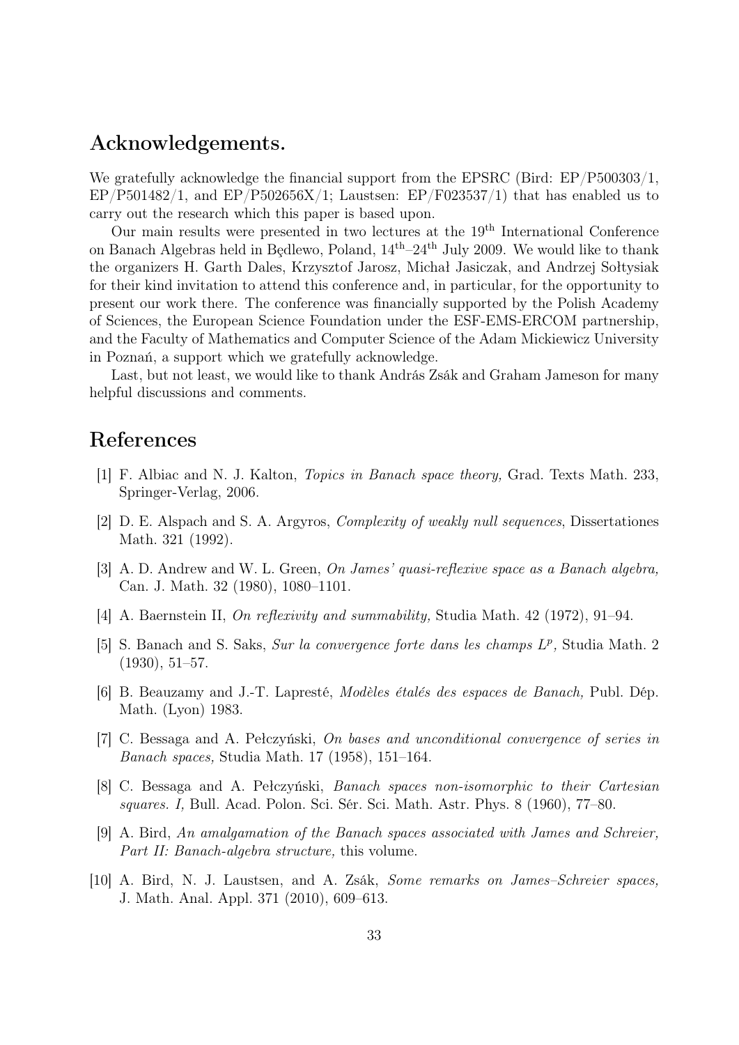## Acknowledgements.

We gratefully acknowledge the financial support from the EPSRC (Bird: EP/P500303/1, EP/P501482/1, and EP/P502656X/1; Laustsen: EP/F023537/1) that has enabled us to carry out the research which this paper is based upon.

Our main results were presented in two lectures at the 19$^{\text{th}}$ International Conference on Banach Algebras held in Będlewo, Poland, 14$^{\text{th}}$–24$^{\text{th}}$ July 2009. We would like to thank the organizers H. Garth Dales, Krzysztof Jarosz, Michał Jasiczak, and Andrzej Sołtysiak for their kind invitation to attend this conference and, in particular, for the opportunity to present our work there. The conference was financially supported by the Polish Academy of Sciences, the European Science Foundation under the ESF-EMS-ERCOM partnership, and the Faculty of Mathematics and Computer Science of the Adam Mickiewicz University in Poznań, a support which we gratefully acknowledge.

Last, but not least, we would like to thank András Zsák and Graham Jameson for many helpful discussions and comments.

## References

[1] F. Albiac and N. J. Kalton, *Topics in Banach space theory,* Grad. Texts Math. 233, Springer-Verlag, 2006.

[2] D. E. Alspach and S. A. Argyros, *Complexity of weakly null sequences*, Dissertationes Math. 321 (1992).

[3] A. D. Andrew and W. L. Green, *On James' quasi-reflexive space as a Banach algebra,* Can. J. Math. 32 (1980), 1080–1101.

[4] A. Baernstein II, *On reflexivity and summability,* Studia Math. 42 (1972), 91–94.

[5] S. Banach and S. Saks, *Sur la convergence forte dans les champs $L^p$,* Studia Math. 2 (1930), 51–57.

[6] B. Beauzamy and J.-T. Lapresté, *Modèles étalés des espaces de Banach,* Publ. Dép. Math. (Lyon) 1983.

[7] C. Bessaga and A. Pełczyński, *On bases and unconditional convergence of series in Banach spaces,* Studia Math. 17 (1958), 151–164.

[8] C. Bessaga and A. Pełczyński, *Banach spaces non-isomorphic to their Cartesian squares. I,* Bull. Acad. Polon. Sci. Sér. Sci. Math. Astr. Phys. 8 (1960), 77–80.

[9] A. Bird, *An amalgamation of the Banach spaces associated with James and Schreier, Part II: Banach-algebra structure,* this volume.

[10] A. Bird, N. J. Laustsen, and A. Zsák, *Some remarks on James–Schreier spaces,* J. Math. Anal. Appl. 371 (2010), 609–613.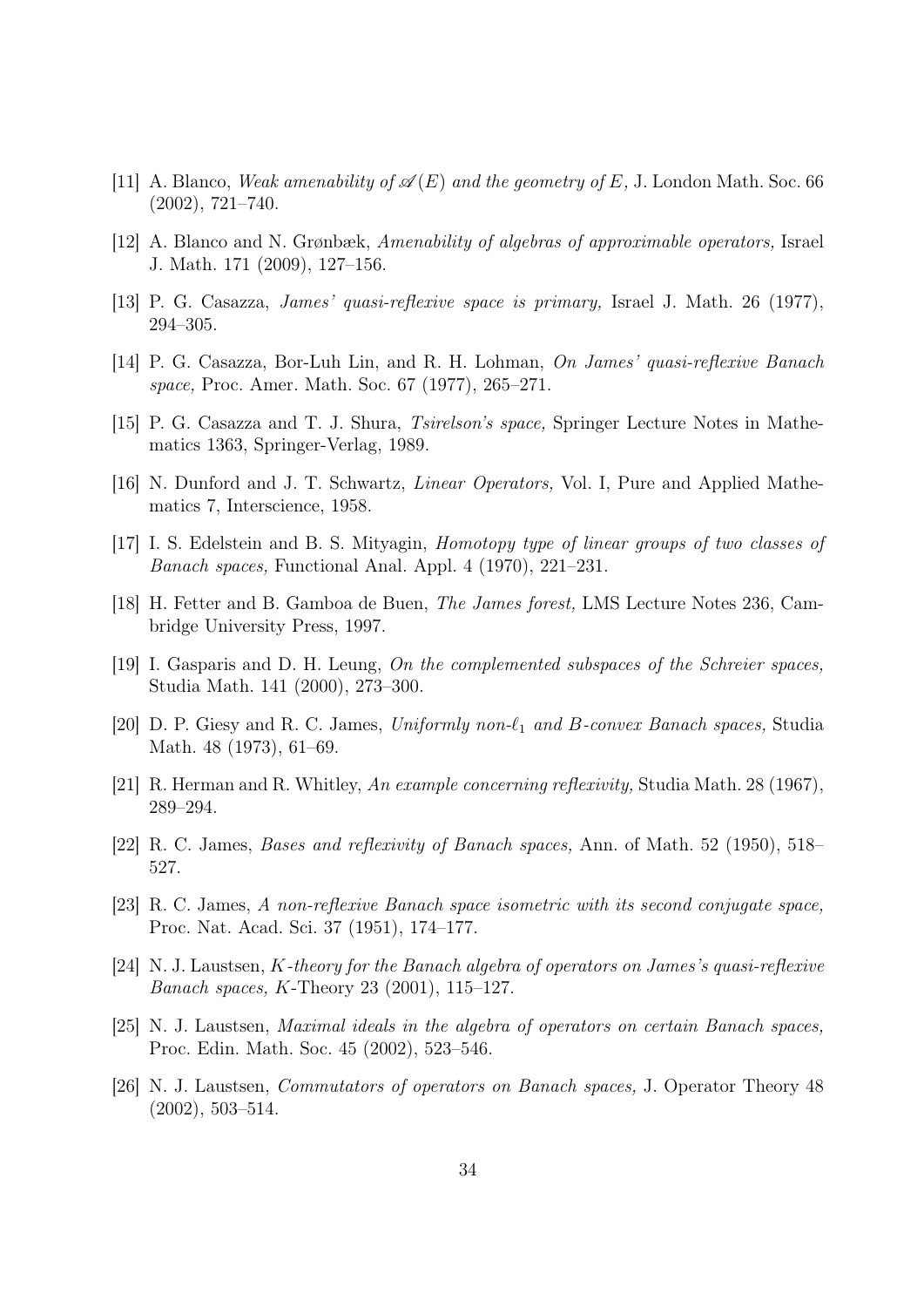[11] A. Blanco, *Weak amenability of $\mathscr{A}(E)$ and the geometry of $E$,* J. London Math. Soc. 66 (2002), 721–740.

[12] A. Blanco and N. Grønbæk, *Amenability of algebras of approximable operators,* Israel J. Math. 171 (2009), 127–156.

[13] P. G. Casazza, *James' quasi-reflexive space is primary,* Israel J. Math. 26 (1977), 294–305.

[14] P. G. Casazza, Bor-Luh Lin, and R. H. Lohman, *On James' quasi-reflexive Banach space,* Proc. Amer. Math. Soc. 67 (1977), 265–271.

[15] P. G. Casazza and T. J. Shura, *Tsirelson's space,* Springer Lecture Notes in Mathematics 1363, Springer-Verlag, 1989.

[16] N. Dunford and J. T. Schwartz, *Linear Operators,* Vol. I, Pure and Applied Mathematics 7, Interscience, 1958.

[17] I. S. Edelstein and B. S. Mityagin, *Homotopy type of linear groups of two classes of Banach spaces,* Functional Anal. Appl. 4 (1970), 221–231.

[18] H. Fetter and B. Gamboa de Buen, *The James forest,* LMS Lecture Notes 236, Cambridge University Press, 1997.

[19] I. Gasparis and D. H. Leung, *On the complemented subspaces of the Schreier spaces,* Studia Math. 141 (2000), 273–300.

[20] D. P. Giesy and R. C. James, *Uniformly non-$\ell_1$ and $B$-convex Banach spaces,* Studia Math. 48 (1973), 61–69.

[21] R. Herman and R. Whitley, *An example concerning reflexivity,* Studia Math. 28 (1967), 289–294.

[22] R. C. James, *Bases and reflexivity of Banach spaces,* Ann. of Math. 52 (1950), 518–527.

[23] R. C. James, *A non-reflexive Banach space isometric with its second conjugate space,* Proc. Nat. Acad. Sci. 37 (1951), 174–177.

[24] N. J. Laustsen, *$K$-theory for the Banach algebra of operators on James's quasi-reflexive Banach spaces,* $K$-Theory 23 (2001), 115–127.

[25] N. J. Laustsen, *Maximal ideals in the algebra of operators on certain Banach spaces,* Proc. Edin. Math. Soc. 45 (2002), 523–546.

[26] N. J. Laustsen, *Commutators of operators on Banach spaces,* J. Operator Theory 48 (2002), 503–514.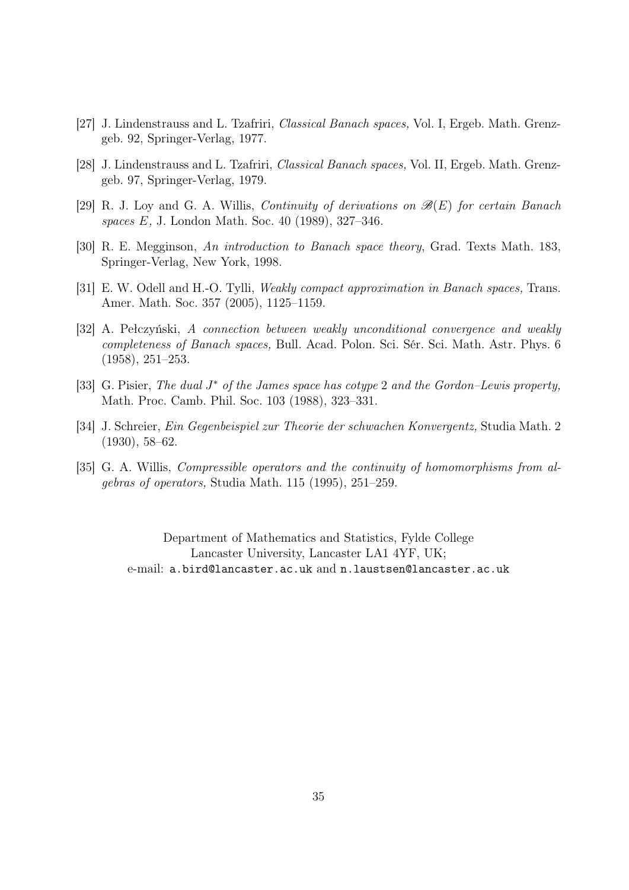[27] J. Lindenstrauss and L. Tzafriri, *Classical Banach spaces,* Vol. I, Ergeb. Math. Grenzgeb. 92, Springer-Verlag, 1977.

[28] J. Lindenstrauss and L. Tzafriri, *Classical Banach spaces,* Vol. II, Ergeb. Math. Grenzgeb. 97, Springer-Verlag, 1979.

[29] R. J. Loy and G. A. Willis, *Continuity of derivations on $\mathscr{B}(E)$ for certain Banach spaces $E$,* J. London Math. Soc. 40 (1989), 327–346.

[30] R. E. Megginson, *An introduction to Banach space theory*, Grad. Texts Math. 183, Springer-Verlag, New York, 1998.

[31] E. W. Odell and H.-O. Tylli, *Weakly compact approximation in Banach spaces,* Trans. Amer. Math. Soc. 357 (2005), 1125–1159.

[32] A. Pełczyński, *A connection between weakly unconditional convergence and weakly completeness of Banach spaces,* Bull. Acad. Polon. Sci. Sér. Sci. Math. Astr. Phys. 6 (1958), 251–253.

[33] G. Pisier, *The dual $J^*$ of the James space has cotype 2 and the Gordon–Lewis property,* Math. Proc. Camb. Phil. Soc. 103 (1988), 323–331.

[34] J. Schreier, *Ein Gegenbeispiel zur Theorie der schwachen Konvergentz,* Studia Math. 2 (1930), 58–62.

[35] G. A. Willis, *Compressible operators and the continuity of homomorphisms from algebras of operators,* Studia Math. 115 (1995), 251–259.

Department of Mathematics and Statistics, Fylde College
Lancaster University, Lancaster LA1 4YF, UK;
e-mail: a.bird@lancaster.ac.uk and n.laustsen@lancaster.ac.uk